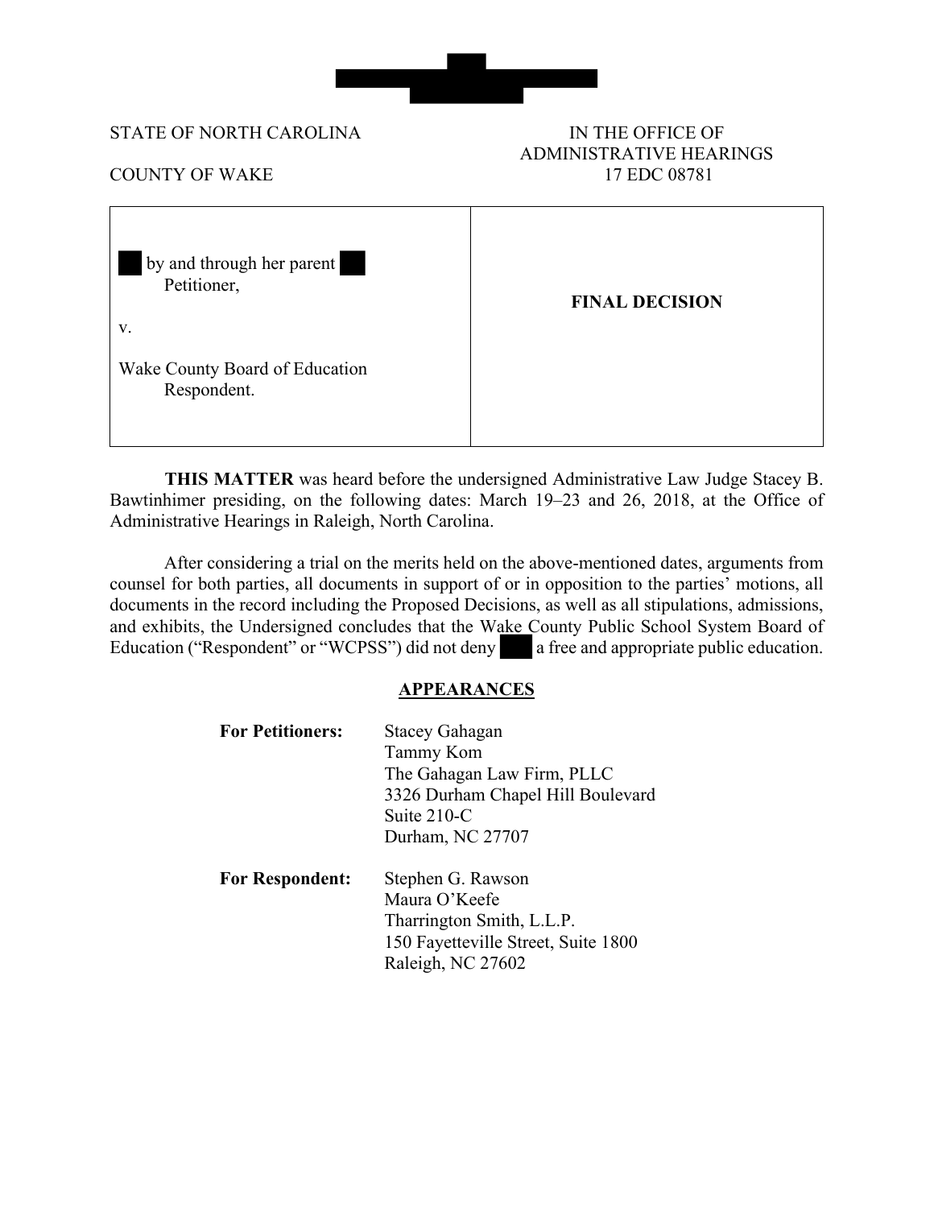STATE OF NORTH CAROLINA

COUNTY OF WAKE

IN THE OFFICE OF ADMINISTRATIVE HEARINGS
17 EDC 08781

| | |
|---|---|
| by and through her parent<br>Petitioner,<br><br>v.<br><br>Wake County Board of Education<br>Respondent. | **FINAL DECISION** |

**THIS MATTER** was heard before the undersigned Administrative Law Judge Stacey B. Bawtinhimer presiding, on the following dates: March 19–23 and 26, 2018, at the Office of Administrative Hearings in Raleigh, North Carolina.

After considering a trial on the merits held on the above-mentioned dates, arguments from counsel for both parties, all documents in support of or in opposition to the parties' motions, all documents in the record including the Proposed Decisions, as well as all stipulations, admissions, and exhibits, the Undersigned concludes that the Wake County Public School System Board of Education ("Respondent" or "WCPSS") did not deny a free and appropriate public education.

## APPEARANCES

**For Petitioners:**
Stacey Gahagan
Tammy Kom
The Gahagan Law Firm, PLLC
3326 Durham Chapel Hill Boulevard
Suite 210-C
Durham, NC 27707

**For Respondent:**
Stephen G. Rawson
Maura O'Keefe
Tharrington Smith, L.L.P.
150 Fayetteville Street, Suite 1800
Raleigh, NC 27602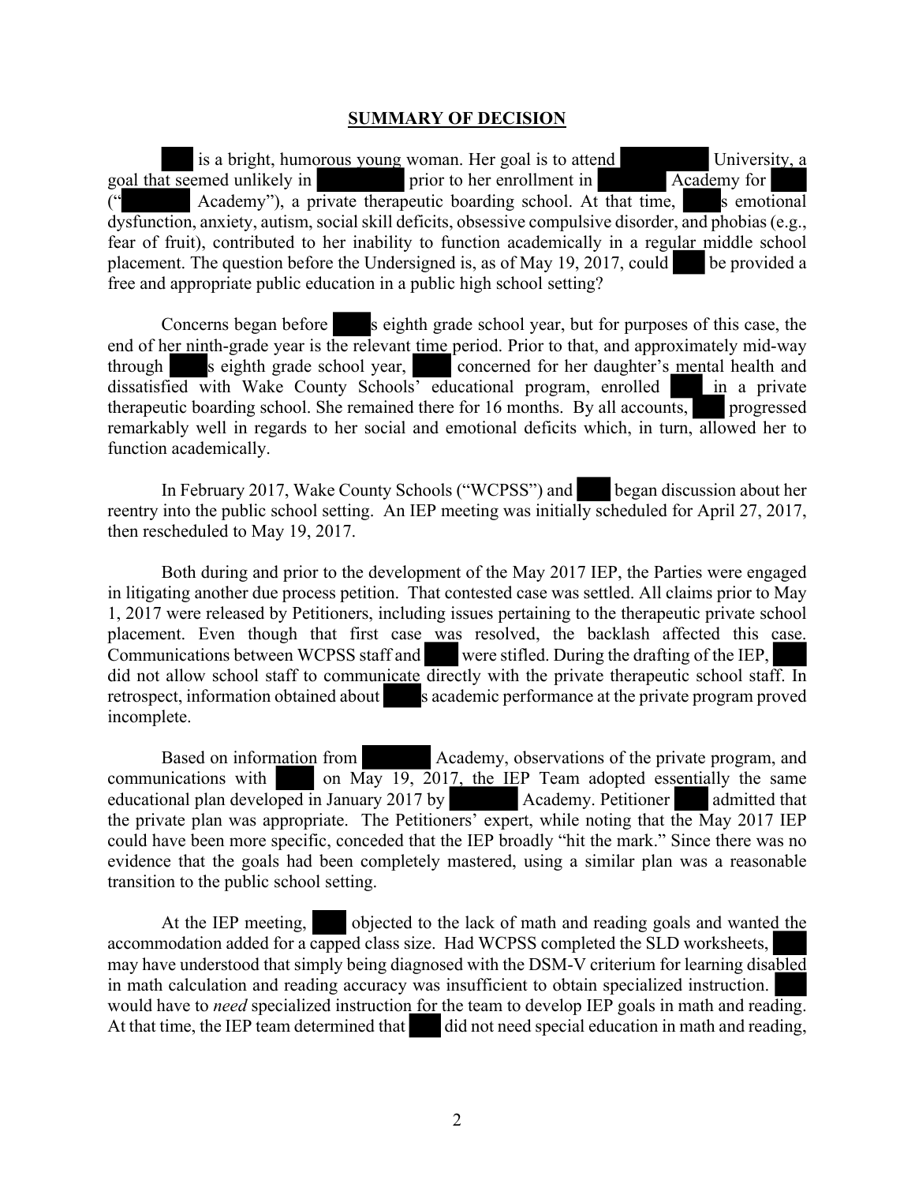## SUMMARY OF DECISION

is a bright, humorous young woman. Her goal is to attend University, a goal that seemed unlikely in prior to her enrollment in Academy for (" Academy"), a private therapeutic boarding school. At that time, s emotional dysfunction, anxiety, autism, social skill deficits, obsessive compulsive disorder, and phobias (e.g., fear of fruit), contributed to her inability to function academically in a regular middle school placement. The question before the Undersigned is, as of May 19, 2017, could be provided a free and appropriate public education in a public high school setting?

Concerns began before s eighth grade school year, but for purposes of this case, the end of her ninth-grade year is the relevant time period. Prior to that, and approximately mid-way through s eighth grade school year, concerned for her daughter's mental health and dissatisfied with Wake County Schools' educational program, enrolled in a private therapeutic boarding school. She remained there for 16 months. By all accounts, progressed remarkably well in regards to her social and emotional deficits which, in turn, allowed her to function academically.

In February 2017, Wake County Schools ("WCPSS") and began discussion about her reentry into the public school setting. An IEP meeting was initially scheduled for April 27, 2017, then rescheduled to May 19, 2017.

Both during and prior to the development of the May 2017 IEP, the Parties were engaged in litigating another due process petition. That contested case was settled. All claims prior to May 1, 2017 were released by Petitioners, including issues pertaining to the therapeutic private school placement. Even though that first case was resolved, the backlash affected this case. Communications between WCPSS staff and were stifled. During the drafting of the IEP, did not allow school staff to communicate directly with the private therapeutic school staff. In retrospect, information obtained about s academic performance at the private program proved incomplete.

Based on information from Academy, observations of the private program, and communications with on May 19, 2017, the IEP Team adopted essentially the same educational plan developed in January 2017 by Academy. Petitioner admitted that the private plan was appropriate. The Petitioners' expert, while noting that the May 2017 IEP could have been more specific, conceded that the IEP broadly "hit the mark." Since there was no evidence that the goals had been completely mastered, using a similar plan was a reasonable transition to the public school setting.

At the IEP meeting, objected to the lack of math and reading goals and wanted the accommodation added for a capped class size. Had WCPSS completed the SLD worksheets, may have understood that simply being diagnosed with the DSM-V criterium for learning disabled in math calculation and reading accuracy was insufficient to obtain specialized instruction. would have to *need* specialized instruction for the team to develop IEP goals in math and reading. At that time, the IEP team determined that did not need special education in math and reading,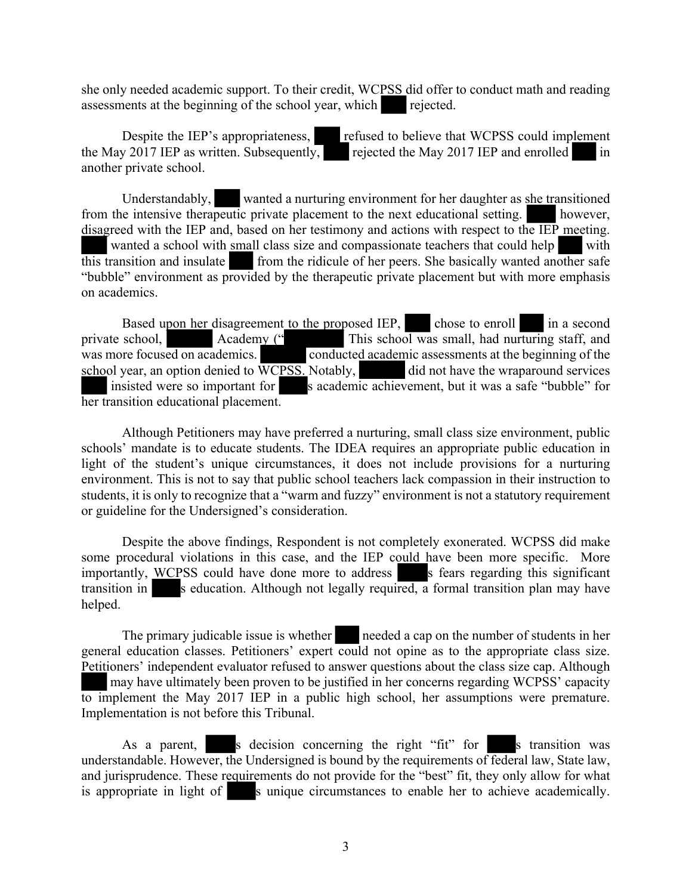she only needed academic support. To their credit, WCPSS did offer to conduct math and reading assessments at the beginning of the school year, which rejected.

Despite the IEP's appropriateness, refused to believe that WCPSS could implement the May 2017 IEP as written. Subsequently, rejected the May 2017 IEP and enrolled in another private school.

Understandably, wanted a nurturing environment for her daughter as she transitioned from the intensive therapeutic private placement to the next educational setting. however, disagreed with the IEP and, based on her testimony and actions with respect to the IEP meeting. wanted a school with small class size and compassionate teachers that could help with this transition and insulate from the ridicule of her peers. She basically wanted another safe "bubble" environment as provided by the therapeutic private placement but with more emphasis on academics.

Based upon her disagreement to the proposed IEP, chose to enroll in a second private school, Academy (" This school was small, had nurturing staff, and was more focused on academics. conducted academic assessments at the beginning of the school year, an option denied to WCPSS. Notably, did not have the wraparound services insisted were so important for s academic achievement, but it was a safe "bubble" for her transition educational placement.

Although Petitioners may have preferred a nurturing, small class size environment, public schools' mandate is to educate students. The IDEA requires an appropriate public education in light of the student's unique circumstances, it does not include provisions for a nurturing environment. This is not to say that public school teachers lack compassion in their instruction to students, it is only to recognize that a "warm and fuzzy" environment is not a statutory requirement or guideline for the Undersigned's consideration.

Despite the above findings, Respondent is not completely exonerated. WCPSS did make some procedural violations in this case, and the IEP could have been more specific. More importantly, WCPSS could have done more to address s fears regarding this significant transition in s education. Although not legally required, a formal transition plan may have helped.

The primary judicable issue is whether needed a cap on the number of students in her general education classes. Petitioners' expert could not opine as to the appropriate class size. Petitioners' independent evaluator refused to answer questions about the class size cap. Although may have ultimately been proven to be justified in her concerns regarding WCPSS' capacity to implement the May 2017 IEP in a public high school, her assumptions were premature. Implementation is not before this Tribunal.

As a parent, s decision concerning the right "fit" for s transition was understandable. However, the Undersigned is bound by the requirements of federal law, State law, and jurisprudence. These requirements do not provide for the "best" fit, they only allow for what is appropriate in light of s unique circumstances to enable her to achieve academically.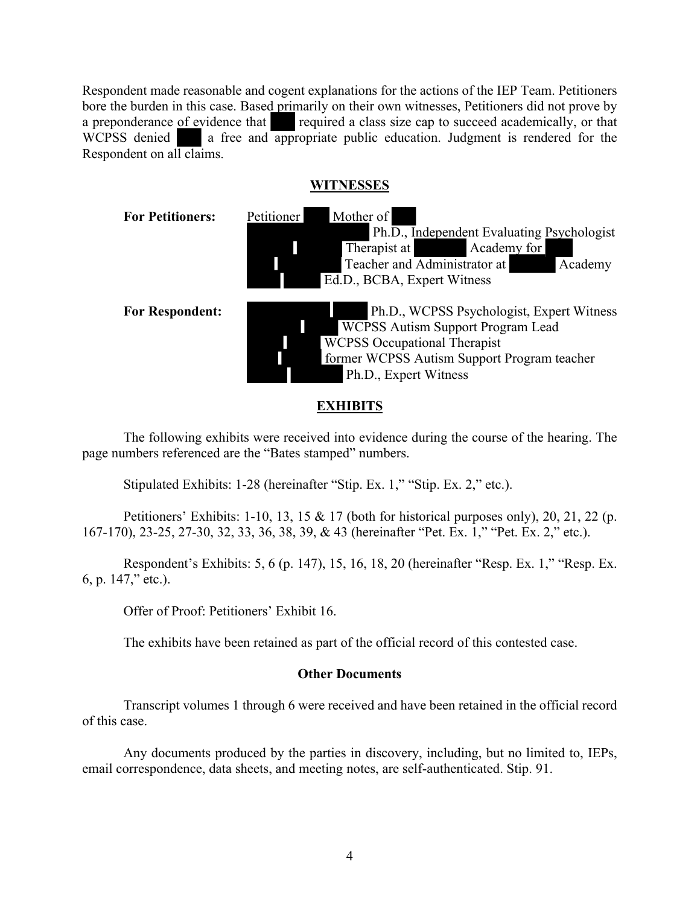Respondent made reasonable and cogent explanations for the actions of the IEP Team. Petitioners bore the burden in this case. Based primarily on their own witnesses, Petitioners did not prove by a preponderance of evidence that ███ required a class size cap to succeed academically, or that WCPSS denied ███ a free and appropriate public education. Judgment is rendered for the Respondent on all claims.

## WITNESSES

| | |
|---|---|
| **For Petitioners:** | Petitioner ███ Mother of ███ |
| | ███████ Ph.D., Independent Evaluating Psychologist |
| | ███████ Therapist at ███ Academy for ███ |
| | ███████ Teacher and Administrator at ███ Academy |
| | ███████ Ed.D., BCBA, Expert Witness |
| **For Respondent:** | ███████ Ph.D., WCPSS Psychologist, Expert Witness |
| | ███████ WCPSS Autism Support Program Lead |
| | ███████ WCPSS Occupational Therapist |
| | ███████ former WCPSS Autism Support Program teacher |
| | ███████ Ph.D., Expert Witness |

## EXHIBITS

The following exhibits were received into evidence during the course of the hearing. The page numbers referenced are the "Bates stamped" numbers.

Stipulated Exhibits: 1-28 (hereinafter "Stip. Ex. 1," "Stip. Ex. 2," etc.).

Petitioners' Exhibits: 1-10, 13, 15 & 17 (both for historical purposes only), 20, 21, 22 (p. 167-170), 23-25, 27-30, 32, 33, 36, 38, 39, & 43 (hereinafter "Pet. Ex. 1," "Pet. Ex. 2," etc.).

Respondent's Exhibits: 5, 6 (p. 147), 15, 16, 18, 20 (hereinafter "Resp. Ex. 1," "Resp. Ex. 6, p. 147," etc.).

Offer of Proof: Petitioners' Exhibit 16.

The exhibits have been retained as part of the official record of this contested case.

### Other Documents

Transcript volumes 1 through 6 were received and have been retained in the official record of this case.

Any documents produced by the parties in discovery, including, but no limited to, IEPs, email correspondence, data sheets, and meeting notes, are self-authenticated. Stip. 91.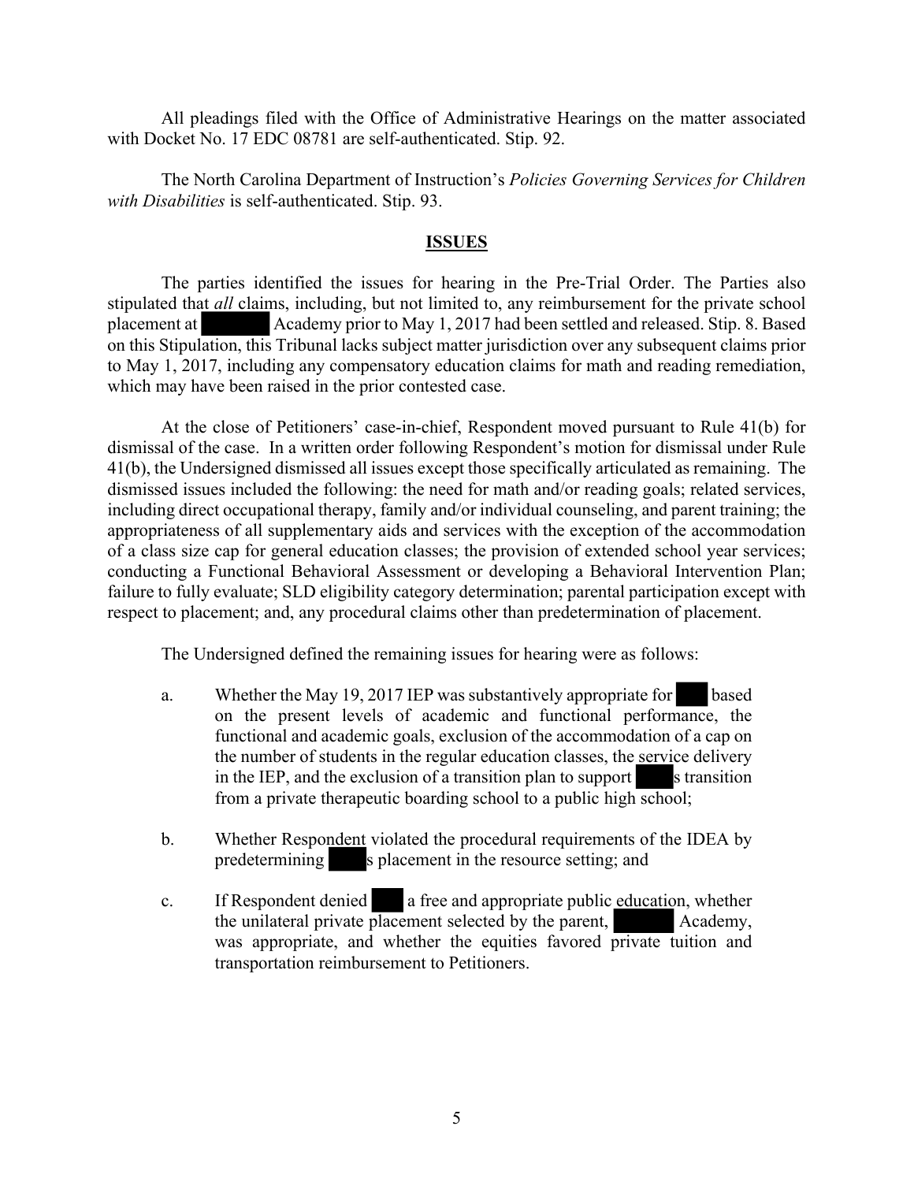All pleadings filed with the Office of Administrative Hearings on the matter associated with Docket No. 17 EDC 08781 are self-authenticated. Stip. 92.

The North Carolina Department of Instruction's *Policies Governing Services for Children with Disabilities* is self-authenticated. Stip. 93.

## ISSUES

The parties identified the issues for hearing in the Pre-Trial Order. The Parties also stipulated that *all* claims, including, but not limited to, any reimbursement for the private school placement at ██████ Academy prior to May 1, 2017 had been settled and released. Stip. 8. Based on this Stipulation, this Tribunal lacks subject matter jurisdiction over any subsequent claims prior to May 1, 2017, including any compensatory education claims for math and reading remediation, which may have been raised in the prior contested case.

At the close of Petitioners' case-in-chief, Respondent moved pursuant to Rule 41(b) for dismissal of the case. In a written order following Respondent's motion for dismissal under Rule 41(b), the Undersigned dismissed all issues except those specifically articulated as remaining. The dismissed issues included the following: the need for math and/or reading goals; related services, including direct occupational therapy, family and/or individual counseling, and parent training; the appropriateness of all supplementary aids and services with the exception of the accommodation of a class size cap for general education classes; the provision of extended school year services; conducting a Functional Behavioral Assessment or developing a Behavioral Intervention Plan; failure to fully evaluate; SLD eligibility category determination; parental participation except with respect to placement; and, any procedural claims other than predetermination of placement.

The Undersigned defined the remaining issues for hearing were as follows:

a. Whether the May 19, 2017 IEP was substantively appropriate for ███ based on the present levels of academic and functional performance, the functional and academic goals, exclusion of the accommodation of a cap on the number of students in the regular education classes, the service delivery in the IEP, and the exclusion of a transition plan to support ████s transition from a private therapeutic boarding school to a public high school;

b. Whether Respondent violated the procedural requirements of the IDEA by predetermining ████s placement in the resource setting; and

c. If Respondent denied ███ a free and appropriate public education, whether the unilateral private placement selected by the parent, ██████ Academy, was appropriate, and whether the equities favored private tuition and transportation reimbursement to Petitioners.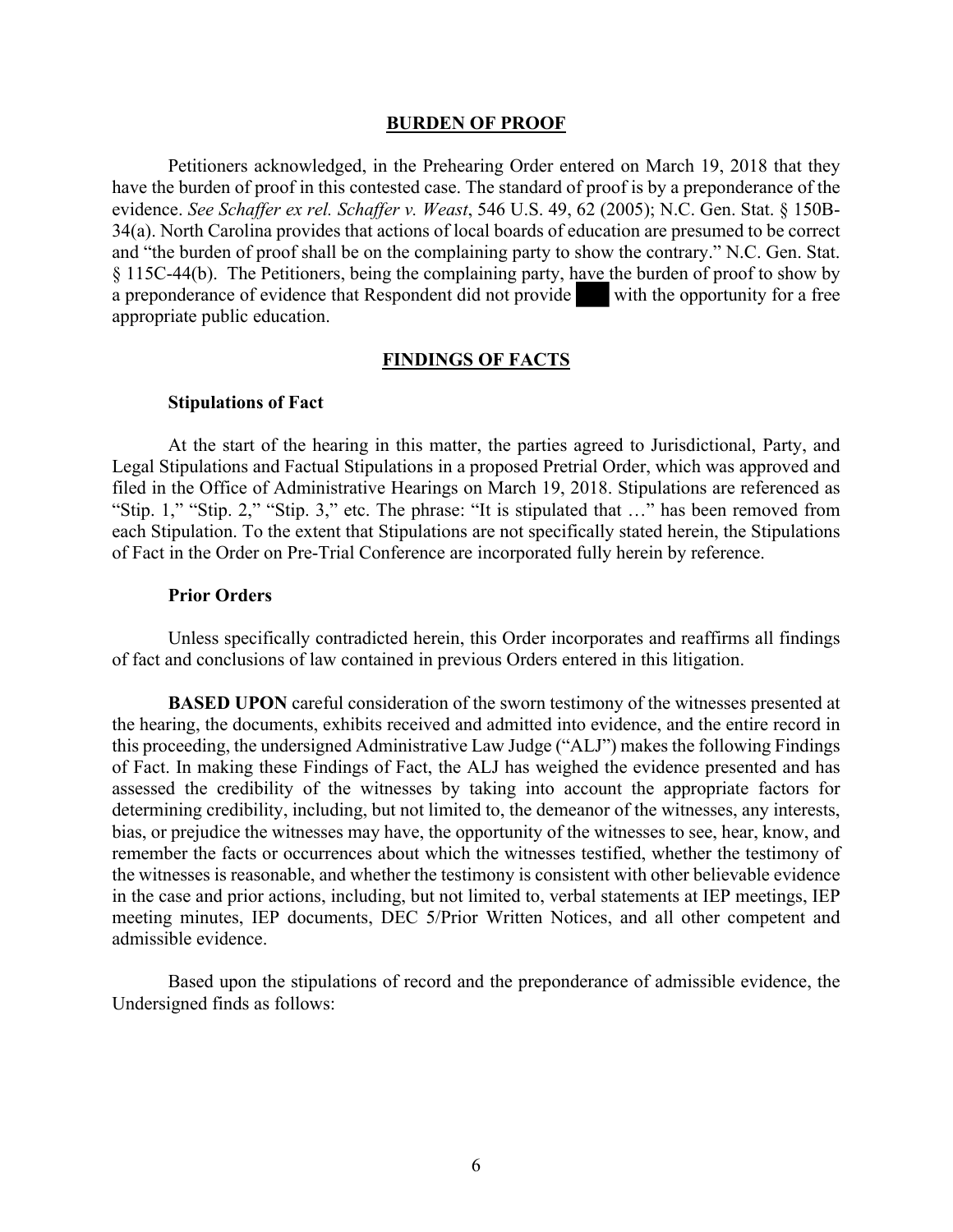## BURDEN OF PROOF

Petitioners acknowledged, in the Prehearing Order entered on March 19, 2018 that they have the burden of proof in this contested case. The standard of proof is by a preponderance of the evidence. *See Schaffer ex rel. Schaffer v. Weast*, 546 U.S. 49, 62 (2005); N.C. Gen. Stat. § 150B-34(a). North Carolina provides that actions of local boards of education are presumed to be correct and "the burden of proof shall be on the complaining party to show the contrary." N.C. Gen. Stat. § 115C-44(b). The Petitioners, being the complaining party, have the burden of proof to show by a preponderance of evidence that Respondent did not provide ███ with the opportunity for a free appropriate public education.

## FINDINGS OF FACTS

### Stipulations of Fact

At the start of the hearing in this matter, the parties agreed to Jurisdictional, Party, and Legal Stipulations and Factual Stipulations in a proposed Pretrial Order, which was approved and filed in the Office of Administrative Hearings on March 19, 2018. Stipulations are referenced as "Stip. 1," "Stip. 2," "Stip. 3," etc. The phrase: "It is stipulated that …" has been removed from each Stipulation. To the extent that Stipulations are not specifically stated herein, the Stipulations of Fact in the Order on Pre-Trial Conference are incorporated fully herein by reference.

### Prior Orders

Unless specifically contradicted herein, this Order incorporates and reaffirms all findings of fact and conclusions of law contained in previous Orders entered in this litigation.

**BASED UPON** careful consideration of the sworn testimony of the witnesses presented at the hearing, the documents, exhibits received and admitted into evidence, and the entire record in this proceeding, the undersigned Administrative Law Judge ("ALJ") makes the following Findings of Fact. In making these Findings of Fact, the ALJ has weighed the evidence presented and has assessed the credibility of the witnesses by taking into account the appropriate factors for determining credibility, including, but not limited to, the demeanor of the witnesses, any interests, bias, or prejudice the witnesses may have, the opportunity of the witnesses to see, hear, know, and remember the facts or occurrences about which the witnesses testified, whether the testimony of the witnesses is reasonable, and whether the testimony is consistent with other believable evidence in the case and prior actions, including, but not limited to, verbal statements at IEP meetings, IEP meeting minutes, IEP documents, DEC 5/Prior Written Notices, and all other competent and admissible evidence.

Based upon the stipulations of record and the preponderance of admissible evidence, the Undersigned finds as follows: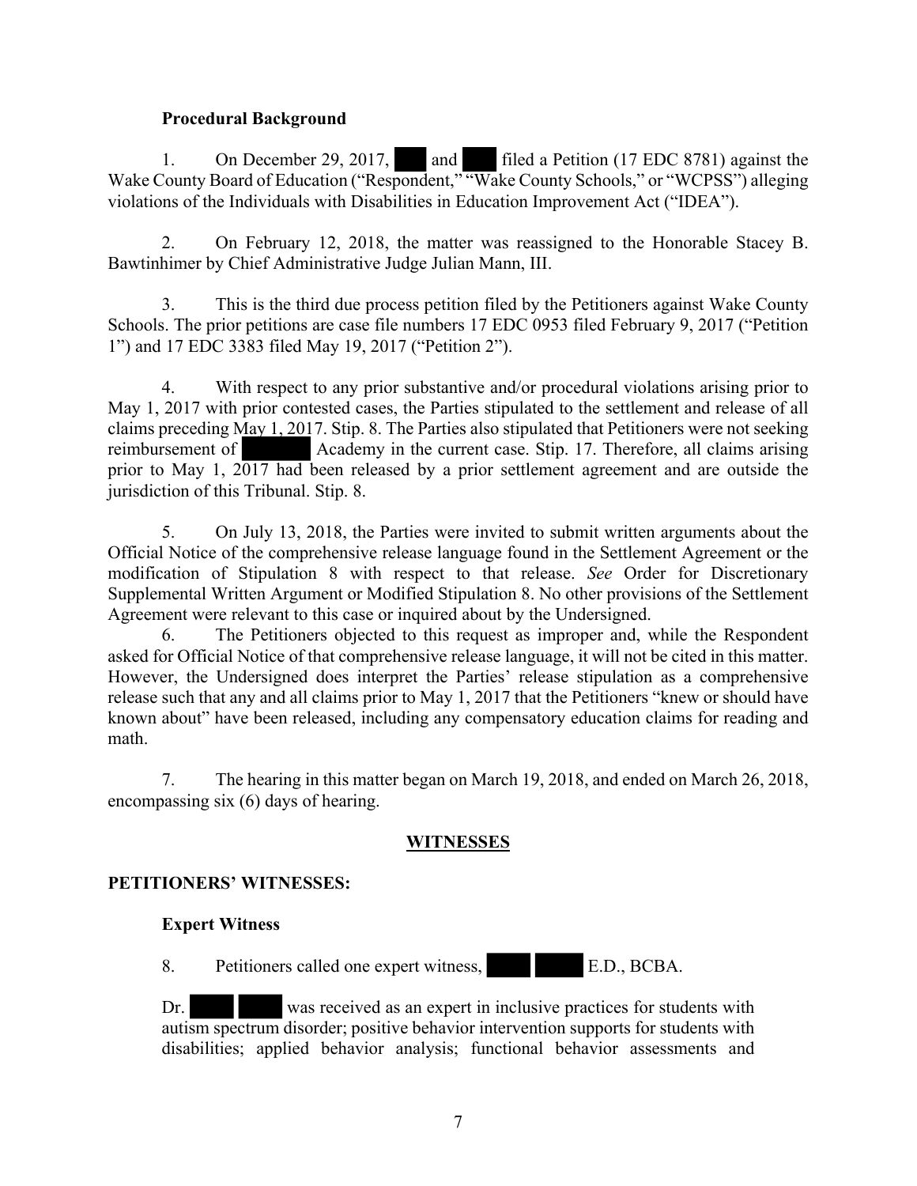**Procedural Background**

1. On December 29, 2017, ███ and ███ filed a Petition (17 EDC 8781) against the Wake County Board of Education ("Respondent," "Wake County Schools," or "WCPSS") alleging violations of the Individuals with Disabilities in Education Improvement Act ("IDEA").

2. On February 12, 2018, the matter was reassigned to the Honorable Stacey B. Bawtinhimer by Chief Administrative Judge Julian Mann, III.

3. This is the third due process petition filed by the Petitioners against Wake County Schools. The prior petitions are case file numbers 17 EDC 0953 filed February 9, 2017 ("Petition 1") and 17 EDC 3383 filed May 19, 2017 ("Petition 2").

4. With respect to any prior substantive and/or procedural violations arising prior to May 1, 2017 with prior contested cases, the Parties stipulated to the settlement and release of all claims preceding May 1, 2017. Stip. 8. The Parties also stipulated that Petitioners were not seeking reimbursement of ██████ Academy in the current case. Stip. 17. Therefore, all claims arising prior to May 1, 2017 had been released by a prior settlement agreement and are outside the jurisdiction of this Tribunal. Stip. 8.

5. On July 13, 2018, the Parties were invited to submit written arguments about the Official Notice of the comprehensive release language found in the Settlement Agreement or the modification of Stipulation 8 with respect to that release. *See* Order for Discretionary Supplemental Written Argument or Modified Stipulation 8. No other provisions of the Settlement Agreement were relevant to this case or inquired about by the Undersigned.

6. The Petitioners objected to this request as improper and, while the Respondent asked for Official Notice of that comprehensive release language, it will not be cited in this matter. However, the Undersigned does interpret the Parties' release stipulation as a comprehensive release such that any and all claims prior to May 1, 2017 that the Petitioners "knew or should have known about" have been released, including any compensatory education claims for reading and math.

7. The hearing in this matter began on March 19, 2018, and ended on March 26, 2018, encompassing six (6) days of hearing.

## WITNESSES

### PETITIONERS' WITNESSES:

**Expert Witness**

8. Petitioners called one expert witness, ████ ████ E.D., BCBA.

Dr. ████ ████ was received as an expert in inclusive practices for students with autism spectrum disorder; positive behavior intervention supports for students with disabilities; applied behavior analysis; functional behavior assessments and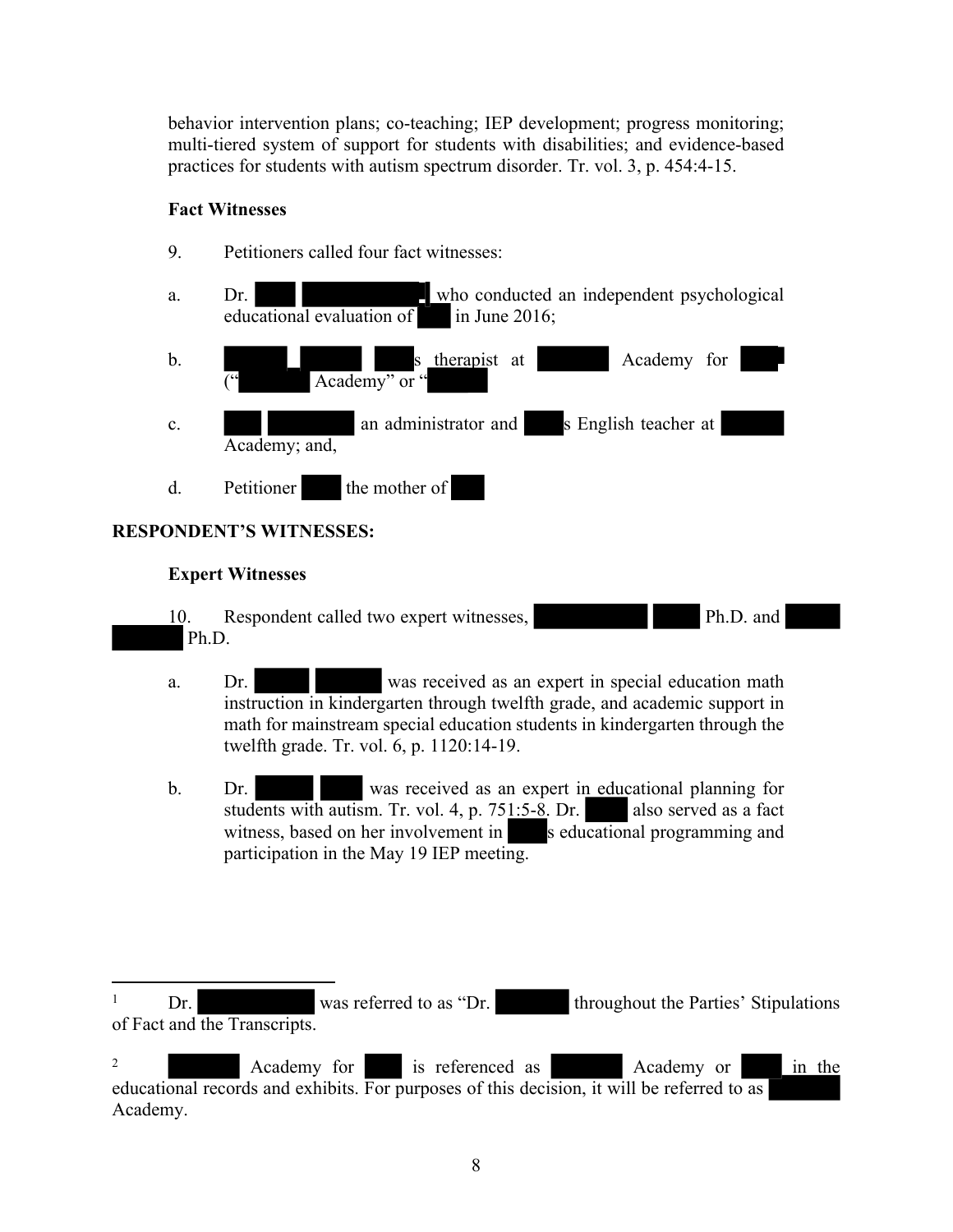behavior intervention plans; co-teaching; IEP development; progress monitoring; multi-tiered system of support for students with disabilities; and evidence-based practices for students with autism spectrum disorder. Tr. vol. 3, p. 454:4-15.

**Fact Witnesses**

9. Petitioners called four fact witnesses:

a. Dr. [redacted][1] who conducted an independent psychological educational evaluation of [redacted] in June 2016;

b. [redacted] [redacted]s therapist at [redacted] Academy for [redacted] ("[redacted] Academy" or "[redacted]"[2]

c. [redacted] an administrator and [redacted]s English teacher at [redacted] Academy; and,

d. Petitioner [redacted] the mother of [redacted]

**RESPONDENT'S WITNESSES:**

**Expert Witnesses**

10. Respondent called two expert witnesses, [redacted] Ph.D. and [redacted] Ph.D.

a. Dr. [redacted] was received as an expert in special education math instruction in kindergarten through twelfth grade, and academic support in math for mainstream special education students in kindergarten through the twelfth grade. Tr. vol. 6, p. 1120:14-19.

b. Dr. [redacted] was received as an expert in educational planning for students with autism. Tr. vol. 4, p. 751:5-8. Dr. [redacted] also served as a fact witness, based on her involvement in [redacted]s educational programming and participation in the May 19 IEP meeting.

---

[1] Dr. [redacted] was referred to as "Dr. [redacted] throughout the Parties' Stipulations of Fact and the Transcripts.

[2] [redacted] Academy for [redacted] is referenced as [redacted] Academy or [redacted] in the educational records and exhibits. For purposes of this decision, it will be referred to as [redacted] Academy.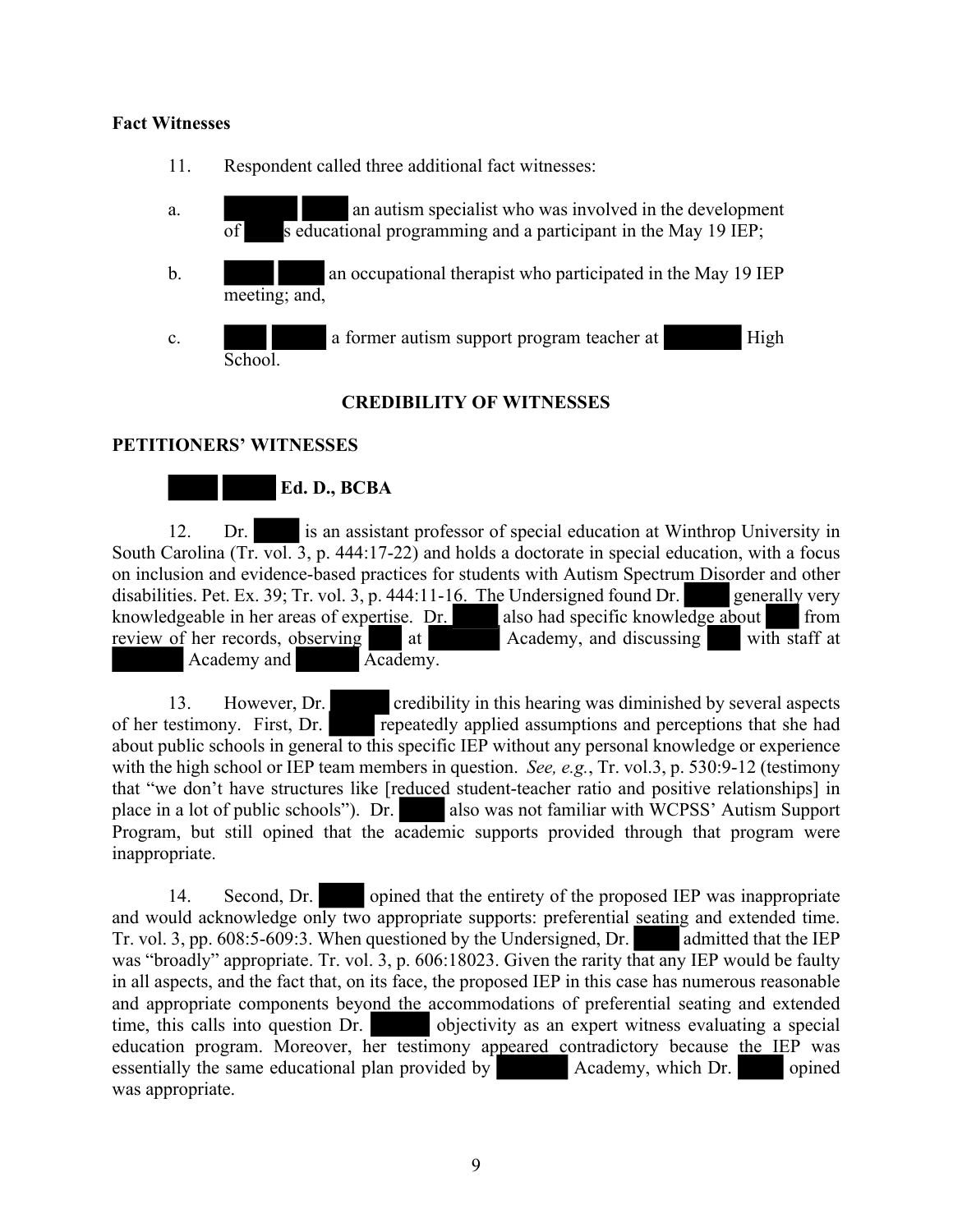**Fact Witnesses**

11. Respondent called three additional fact witnesses:

a. ████ ███ an autism specialist who was involved in the development of ███s educational programming and a participant in the May 19 IEP;

b. ███ ███ an occupational therapist who participated in the May 19 IEP meeting; and,

c. ███ ███ a former autism support program teacher at ████ High School.

## CREDIBILITY OF WITNESSES

**PETITIONERS' WITNESSES**

### ███ ███ Ed. D., BCBA

12. Dr. ███ is an assistant professor of special education at Winthrop University in South Carolina (Tr. vol. 3, p. 444:17-22) and holds a doctorate in special education, with a focus on inclusion and evidence-based practices for students with Autism Spectrum Disorder and other disabilities. Pet. Ex. 39; Tr. vol. 3, p. 444:11-16. The Undersigned found Dr. ███ generally very knowledgeable in her areas of expertise. Dr. ███ also had specific knowledge about ███ from review of her records, observing ███ at ████ Academy, and discussing ███ with staff at ████ Academy and ████ Academy.

13. However, Dr. ███ credibility in this hearing was diminished by several aspects of her testimony. First, Dr. ███ repeatedly applied assumptions and perceptions that she had about public schools in general to this specific IEP without any personal knowledge or experience with the high school or IEP team members in question. *See, e.g.*, Tr. vol.3, p. 530:9-12 (testimony that "we don't have structures like [reduced student-teacher ratio and positive relationships] in place in a lot of public schools"). Dr. ███ also was not familiar with WCPSS' Autism Support Program, but still opined that the academic supports provided through that program were inappropriate.

14. Second, Dr. ███ opined that the entirety of the proposed IEP was inappropriate and would acknowledge only two appropriate supports: preferential seating and extended time. Tr. vol. 3, pp. 608:5-609:3. When questioned by the Undersigned, Dr. ███ admitted that the IEP was "broadly" appropriate. Tr. vol. 3, p. 606:18023. Given the rarity that any IEP would be faulty in all aspects, and the fact that, on its face, the proposed IEP in this case has numerous reasonable and appropriate components beyond the accommodations of preferential seating and extended time, this calls into question Dr. ███ objectivity as an expert witness evaluating a special education program. Moreover, her testimony appeared contradictory because the IEP was essentially the same educational plan provided by ████ Academy, which Dr. ███ opined was appropriate.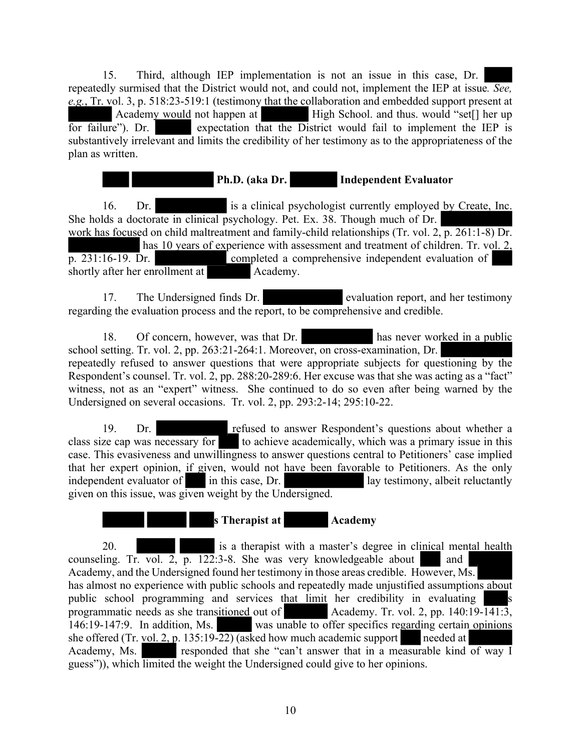15. Third, although IEP implementation is not an issue in this case, Dr. repeatedly surmised that the District would not, and could not, implement the IEP at issue. *See, e.g.*, Tr. vol. 3, p. 518:23-519:1 (testimony that the collaboration and embedded support present at Academy would not happen at High School. and thus. would "set[] her up for failure"). Dr. expectation that the District would fail to implement the IEP is substantively irrelevant and limits the credibility of her testimony as to the appropriateness of the plan as written.

**Ph.D. (aka Dr. Independent Evaluator**

16. Dr. is a clinical psychologist currently employed by Create, Inc. She holds a doctorate in clinical psychology. Pet. Ex. 38. Though much of Dr. work has focused on child maltreatment and family-child relationships (Tr. vol. 2, p. 261:1-8) Dr. has 10 years of experience with assessment and treatment of children. Tr. vol. 2, p. 231:16-19. Dr. completed a comprehensive independent evaluation of shortly after her enrollment at Academy.

17. The Undersigned finds Dr. evaluation report, and her testimony regarding the evaluation process and the report, to be comprehensive and credible.

18. Of concern, however, was that Dr. has never worked in a public school setting. Tr. vol. 2, pp. 263:21-264:1. Moreover, on cross-examination, Dr. repeatedly refused to answer questions that were appropriate subjects for questioning by the Respondent's counsel. Tr. vol. 2, pp. 288:20-289:6. Her excuse was that she was acting as a "fact" witness, not as an "expert" witness. She continued to do so even after being warned by the Undersigned on several occasions. Tr. vol. 2, pp. 293:2-14; 295:10-22.

19. Dr. refused to answer Respondent's questions about whether a class size cap was necessary for to achieve academically, which was a primary issue in this case. This evasiveness and unwillingness to answer questions central to Petitioners' case implied that her expert opinion, if given, would not have been favorable to Petitioners. As the only independent evaluator of in this case, Dr. lay testimony, albeit reluctantly given on this issue, was given weight by the Undersigned.

**s Therapist at Academy**

20. is a therapist with a master's degree in clinical mental health counseling. Tr. vol. 2, p. 122:3-8. She was very knowledgeable about and Academy, and the Undersigned found her testimony in those areas credible. However, Ms. has almost no experience with public schools and repeatedly made unjustified assumptions about public school programming and services that limit her credibility in evaluating s programmatic needs as she transitioned out of Academy. Tr. vol. 2, pp. 140:19-141:3, 146:19-147:9. In addition, Ms. was unable to offer specifics regarding certain opinions she offered (Tr. vol. 2, p. 135:19-22) (asked how much academic support needed at Academy, Ms. responded that she "can't answer that in a measurable kind of way I guess")), which limited the weight the Undersigned could give to her opinions.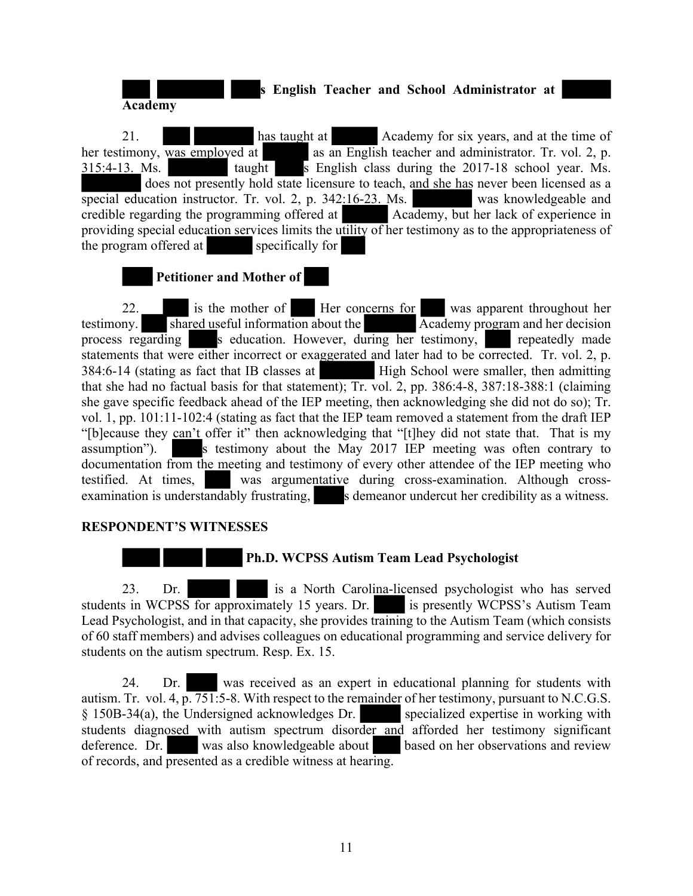**s English Teacher and School Administrator at Academy**

21. has taught at Academy for six years, and at the time of her testimony, was employed at as an English teacher and administrator. Tr. vol. 2, p. 315:4-13. Ms. taught s English class during the 2017-18 school year. Ms. does not presently hold state licensure to teach, and she has never been licensed as a special education instructor. Tr. vol. 2, p. 342:16-23. Ms. was knowledgeable and credible regarding the programming offered at Academy, but her lack of experience in providing special education services limits the utility of her testimony as to the appropriateness of the program offered at specifically for

**Petitioner and Mother of**

22. is the mother of Her concerns for was apparent throughout her testimony. shared useful information about the Academy program and her decision process regarding s education. However, during her testimony, repeatedly made statements that were either incorrect or exaggerated and later had to be corrected. Tr. vol. 2, p. 384:6-14 (stating as fact that IB classes at High School were smaller, then admitting that she had no factual basis for that statement); Tr. vol. 2, pp. 386:4-8, 387:18-388:1 (claiming she gave specific feedback ahead of the IEP meeting, then acknowledging she did not do so); Tr. vol. 1, pp. 101:11-102:4 (stating as fact that the IEP team removed a statement from the draft IEP "[b]ecause they can't offer it" then acknowledging that "[t]hey did not state that. That is my assumption"). s testimony about the May 2017 IEP meeting was often contrary to documentation from the meeting and testimony of every other attendee of the IEP meeting who testified. At times, was argumentative during cross-examination. Although cross-examination is understandably frustrating, s demeanor undercut her credibility as a witness.

**RESPONDENT'S WITNESSES**

**Ph.D. WCPSS Autism Team Lead Psychologist**

23. Dr. is a North Carolina-licensed psychologist who has served students in WCPSS for approximately 15 years. Dr. is presently WCPSS's Autism Team Lead Psychologist, and in that capacity, she provides training to the Autism Team (which consists of 60 staff members) and advises colleagues on educational programming and service delivery for students on the autism spectrum. Resp. Ex. 15.

24. Dr. was received as an expert in educational planning for students with autism. Tr. vol. 4, p. 751:5-8. With respect to the remainder of her testimony, pursuant to N.C.G.S. § 150B-34(a), the Undersigned acknowledges Dr. specialized expertise in working with students diagnosed with autism spectrum disorder and afforded her testimony significant deference. Dr. was also knowledgeable about based on her observations and review of records, and presented as a credible witness at hearing.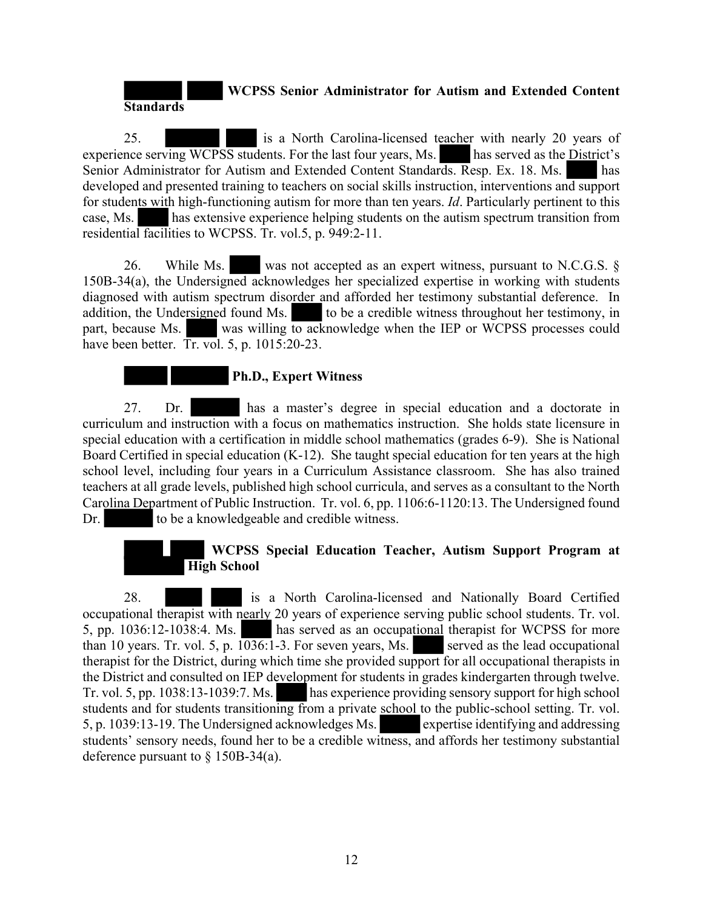**[REDACTED] [REDACTED] WCPSS Senior Administrator for Autism and Extended Content Standards**

25. [REDACTED] [REDACTED] is a North Carolina-licensed teacher with nearly 20 years of experience serving WCPSS students. For the last four years, Ms. [REDACTED] has served as the District's Senior Administrator for Autism and Extended Content Standards. Resp. Ex. 18. Ms. [REDACTED] has developed and presented training to teachers on social skills instruction, interventions and support for students with high-functioning autism for more than ten years. *Id*. Particularly pertinent to this case, Ms. [REDACTED] has extensive experience helping students on the autism spectrum transition from residential facilities to WCPSS. Tr. vol.5, p. 949:2-11.

26. While Ms. [REDACTED] was not accepted as an expert witness, pursuant to N.C.G.S. § 150B-34(a), the Undersigned acknowledges her specialized expertise in working with students diagnosed with autism spectrum disorder and afforded her testimony substantial deference. In addition, the Undersigned found Ms. [REDACTED] to be a credible witness throughout her testimony, in part, because Ms. [REDACTED] was willing to acknowledge when the IEP or WCPSS processes could have been better. Tr. vol. 5, p. 1015:20-23.

**[REDACTED] [REDACTED] Ph.D., Expert Witness**

27. Dr. [REDACTED] has a master's degree in special education and a doctorate in curriculum and instruction with a focus on mathematics instruction. She holds state licensure in special education with a certification in middle school mathematics (grades 6-9). She is National Board Certified in special education (K-12). She taught special education for ten years at the high school level, including four years in a Curriculum Assistance classroom. She has also trained teachers at all grade levels, published high school curricula, and serves as a consultant to the North Carolina Department of Public Instruction. Tr. vol. 6, pp. 1106:6-1120:13. The Undersigned found Dr. [REDACTED] to be a knowledgeable and credible witness.

**[REDACTED] [REDACTED] WCPSS Special Education Teacher, Autism Support Program at [REDACTED] High School**

28. [REDACTED] [REDACTED] is a North Carolina-licensed and Nationally Board Certified occupational therapist with nearly 20 years of experience serving public school students. Tr. vol. 5, pp. 1036:12-1038:4. Ms. [REDACTED] has served as an occupational therapist for WCPSS for more than 10 years. Tr. vol. 5, p. 1036:1-3. For seven years, Ms. [REDACTED] served as the lead occupational therapist for the District, during which time she provided support for all occupational therapists in the District and consulted on IEP development for students in grades kindergarten through twelve. Tr. vol. 5, pp. 1038:13-1039:7. Ms. [REDACTED] has experience providing sensory support for high school students and for students transitioning from a private school to the public-school setting. Tr. vol. 5, p. 1039:13-19. The Undersigned acknowledges Ms. [REDACTED] expertise identifying and addressing students' sensory needs, found her to be a credible witness, and affords her testimony substantial deference pursuant to § 150B-34(a).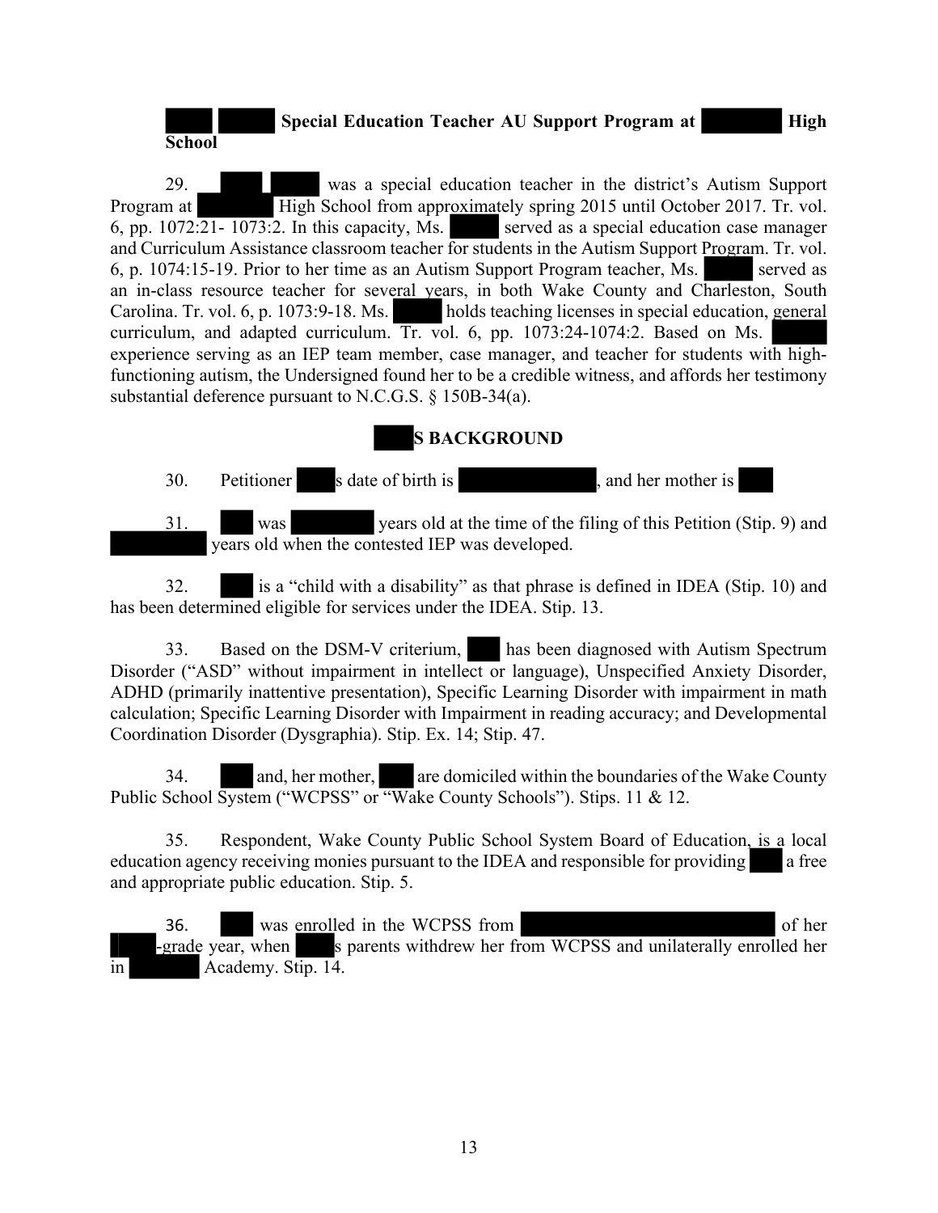**█████ █████ Special Education Teacher AU Support Program at ████████ High School**

29. █████ █████ was a special education teacher in the district's Autism Support Program at ████████ High School from approximately spring 2015 until October 2017. Tr. vol. 6, pp. 1072:21- 1073:2. In this capacity, Ms. █████ served as a special education case manager and Curriculum Assistance classroom teacher for students in the Autism Support Program. Tr. vol. 6, p. 1074:15-19. Prior to her time as an Autism Support Program teacher, Ms. █████ served as an in-class resource teacher for several years, in both Wake County and Charleston, South Carolina. Tr. vol. 6, p. 1073:9-18. Ms. █████ holds teaching licenses in special education, general curriculum, and adapted curriculum. Tr. vol. 6, pp. 1073:24-1074:2. Based on Ms. █████ experience serving as an IEP team member, case manager, and teacher for students with high-functioning autism, the Undersigned found her to be a credible witness, and affords her testimony substantial deference pursuant to N.C.G.S. § 150B-34(a).

**████S BACKGROUND**

30. Petitioner ████s date of birth is ████████████, and her mother is ████

31. ████ was ████████ years old at the time of the filing of this Petition (Stip. 9) and ████████ years old when the contested IEP was developed.

32. ████ is a "child with a disability" as that phrase is defined in IDEA (Stip. 10) and has been determined eligible for services under the IDEA. Stip. 13.

33. Based on the DSM-V criterium, ████ has been diagnosed with Autism Spectrum Disorder ("ASD" without impairment in intellect or language), Unspecified Anxiety Disorder, ADHD (primarily inattentive presentation), Specific Learning Disorder with impairment in math calculation; Specific Learning Disorder with Impairment in reading accuracy; and Developmental Coordination Disorder (Dysgraphia). Stip. Ex. 14; Stip. 47.

34. ████ and, her mother, ████ are domiciled within the boundaries of the Wake County Public School System ("WCPSS" or "Wake County Schools"). Stips. 11 & 12.

35. Respondent, Wake County Public School System Board of Education, is a local education agency receiving monies pursuant to the IDEA and responsible for providing ████ a free and appropriate public education. Stip. 5.

36. ████ was enrolled in the WCPSS from ████████████████████████ of her ████-grade year, when ████s parents withdrew her from WCPSS and unilaterally enrolled her in ████████ Academy. Stip. 14.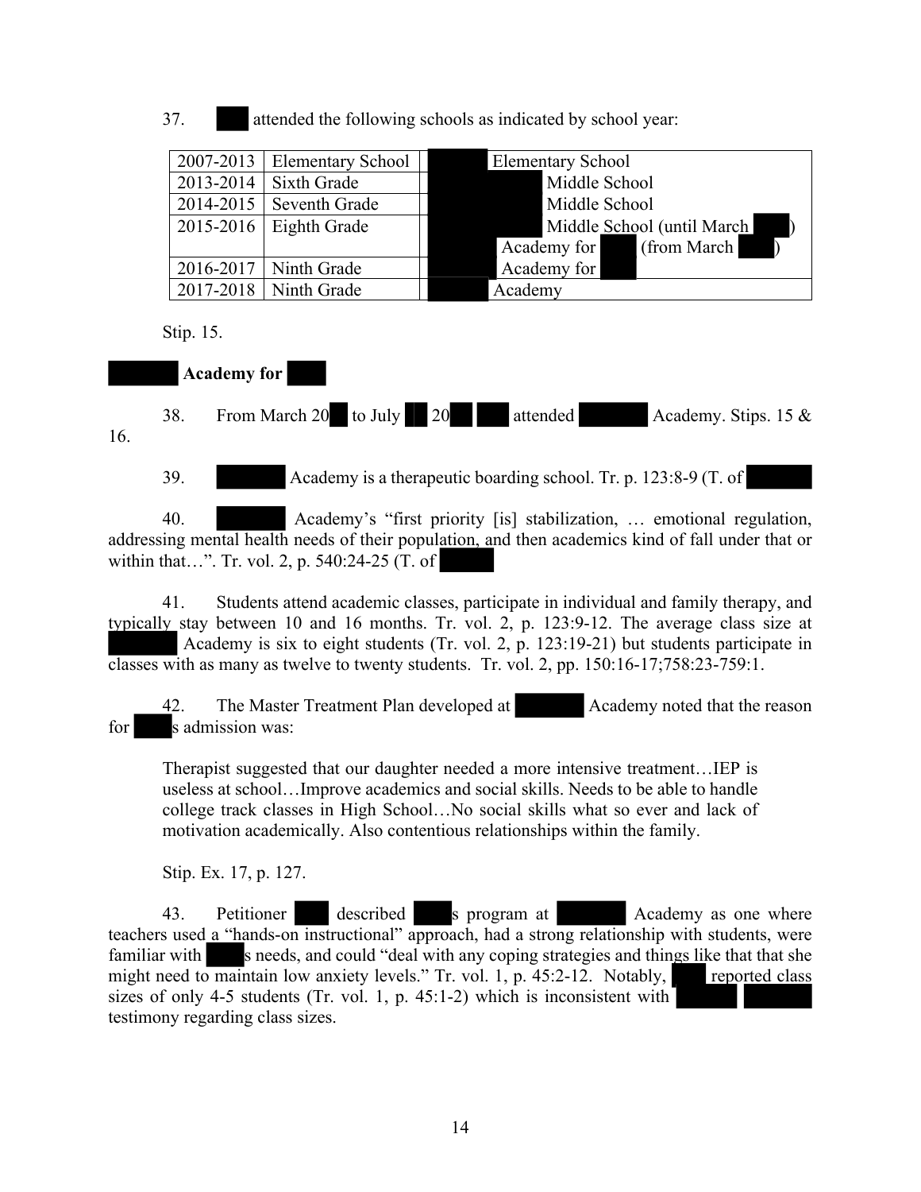37. attended the following schools as indicated by school year:

| | | |
|---|---|---|
| 2007-2013 | Elementary School | Elementary School |
| 2013-2014 | Sixth Grade | Middle School |
| 2014-2015 | Seventh Grade | Middle School |
| 2015-2016 | Eighth Grade | Middle School (until March ) Academy for (from March ) |
| 2016-2017 | Ninth Grade | Academy for |
| 2017-2018 | Ninth Grade | Academy |

Stip. 15.

**Academy for**

38. From March 20 to July 20 attended Academy. Stips. 15 & 16.

39. Academy is a therapeutic boarding school. Tr. p. 123:8-9 (T. of

40. Academy's "first priority [is] stabilization, … emotional regulation, addressing mental health needs of their population, and then academics kind of fall under that or within that…". Tr. vol. 2, p. 540:24-25 (T. of

41. Students attend academic classes, participate in individual and family therapy, and typically stay between 10 and 16 months. Tr. vol. 2, p. 123:9-12. The average class size at Academy is six to eight students (Tr. vol. 2, p. 123:19-21) but students participate in classes with as many as twelve to twenty students. Tr. vol. 2, pp. 150:16-17;758:23-759:1.

42. The Master Treatment Plan developed at Academy noted that the reason for s admission was:

> Therapist suggested that our daughter needed a more intensive treatment…IEP is useless at school…Improve academics and social skills. Needs to be able to handle college track classes in High School…No social skills what so ever and lack of motivation academically. Also contentious relationships within the family.

Stip. Ex. 17, p. 127.

43. Petitioner described s program at Academy as one where teachers used a "hands-on instructional" approach, had a strong relationship with students, were familiar with s needs, and could "deal with any coping strategies and things like that that she might need to maintain low anxiety levels." Tr. vol. 1, p. 45:2-12. Notably, reported class sizes of only 4-5 students (Tr. vol. 1, p. 45:1-2) which is inconsistent with testimony regarding class sizes.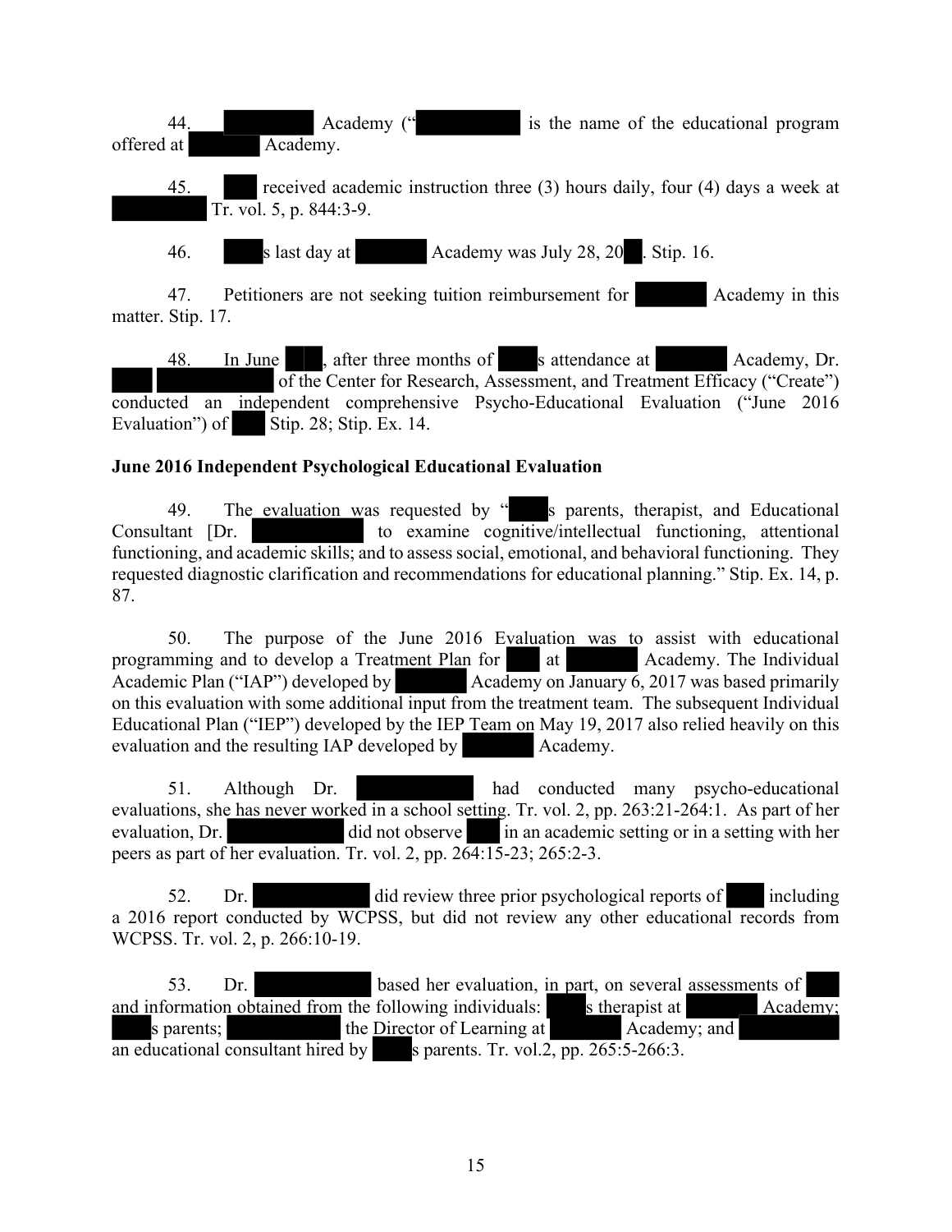44. Academy (" is the name of the educational program offered at Academy.

45. received academic instruction three (3) hours daily, four (4) days a week at Tr. vol. 5, p. 844:3-9.

46. s last day at Academy was July 28, 20 . Stip. 16.

47. Petitioners are not seeking tuition reimbursement for Academy in this matter. Stip. 17.

48. In June , after three months of s attendance at Academy, Dr. of the Center for Research, Assessment, and Treatment Efficacy ("Create") conducted an independent comprehensive Psycho-Educational Evaluation ("June 2016 Evaluation") of Stip. 28; Stip. Ex. 14.

**June 2016 Independent Psychological Educational Evaluation**

49. The evaluation was requested by " s parents, therapist, and Educational Consultant [Dr. to examine cognitive/intellectual functioning, attentional functioning, and academic skills; and to assess social, emotional, and behavioral functioning. They requested diagnostic clarification and recommendations for educational planning." Stip. Ex. 14, p. 87.

50. The purpose of the June 2016 Evaluation was to assist with educational programming and to develop a Treatment Plan for at Academy. The Individual Academic Plan ("IAP") developed by Academy on January 6, 2017 was based primarily on this evaluation with some additional input from the treatment team. The subsequent Individual Educational Plan ("IEP") developed by the IEP Team on May 19, 2017 also relied heavily on this evaluation and the resulting IAP developed by Academy.

51. Although Dr. had conducted many psycho-educational evaluations, she has never worked in a school setting. Tr. vol. 2, pp. 263:21-264:1. As part of her evaluation, Dr. did not observe in an academic setting or in a setting with her peers as part of her evaluation. Tr. vol. 2, pp. 264:15-23; 265:2-3.

52. Dr. did review three prior psychological reports of including a 2016 report conducted by WCPSS, but did not review any other educational records from WCPSS. Tr. vol. 2, p. 266:10-19.

53. Dr. based her evaluation, in part, on several assessments of and information obtained from the following individuals: s therapist at Academy; s parents; the Director of Learning at Academy; and an educational consultant hired by s parents. Tr. vol.2, pp. 265:5-266:3.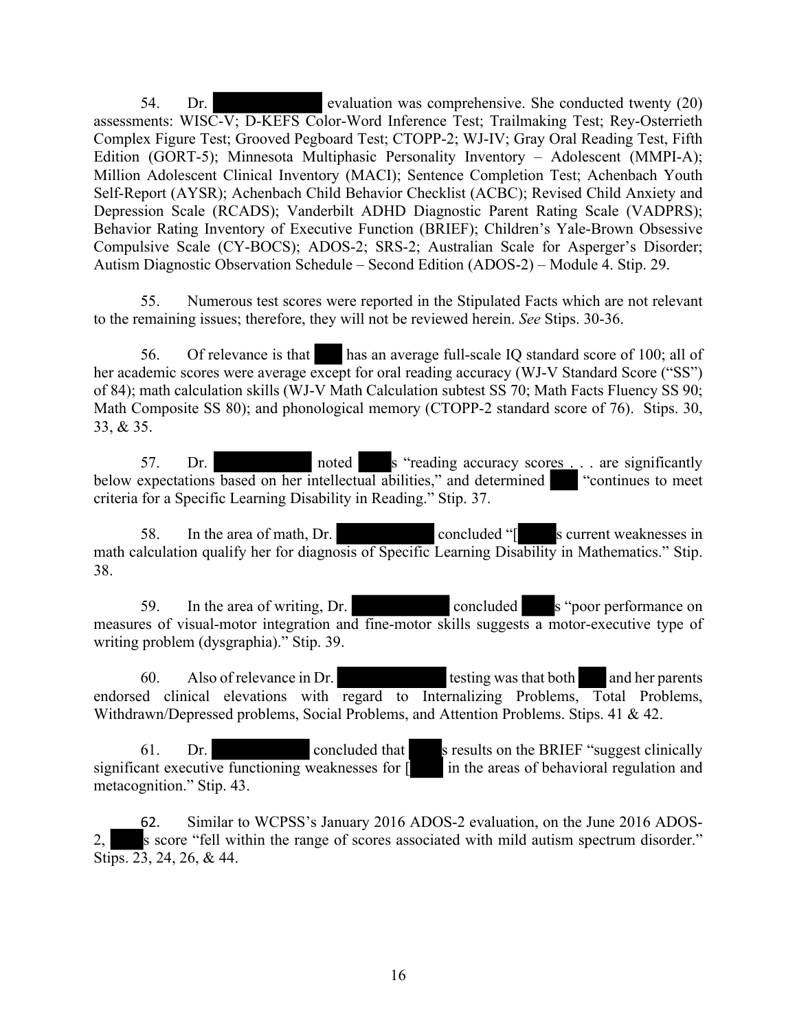54. Dr. ██████████ evaluation was comprehensive. She conducted twenty (20) assessments: WISC-V; D-KEFS Color-Word Inference Test; Trailmaking Test; Rey-Osterrieth Complex Figure Test; Grooved Pegboard Test; CTOPP-2; WJ-IV; Gray Oral Reading Test, Fifth Edition (GORT-5); Minnesota Multiphasic Personality Inventory – Adolescent (MMPI-A); Million Adolescent Clinical Inventory (MACI); Sentence Completion Test; Achenbach Youth Self-Report (AYSR); Achenbach Child Behavior Checklist (ACBC); Revised Child Anxiety and Depression Scale (RCADS); Vanderbilt ADHD Diagnostic Parent Rating Scale (VADPRS); Behavior Rating Inventory of Executive Function (BRIEF); Children's Yale-Brown Obsessive Compulsive Scale (CY-BOCS); ADOS-2; SRS-2; Australian Scale for Asperger's Disorder; Autism Diagnostic Observation Schedule – Second Edition (ADOS-2) – Module 4. Stip. 29.

55. Numerous test scores were reported in the Stipulated Facts which are not relevant to the remaining issues; therefore, they will not be reviewed herein. *See* Stips. 30-36.

56. Of relevance is that ███ has an average full-scale IQ standard score of 100; all of her academic scores were average except for oral reading accuracy (WJ-V Standard Score ("SS") of 84); math calculation skills (WJ-V Math Calculation subtest SS 70; Math Facts Fluency SS 90; Math Composite SS 80); and phonological memory (CTOPP-2 standard score of 76). Stips. 30, 33, & 35.

57. Dr. ██████████ noted ████s "reading accuracy scores . . . are significantly below expectations based on her intellectual abilities," and determined ███ "continues to meet criteria for a Specific Learning Disability in Reading." Stip. 37.

58. In the area of math, Dr. ██████████ concluded "[████s current weaknesses in math calculation qualify her for diagnosis of Specific Learning Disability in Mathematics." Stip. 38.

59. In the area of writing, Dr. ██████████ concluded ████s "poor performance on measures of visual-motor integration and fine-motor skills suggests a motor-executive type of writing problem (dysgraphia)." Stip. 39.

60. Also of relevance in Dr. ██████████ testing was that both ███ and her parents endorsed clinical elevations with regard to Internalizing Problems, Total Problems, Withdrawn/Depressed problems, Social Problems, and Attention Problems. Stips. 41 & 42.

61. Dr. ██████████ concluded that ████s results on the BRIEF "suggest clinically significant executive functioning weaknesses for [████ in the areas of behavioral regulation and metacognition." Stip. 43.

62. Similar to WCPSS's January 2016 ADOS-2 evaluation, on the June 2016 ADOS-2, ████s score "fell within the range of scores associated with mild autism spectrum disorder." Stips. 23, 24, 26, & 44.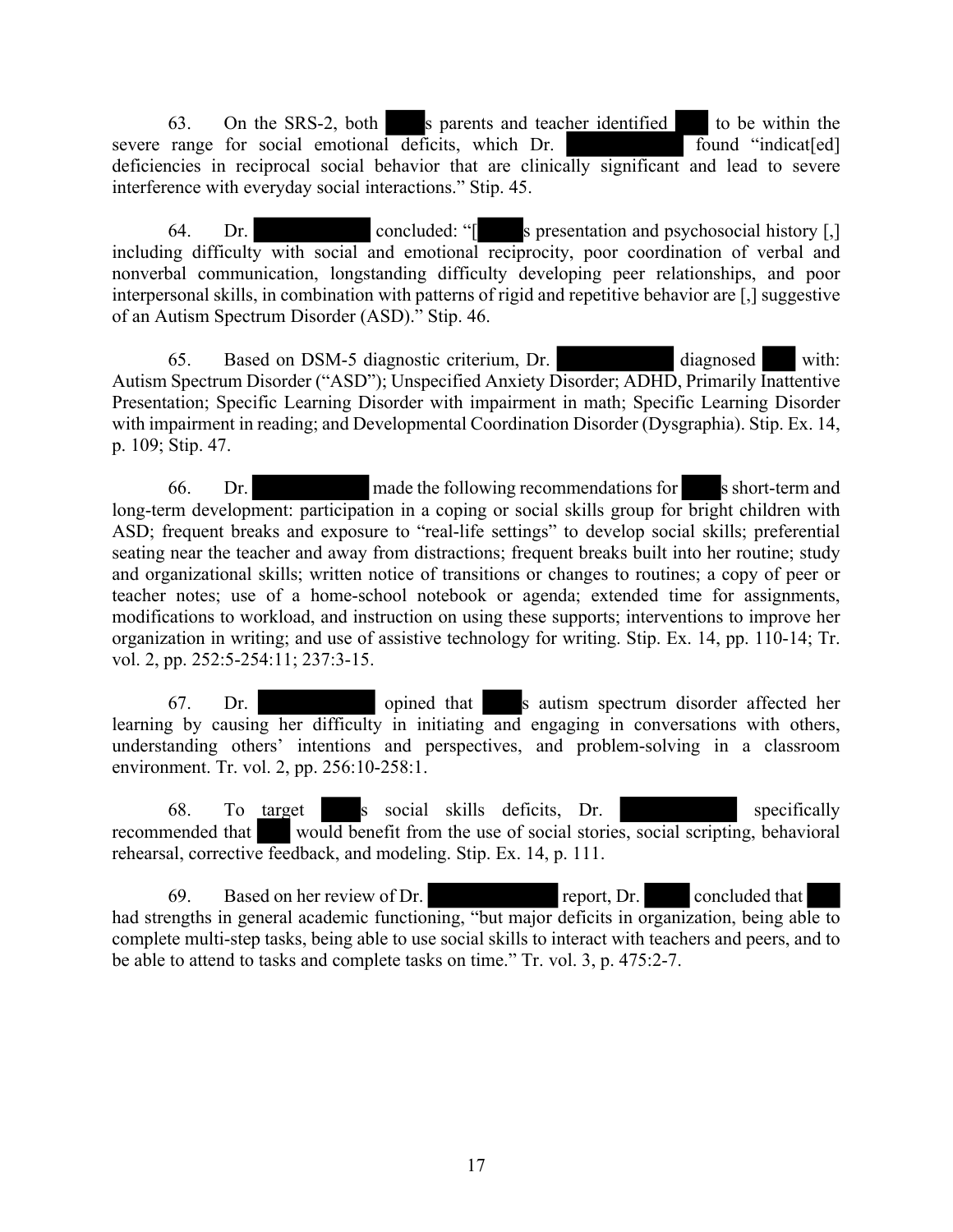63. On the SRS-2, both s parents and teacher identified to be within the severe range for social emotional deficits, which Dr. found "indicat[ed] deficiencies in reciprocal social behavior that are clinically significant and lead to severe interference with everyday social interactions." Stip. 45.

64. Dr. concluded: "[ s presentation and psychosocial history [,] including difficulty with social and emotional reciprocity, poor coordination of verbal and nonverbal communication, longstanding difficulty developing peer relationships, and poor interpersonal skills, in combination with patterns of rigid and repetitive behavior are [,] suggestive of an Autism Spectrum Disorder (ASD)." Stip. 46.

65. Based on DSM-5 diagnostic criterium, Dr. diagnosed with: Autism Spectrum Disorder ("ASD"); Unspecified Anxiety Disorder; ADHD, Primarily Inattentive Presentation; Specific Learning Disorder with impairment in math; Specific Learning Disorder with impairment in reading; and Developmental Coordination Disorder (Dysgraphia). Stip. Ex. 14, p. 109; Stip. 47.

66. Dr. made the following recommendations for s short-term and long-term development: participation in a coping or social skills group for bright children with ASD; frequent breaks and exposure to "real-life settings" to develop social skills; preferential seating near the teacher and away from distractions; frequent breaks built into her routine; study and organizational skills; written notice of transitions or changes to routines; a copy of peer or teacher notes; use of a home-school notebook or agenda; extended time for assignments, modifications to workload, and instruction on using these supports; interventions to improve her organization in writing; and use of assistive technology for writing. Stip. Ex. 14, pp. 110-14; Tr. vol. 2, pp. 252:5-254:11; 237:3-15.

67. Dr. opined that s autism spectrum disorder affected her learning by causing her difficulty in initiating and engaging in conversations with others, understanding others' intentions and perspectives, and problem-solving in a classroom environment. Tr. vol. 2, pp. 256:10-258:1.

68. To target s social skills deficits, Dr. specifically recommended that would benefit from the use of social stories, social scripting, behavioral rehearsal, corrective feedback, and modeling. Stip. Ex. 14, p. 111.

69. Based on her review of Dr. report, Dr. concluded that had strengths in general academic functioning, "but major deficits in organization, being able to complete multi-step tasks, being able to use social skills to interact with teachers and peers, and to be able to attend to tasks and complete tasks on time." Tr. vol. 3, p. 475:2-7.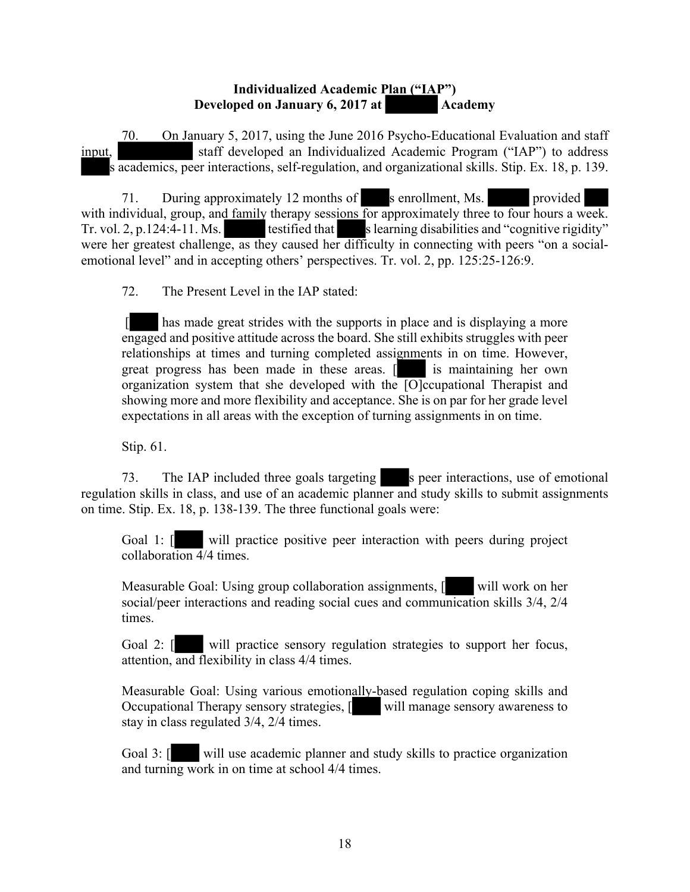**Individualized Academic Plan ("IAP")**
**Developed on January 6, 2017 at Academy**

70. On January 5, 2017, using the June 2016 Psycho-Educational Evaluation and staff input, staff developed an Individualized Academic Program ("IAP") to address s academics, peer interactions, self-regulation, and organizational skills. Stip. Ex. 18, p. 139.

71. During approximately 12 months of s enrollment, Ms. provided with individual, group, and family therapy sessions for approximately three to four hours a week. Tr. vol. 2, p.124:4-11. Ms. testified that s learning disabilities and "cognitive rigidity" were her greatest challenge, as they caused her difficulty in connecting with peers "on a social-emotional level" and in accepting others' perspectives. Tr. vol. 2, pp. 125:25-126:9.

72. The Present Level in the IAP stated:

> [ has made great strides with the supports in place and is displaying a more engaged and positive attitude across the board. She still exhibits struggles with peer relationships at times and turning completed assignments in on time. However, great progress has been made in these areas. [ is maintaining her own organization system that she developed with the [O]ccupational Therapist and showing more and more flexibility and acceptance. She is on par for her grade level expectations in all areas with the exception of turning assignments in on time.

Stip. 61.

73. The IAP included three goals targeting s peer interactions, use of emotional regulation skills in class, and use of an academic planner and study skills to submit assignments on time. Stip. Ex. 18, p. 138-139. The three functional goals were:

> Goal 1: [ will practice positive peer interaction with peers during project collaboration 4/4 times.
>
> Measurable Goal: Using group collaboration assignments, [ will work on her social/peer interactions and reading social cues and communication skills 3/4, 2/4 times.
>
> Goal 2: [ will practice sensory regulation strategies to support her focus, attention, and flexibility in class 4/4 times.
>
> Measurable Goal: Using various emotionally-based regulation coping skills and Occupational Therapy sensory strategies, [ will manage sensory awareness to stay in class regulated 3/4, 2/4 times.
>
> Goal 3: [ will use academic planner and study skills to practice organization and turning work in on time at school 4/4 times.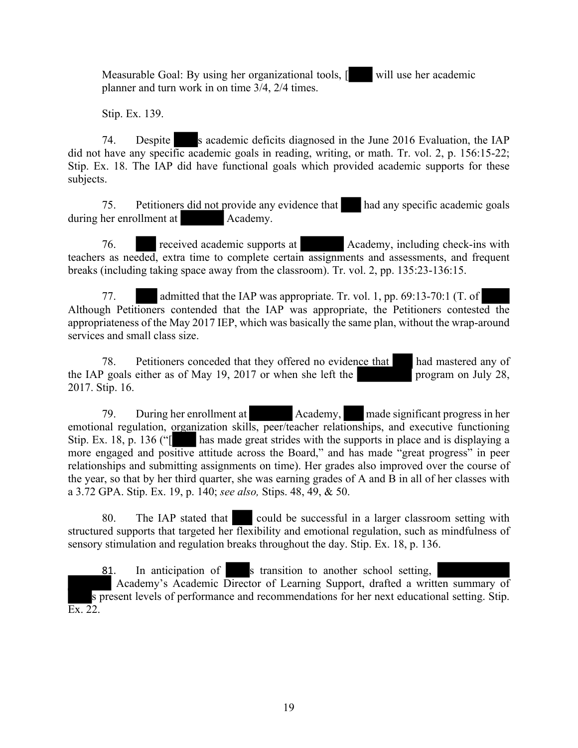Measurable Goal: By using her organizational tools, [ will use her academic planner and turn work in on time 3/4, 2/4 times.

Stip. Ex. 139.

74. Despite s academic deficits diagnosed in the June 2016 Evaluation, the IAP did not have any specific academic goals in reading, writing, or math. Tr. vol. 2, p. 156:15-22; Stip. Ex. 18. The IAP did have functional goals which provided academic supports for these subjects.

75. Petitioners did not provide any evidence that had any specific academic goals during her enrollment at Academy.

76. received academic supports at Academy, including check-ins with teachers as needed, extra time to complete certain assignments and assessments, and frequent breaks (including taking space away from the classroom). Tr. vol. 2, pp. 135:23-136:15.

77. admitted that the IAP was appropriate. Tr. vol. 1, pp. 69:13-70:1 (T. of Although Petitioners contended that the IAP was appropriate, the Petitioners contested the appropriateness of the May 2017 IEP, which was basically the same plan, without the wrap-around services and small class size.

78. Petitioners conceded that they offered no evidence that had mastered any of the IAP goals either as of May 19, 2017 or when she left the program on July 28, 2017. Stip. 16.

79. During her enrollment at Academy, made significant progress in her emotional regulation, organization skills, peer/teacher relationships, and executive functioning Stip. Ex. 18, p. 136 ("[ has made great strides with the supports in place and is displaying a more engaged and positive attitude across the Board," and has made "great progress" in peer relationships and submitting assignments on time). Her grades also improved over the course of the year, so that by her third quarter, she was earning grades of A and B in all of her classes with a 3.72 GPA. Stip. Ex. 19, p. 140; *see also,* Stips. 48, 49, & 50.

80. The IAP stated that could be successful in a larger classroom setting with structured supports that targeted her flexibility and emotional regulation, such as mindfulness of sensory stimulation and regulation breaks throughout the day. Stip. Ex. 18, p. 136.

81. In anticipation of s transition to another school setting, Academy's Academic Director of Learning Support, drafted a written summary of s present levels of performance and recommendations for her next educational setting. Stip. Ex. 22.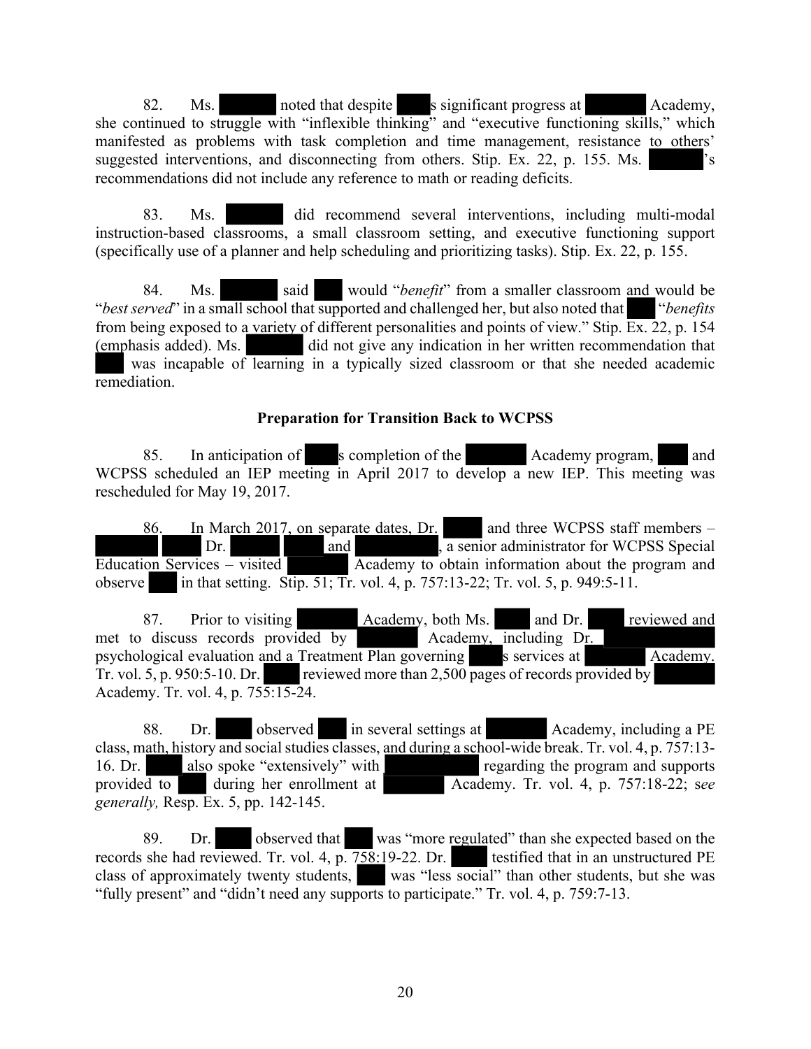82. Ms. [REDACTED] noted that despite [REDACTED]s significant progress at [REDACTED] Academy, she continued to struggle with "inflexible thinking" and "executive functioning skills," which manifested as problems with task completion and time management, resistance to others' suggested interventions, and disconnecting from others. Stip. Ex. 22, p. 155. Ms. [REDACTED]'s recommendations did not include any reference to math or reading deficits.

83. Ms. [REDACTED] did recommend several interventions, including multi-modal instruction-based classrooms, a small classroom setting, and executive functioning support (specifically use of a planner and help scheduling and prioritizing tasks). Stip. Ex. 22, p. 155.

84. Ms. [REDACTED] said [REDACTED] would "*benefit*" from a smaller classroom and would be "*best served*" in a small school that supported and challenged her, but also noted that [REDACTED] "*benefits* from being exposed to a variety of different personalities and points of view." Stip. Ex. 22, p. 154 (emphasis added). Ms. [REDACTED] did not give any indication in her written recommendation that [REDACTED] was incapable of learning in a typically sized classroom or that she needed academic remediation.

**Preparation for Transition Back to WCPSS**

85. In anticipation of [REDACTED]s completion of the [REDACTED] Academy program, [REDACTED] and WCPSS scheduled an IEP meeting in April 2017 to develop a new IEP. This meeting was rescheduled for May 19, 2017.

86. In March 2017, on separate dates, Dr. [REDACTED] and three WCPSS staff members – [REDACTED] [REDACTED] Dr. [REDACTED] [REDACTED] and [REDACTED], a senior administrator for WCPSS Special Education Services – visited [REDACTED] Academy to obtain information about the program and observe [REDACTED] in that setting. Stip. 51; Tr. vol. 4, p. 757:13-22; Tr. vol. 5, p. 949:5-11.

87. Prior to visiting [REDACTED] Academy, both Ms. [REDACTED] and Dr. [REDACTED] reviewed and met to discuss records provided by [REDACTED] Academy, including Dr. [REDACTED] psychological evaluation and a Treatment Plan governing [REDACTED]s services at [REDACTED] Academy. Tr. vol. 5, p. 950:5-10. Dr. [REDACTED] reviewed more than 2,500 pages of records provided by [REDACTED] Academy. Tr. vol. 4, p. 755:15-24.

88. Dr. [REDACTED] observed [REDACTED] in several settings at [REDACTED] Academy, including a PE class, math, history and social studies classes, and during a school-wide break. Tr. vol. 4, p. 757:13-16. Dr. [REDACTED] also spoke "extensively" with [REDACTED] regarding the program and supports provided to [REDACTED] during her enrollment at [REDACTED] Academy. Tr. vol. 4, p. 757:18-22; s*ee generally,* Resp. Ex. 5, pp. 142-145.

89. Dr. [REDACTED] observed that [REDACTED] was "more regulated" than she expected based on the records she had reviewed. Tr. vol. 4, p. 758:19-22. Dr. [REDACTED] testified that in an unstructured PE class of approximately twenty students, [REDACTED] was "less social" than other students, but she was "fully present" and "didn't need any supports to participate." Tr. vol. 4, p. 759:7-13.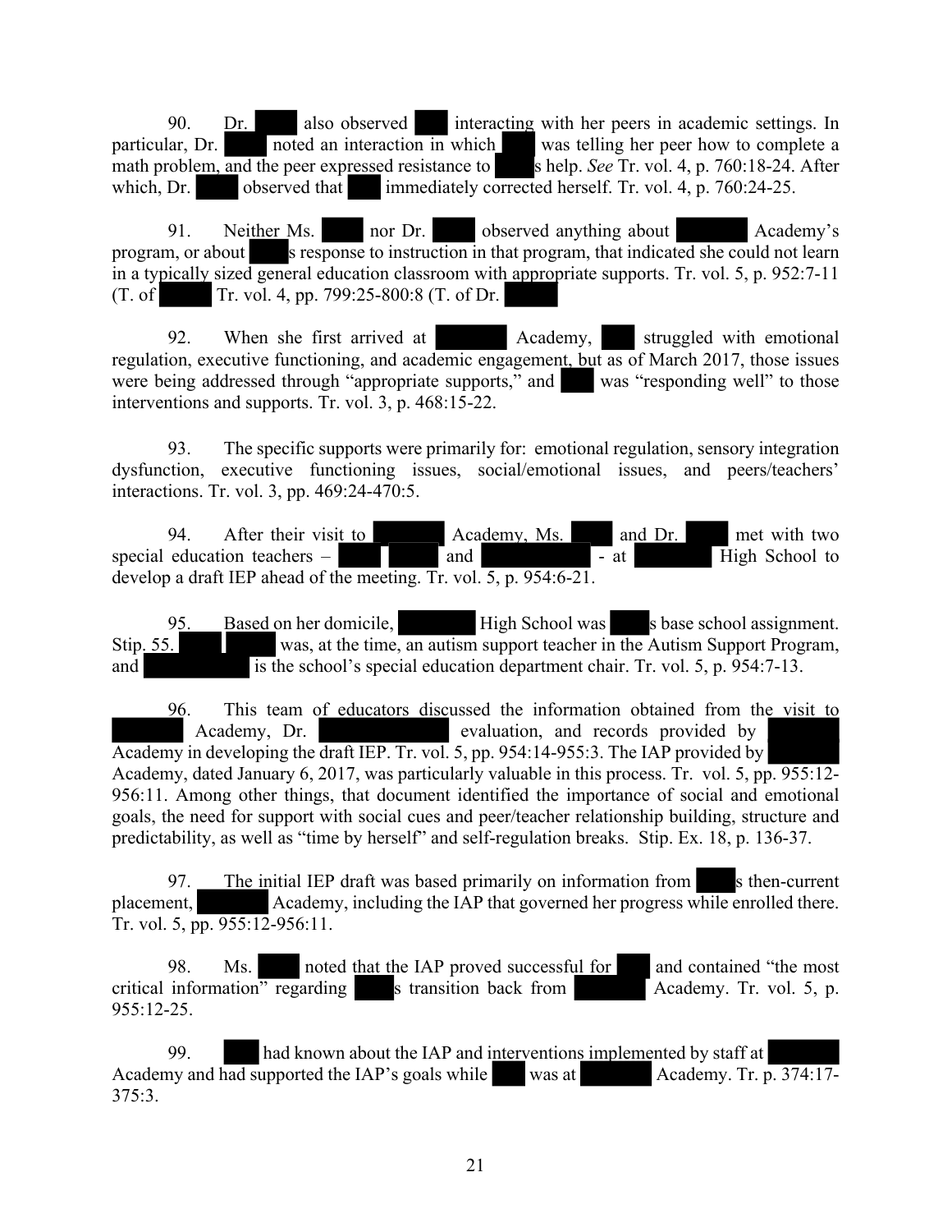90. Dr. ████ also observed ███ interacting with her peers in academic settings. In particular, Dr. ████ noted an interaction in which ███ was telling her peer how to complete a math problem, and the peer expressed resistance to ████s help. *See* Tr. vol. 4, p. 760:18-24. After which, Dr. ████ observed that ███ immediately corrected herself. Tr. vol. 4, p. 760:24-25.

91. Neither Ms. ████ nor Dr. ████ observed anything about ██████ Academy's program, or about ████s response to instruction in that program, that indicated she could not learn in a typically sized general education classroom with appropriate supports. Tr. vol. 5, p. 952:7-11 (T. of █████ Tr. vol. 4, pp. 799:25-800:8 (T. of Dr. █████

92. When she first arrived at ██████ Academy, ███ struggled with emotional regulation, executive functioning, and academic engagement, but as of March 2017, those issues were being addressed through "appropriate supports," and ███ was "responding well" to those interventions and supports. Tr. vol. 3, p. 468:15-22.

93. The specific supports were primarily for: emotional regulation, sensory integration dysfunction, executive functioning issues, social/emotional issues, and peers/teachers' interactions. Tr. vol. 3, pp. 469:24-470:5.

94. After their visit to ██████ Academy, Ms. ███ and Dr. ████ met with two special education teachers – ████ ████ and ██████████ - at ████████ High School to develop a draft IEP ahead of the meeting. Tr. vol. 5, p. 954:6-21.

95. Based on her domicile, ███████ High School was ████s base school assignment. Stip. 55. ████ █████ was, at the time, an autism support teacher in the Autism Support Program, and ███████████ is the school's special education department chair. Tr. vol. 5, p. 954:7-13.

96. This team of educators discussed the information obtained from the visit to ██████ Academy, Dr. ████████████ evaluation, and records provided by ██████ Academy in developing the draft IEP. Tr. vol. 5, pp. 954:14-955:3. The IAP provided by ██████ Academy, dated January 6, 2017, was particularly valuable in this process. Tr. vol. 5, pp. 955:12-956:11. Among other things, that document identified the importance of social and emotional goals, the need for support with social cues and peer/teacher relationship building, structure and predictability, as well as "time by herself" and self-regulation breaks. Stip. Ex. 18, p. 136-37.

97. The initial IEP draft was based primarily on information from ████s then-current placement, ███████ Academy, including the IAP that governed her progress while enrolled there. Tr. vol. 5, pp. 955:12-956:11.

98. Ms. ████ noted that the IAP proved successful for ███ and contained "the most critical information" regarding ████s transition back from ███████ Academy. Tr. vol. 5, p. 955:12-25.

99. ███ had known about the IAP and interventions implemented by staff at ██████ Academy and had supported the IAP's goals while ███ was at ███████ Academy. Tr. p. 374:17-375:3.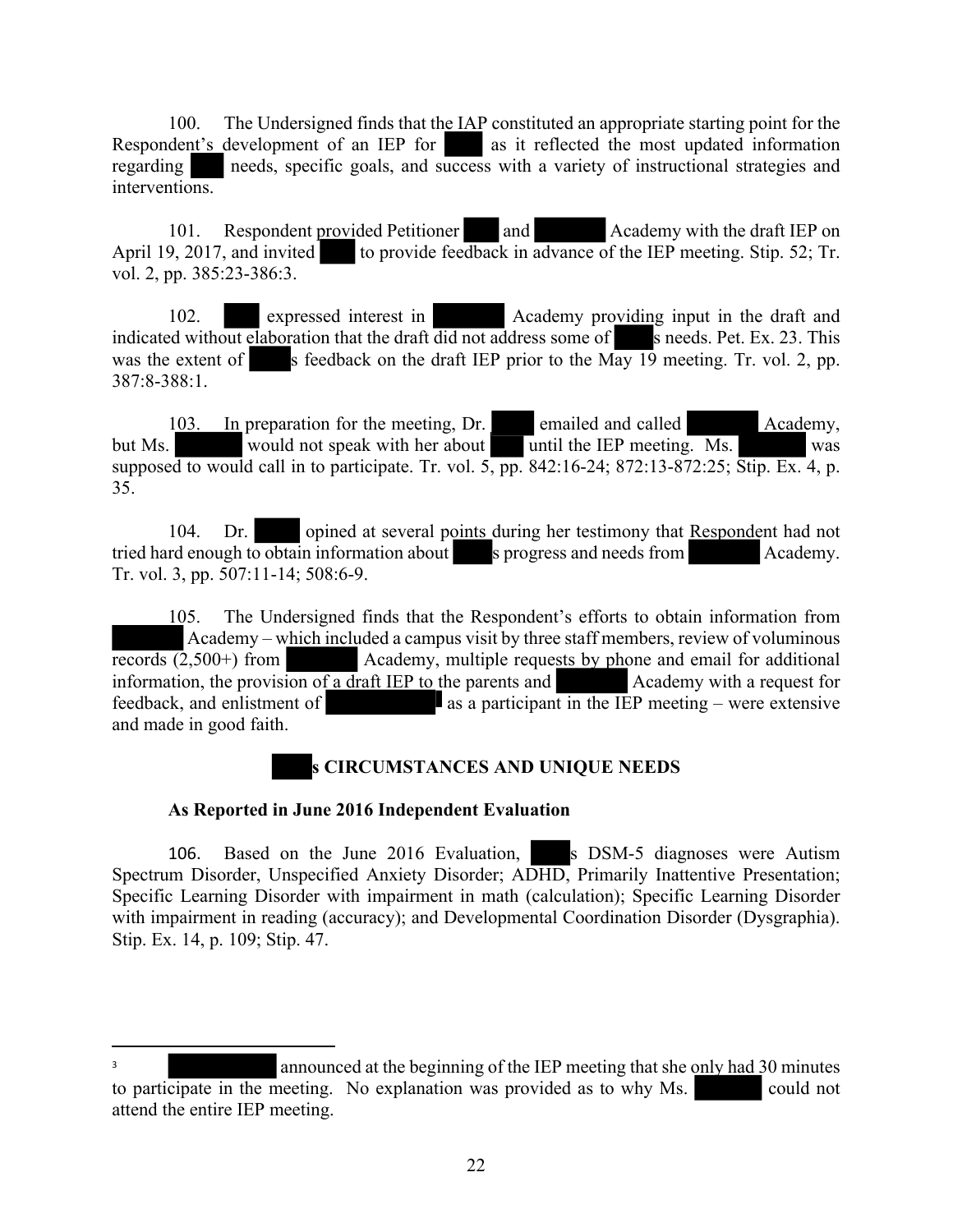100. The Undersigned finds that the IAP constituted an appropriate starting point for the Respondent's development of an IEP for ███ as it reflected the most updated information regarding ███ needs, specific goals, and success with a variety of instructional strategies and interventions.

101. Respondent provided Petitioner ███ and ███ Academy with the draft IEP on April 19, 2017, and invited ███ to provide feedback in advance of the IEP meeting. Stip. 52; Tr. vol. 2, pp. 385:23-386:3.

102. ███ expressed interest in ███ Academy providing input in the draft and indicated without elaboration that the draft did not address some of ███s needs. Pet. Ex. 23. This was the extent of ███s feedback on the draft IEP prior to the May 19 meeting. Tr. vol. 2, pp. 387:8-388:1.

103. In preparation for the meeting, Dr. ███ emailed and called ███ Academy, but Ms. ███ would not speak with her about ███ until the IEP meeting. Ms. ███ was supposed to would call in to participate. Tr. vol. 5, pp. 842:16-24; 872:13-872:25; Stip. Ex. 4, p. 35.

104. Dr. ███ opined at several points during her testimony that Respondent had not tried hard enough to obtain information about ███s progress and needs from ███ Academy. Tr. vol. 3, pp. 507:11-14; 508:6-9.

105. The Undersigned finds that the Respondent's efforts to obtain information from ███ Academy – which included a campus visit by three staff members, review of voluminous records (2,500+) from ███ Academy, multiple requests by phone and email for additional information, the provision of a draft IEP to the parents and ███ Academy with a request for feedback, and enlistment of ███[3] as a participant in the IEP meeting – were extensive and made in good faith.

## ███s CIRCUMSTANCES AND UNIQUE NEEDS

**As Reported in June 2016 Independent Evaluation**

106. Based on the June 2016 Evaluation, ███s DSM-5 diagnoses were Autism Spectrum Disorder, Unspecified Anxiety Disorder; ADHD, Primarily Inattentive Presentation; Specific Learning Disorder with impairment in math (calculation); Specific Learning Disorder with impairment in reading (accuracy); and Developmental Coordination Disorder (Dysgraphia). Stip. Ex. 14, p. 109; Stip. 47.

---

[3] ███ announced at the beginning of the IEP meeting that she only had 30 minutes to participate in the meeting. No explanation was provided as to why Ms. ███ could not attend the entire IEP meeting.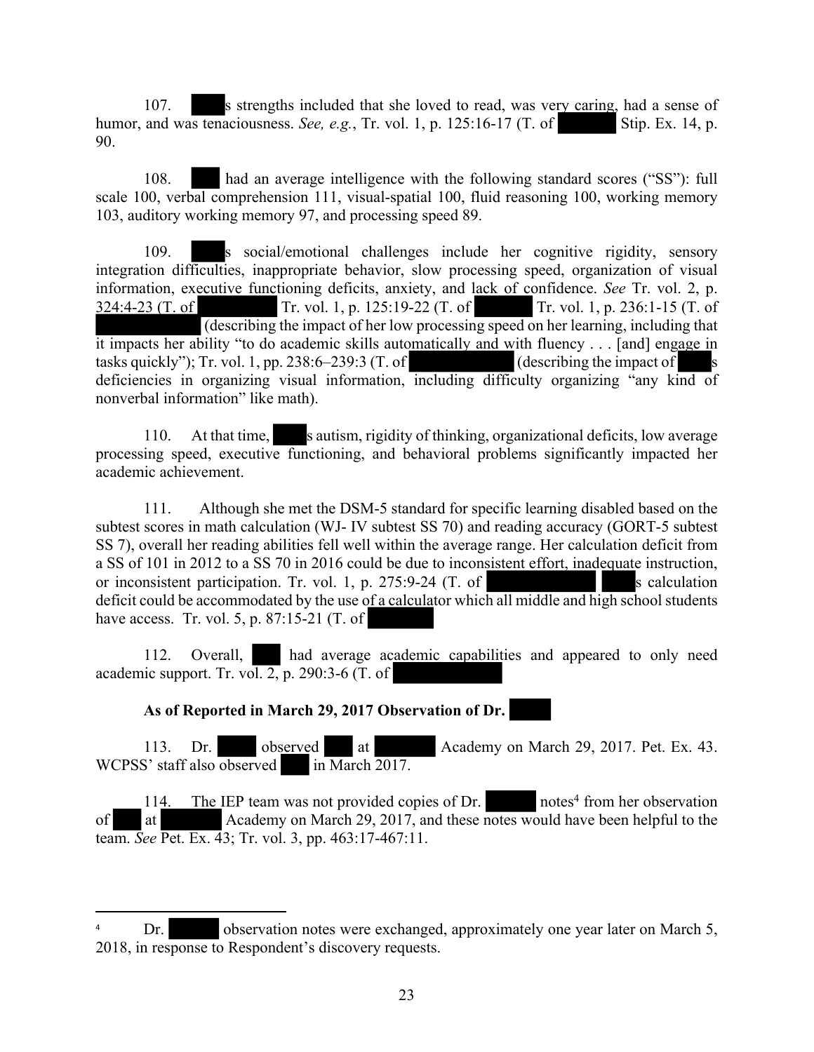107. s strengths included that she loved to read, was very caring, had a sense of humor, and was tenaciousness. *See, e.g.*, Tr. vol. 1, p. 125:16-17 (T. of Stip. Ex. 14, p. 90.

108. had an average intelligence with the following standard scores ("SS"): full scale 100, verbal comprehension 111, visual-spatial 100, fluid reasoning 100, working memory 103, auditory working memory 97, and processing speed 89.

109. s social/emotional challenges include her cognitive rigidity, sensory integration difficulties, inappropriate behavior, slow processing speed, organization of visual information, executive functioning deficits, anxiety, and lack of confidence. *See* Tr. vol. 2, p. 324:4-23 (T. of Tr. vol. 1, p. 125:19-22 (T. of Tr. vol. 1, p. 236:1-15 (T. of (describing the impact of her low processing speed on her learning, including that it impacts her ability "to do academic skills automatically and with fluency . . . [and] engage in tasks quickly"); Tr. vol. 1, pp. 238:6–239:3 (T. of (describing the impact of s deficiencies in organizing visual information, including difficulty organizing "any kind of nonverbal information" like math).

110. At that time, s autism, rigidity of thinking, organizational deficits, low average processing speed, executive functioning, and behavioral problems significantly impacted her academic achievement.

111. Although she met the DSM-5 standard for specific learning disabled based on the subtest scores in math calculation (WJ- IV subtest SS 70) and reading accuracy (GORT-5 subtest SS 7), overall her reading abilities fell well within the average range. Her calculation deficit from a SS of 101 in 2012 to a SS 70 in 2016 could be due to inconsistent effort, inadequate instruction, or inconsistent participation. Tr. vol. 1, p. 275:9-24 (T. of s calculation deficit could be accommodated by the use of a calculator which all middle and high school students have access. Tr. vol. 5, p. 87:15-21 (T. of

112. Overall, had average academic capabilities and appeared to only need academic support. Tr. vol. 2, p. 290:3-6 (T. of

**As of Reported in March 29, 2017 Observation of Dr.**

113. Dr. observed at Academy on March 29, 2017. Pet. Ex. 43. WCPSS' staff also observed in March 2017.

114. The IEP team was not provided copies of Dr. notes[4] from her observation of at Academy on March 29, 2017, and these notes would have been helpful to the team. *See* Pet. Ex. 43; Tr. vol. 3, pp. 463:17-467:11.

---

[4] Dr. observation notes were exchanged, approximately one year later on March 5, 2018, in response to Respondent's discovery requests.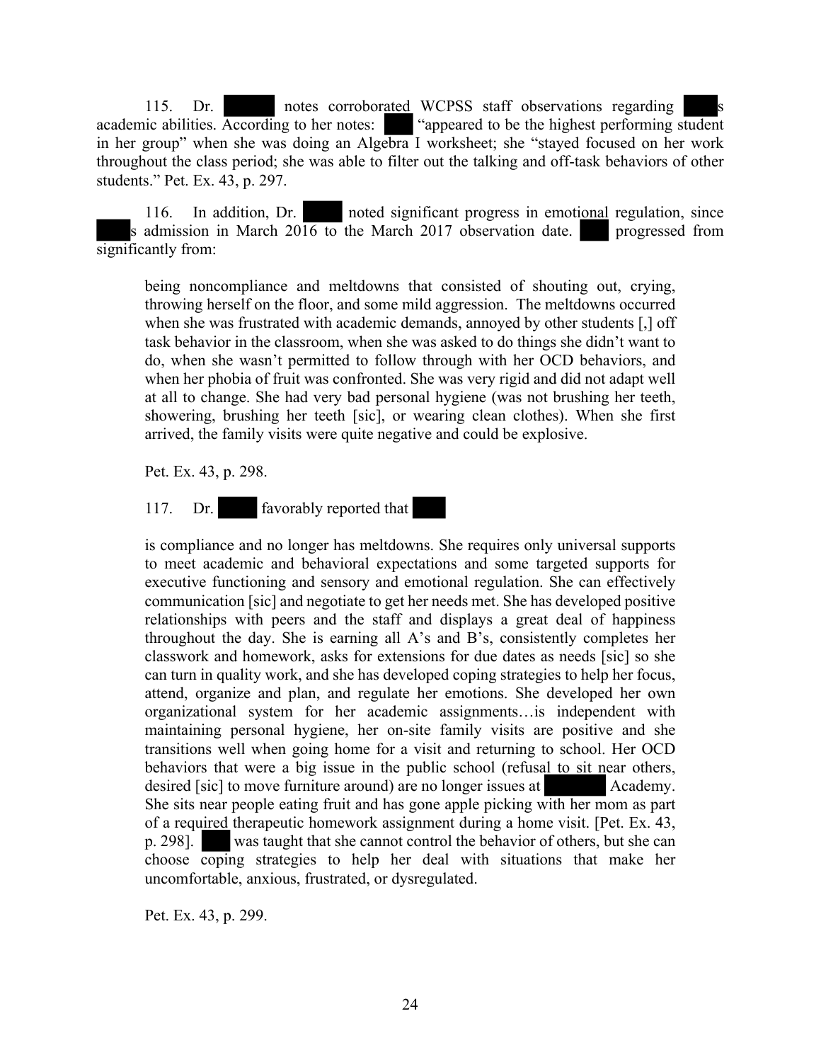115. Dr. ██████ notes corroborated WCPSS staff observations regarding ████s academic abilities. According to her notes: ████ "appeared to be the highest performing student in her group" when she was doing an Algebra I worksheet; she "stayed focused on her work throughout the class period; she was able to filter out the talking and off-task behaviors of other students." Pet. Ex. 43, p. 297.

116. In addition, Dr. █████ noted significant progress in emotional regulation, since ████s admission in March 2016 to the March 2017 observation date. ████ progressed from significantly from:

> being noncompliance and meltdowns that consisted of shouting out, crying, throwing herself on the floor, and some mild aggression. The meltdowns occurred when she was frustrated with academic demands, annoyed by other students [,] off task behavior in the classroom, when she was asked to do things she didn't want to do, when she wasn't permitted to follow through with her OCD behaviors, and when her phobia of fruit was confronted. She was very rigid and did not adapt well at all to change. She had very bad personal hygiene (was not brushing her teeth, showering, brushing her teeth [sic], or wearing clean clothes). When she first arrived, the family visits were quite negative and could be explosive.
>
> Pet. Ex. 43, p. 298.

117. Dr. █████ favorably reported that ████

> is compliance and no longer has meltdowns. She requires only universal supports to meet academic and behavioral expectations and some targeted supports for executive functioning and sensory and emotional regulation. She can effectively communication [sic] and negotiate to get her needs met. She has developed positive relationships with peers and the staff and displays a great deal of happiness throughout the day. She is earning all A's and B's, consistently completes her classwork and homework, asks for extensions for due dates as needs [sic] so she can turn in quality work, and she has developed coping strategies to help her focus, attend, organize and plan, and regulate her emotions. She developed her own organizational system for her academic assignments…is independent with maintaining personal hygiene, her on-site family visits are positive and she transitions well when going home for a visit and returning to school. Her OCD behaviors that were a big issue in the public school (refusal to sit near others, desired [sic] to move furniture around) are no longer issues at ███████ Academy. She sits near people eating fruit and has gone apple picking with her mom as part of a required therapeutic homework assignment during a home visit. [Pet. Ex. 43, p. 298]. ████ was taught that she cannot control the behavior of others, but she can choose coping strategies to help her deal with situations that make her uncomfortable, anxious, frustrated, or dysregulated.
>
> Pet. Ex. 43, p. 299.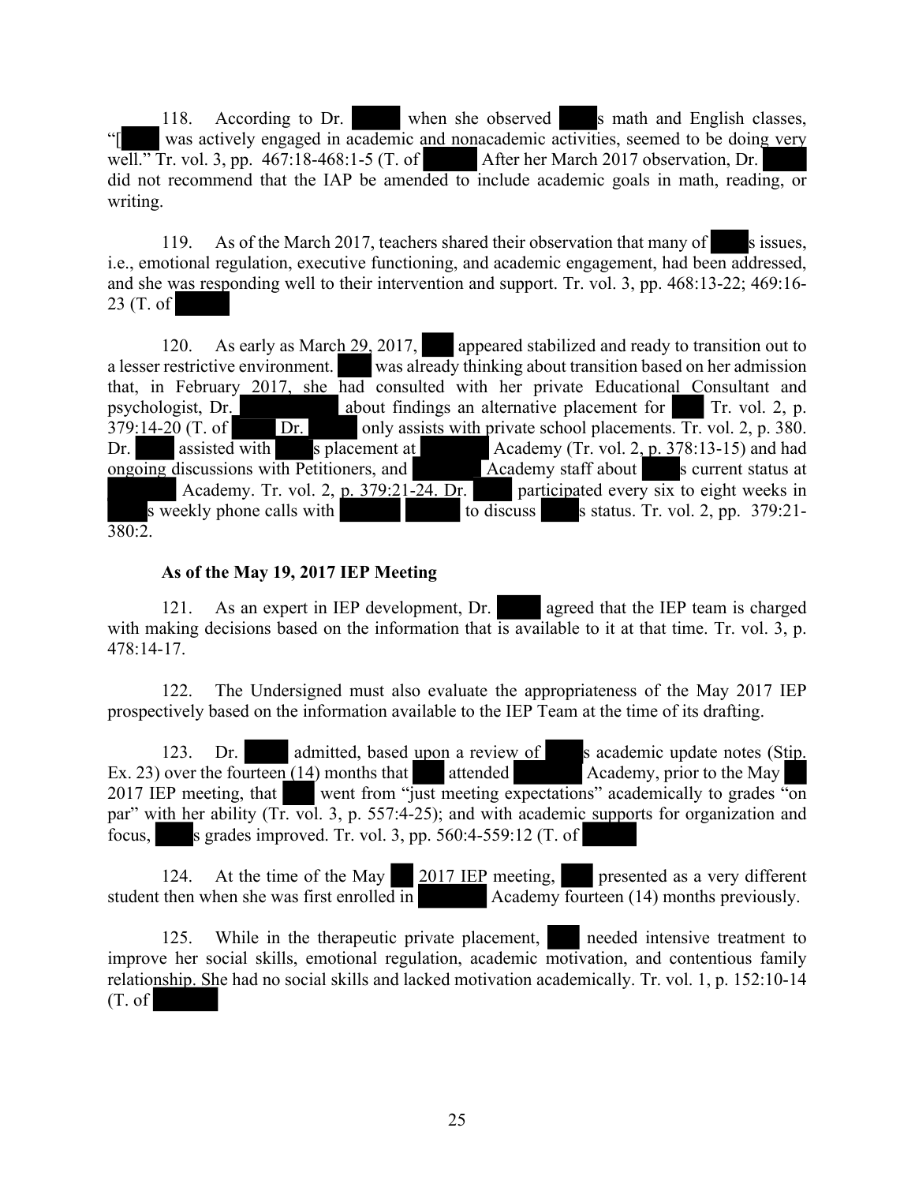118. According to Dr. ██████ when she observed ████s math and English classes, "[████ was actively engaged in academic and nonacademic activities, seemed to be doing very well." Tr. vol. 3, pp. 467:18-468:1-5 (T. of ██████ After her March 2017 observation, Dr. ██████ did not recommend that the IAP be amended to include academic goals in math, reading, or writing.

119. As of the March 2017, teachers shared their observation that many of ████s issues, i.e., emotional regulation, executive functioning, and academic engagement, had been addressed, and she was responding well to their intervention and support. Tr. vol. 3, pp. 468:13-22; 469:16-23 (T. of ██████

120. As early as March 29, 2017, ████ appeared stabilized and ready to transition out to a lesser restrictive environment. ████ was already thinking about transition based on her admission that, in February 2017, she had consulted with her private Educational Consultant and psychologist, Dr. ██████████ about findings an alternative placement for ████ Tr. vol. 2, p. 379:14-20 (T. of ████ Dr. ██████ only assists with private school placements. Tr. vol. 2, p. 380. Dr. ████ assisted with ████s placement at ████████ Academy (Tr. vol. 2, p. 378:13-15) and had ongoing discussions with Petitioners, and ████████ Academy staff about ████s current status at ████████ Academy. Tr. vol. 2, p. 379:21-24. Dr. ████ participated every six to eight weeks in ████s weekly phone calls with ██████ ██████ to discuss ████s status. Tr. vol. 2, pp. 379:21-380:2.

**As of the May 19, 2017 IEP Meeting**

121. As an expert in IEP development, Dr. ██████ agreed that the IEP team is charged with making decisions based on the information that is available to it at that time. Tr. vol. 3, p. 478:14-17.

122. The Undersigned must also evaluate the appropriateness of the May 2017 IEP prospectively based on the information available to the IEP Team at the time of its drafting.

123. Dr. ██████ admitted, based upon a review of ████s academic update notes (Stip. Ex. 23) over the fourteen (14) months that ████ attended ████████ Academy, prior to the May ██ 2017 IEP meeting, that ████ went from "just meeting expectations" academically to grades "on par" with her ability (Tr. vol. 3, p. 557:4-25); and with academic supports for organization and focus, ████s grades improved. Tr. vol. 3, pp. 560:4-559:12 (T. of ██████

124. At the time of the May ██ 2017 IEP meeting, ████ presented as a very different student then when she was first enrolled in ████████ Academy fourteen (14) months previously.

125. While in the therapeutic private placement, ████ needed intensive treatment to improve her social skills, emotional regulation, academic motivation, and contentious family relationship. She had no social skills and lacked motivation academically. Tr. vol. 1, p. 152:10-14 (T. of ██████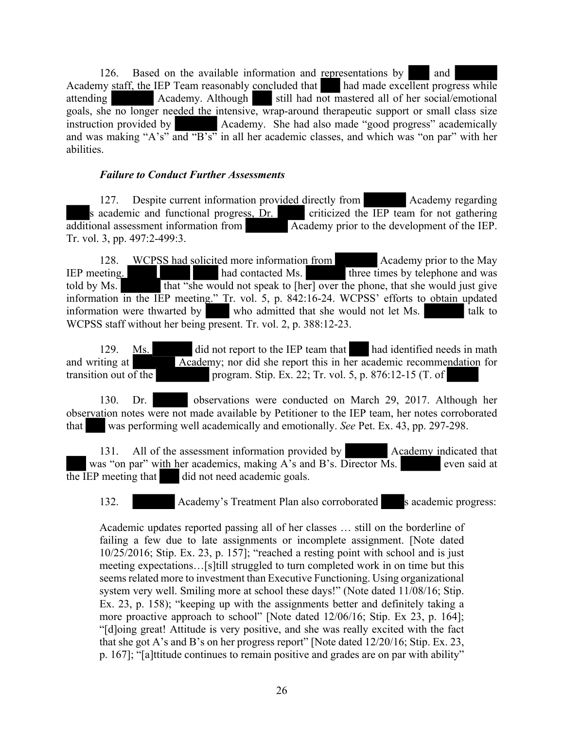126. Based on the available information and representations by ███ and ██████ Academy staff, the IEP Team reasonably concluded that ███ had made excellent progress while attending ██████ Academy. Although ███ still had not mastered all of her social/emotional goals, she no longer needed the intensive, wrap-around therapeutic support or small class size instruction provided by ██████ Academy. She had also made "good progress" academically and was making "A's" and "B's" in all her academic classes, and which was "on par" with her abilities.

***Failure to Conduct Further Assessments***

127. Despite current information provided directly from ██████ Academy regarding ███s academic and functional progress, Dr. ████ criticized the IEP team for not gathering additional assessment information from ██████ Academy prior to the development of the IEP. Tr. vol. 3, pp. 497:2-499:3.

128. WCPSS had solicited more information from ██████ Academy prior to the May IEP meeting. ████ ████ ███ had contacted Ms. ██████ three times by telephone and was told by Ms. ██████ that "she would not speak to [her] over the phone, that she would just give information in the IEP meeting." Tr. vol. 5, p. 842:16-24. WCPSS' efforts to obtain updated information were thwarted by ███ who admitted that she would not let Ms. ██████ talk to WCPSS staff without her being present. Tr. vol. 2, p. 388:12-23.

129. Ms. ██████ did not report to the IEP team that ███ had identified needs in math and writing at ██████ Academy; nor did she report this in her academic recommendation for transition out of the ████████ program. Stip. Ex. 22; Tr. vol. 5, p. 876:12-15 (T. of █████

130. Dr. █████ observations were conducted on March 29, 2017. Although her observation notes were not made available by Petitioner to the IEP team, her notes corroborated that ███ was performing well academically and emotionally. *See* Pet. Ex. 43, pp. 297-298.

131. All of the assessment information provided by ██████ Academy indicated that ███ was "on par" with her academics, making A's and B's. Director Ms. ██████ even said at the IEP meeting that ███ did not need academic goals.

132. ██████ Academy's Treatment Plan also corroborated ███s academic progress:

> Academic updates reported passing all of her classes … still on the borderline of failing a few due to late assignments or incomplete assignment. [Note dated 10/25/2016; Stip. Ex. 23, p. 157]; "reached a resting point with school and is just meeting expectations…[s]till struggled to turn completed work in on time but this seems related more to investment than Executive Functioning. Using organizational system very well. Smiling more at school these days!" (Note dated 11/08/16; Stip. Ex. 23, p. 158); "keeping up with the assignments better and definitely taking a more proactive approach to school" [Note dated 12/06/16; Stip. Ex 23, p. 164]; "[d]oing great! Attitude is very positive, and she was really excited with the fact that she got A's and B's on her progress report" [Note dated 12/20/16; Stip. Ex. 23, p. 167]; "[a]ttitude continues to remain positive and grades are on par with ability"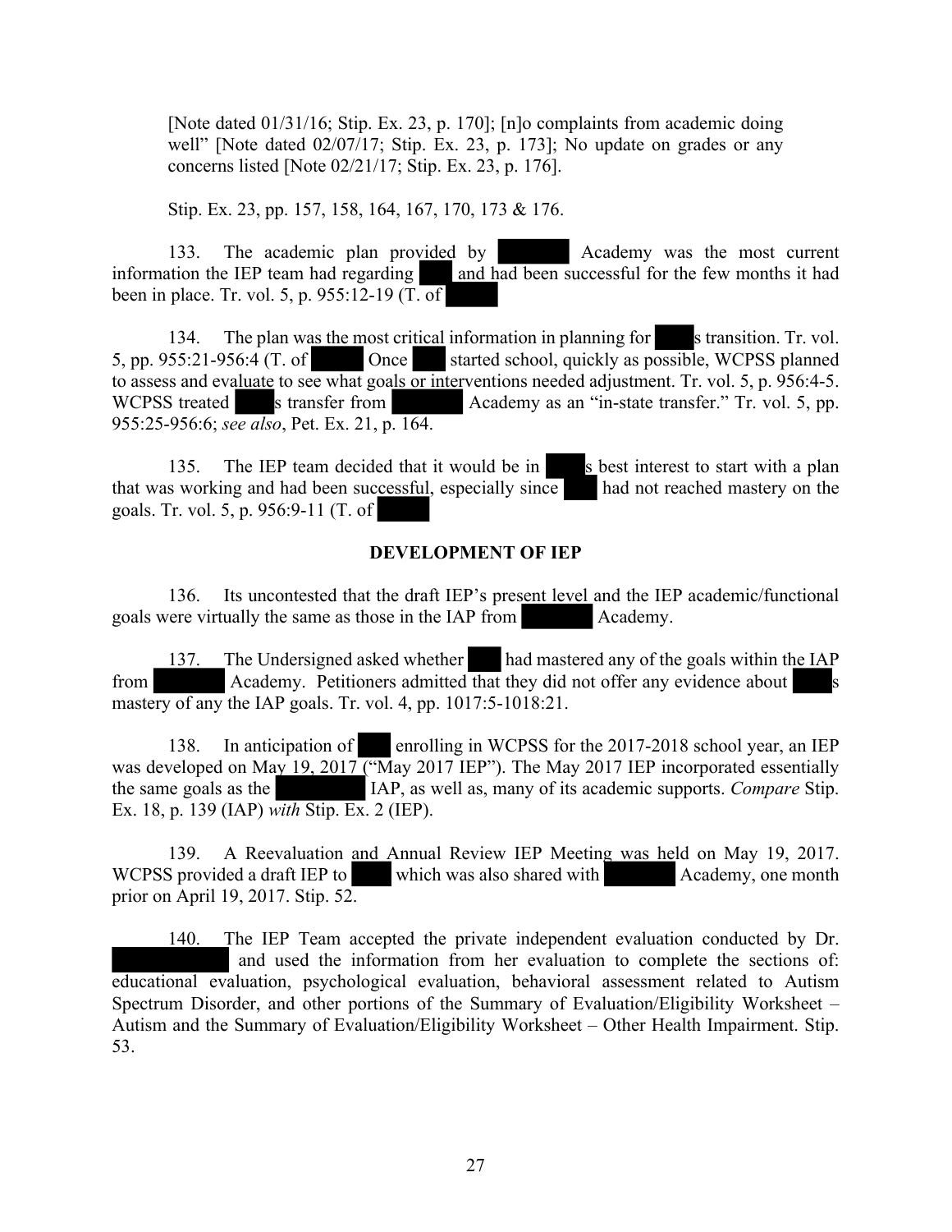[Note dated 01/31/16; Stip. Ex. 23, p. 170]; [n]o complaints from academic doing well" [Note dated 02/07/17; Stip. Ex. 23, p. 173]; No update on grades or any concerns listed [Note 02/21/17; Stip. Ex. 23, p. 176].

Stip. Ex. 23, pp. 157, 158, 164, 167, 170, 173 & 176.

133. The academic plan provided by Academy was the most current information the IEP team had regarding and had been successful for the few months it had been in place. Tr. vol. 5, p. 955:12-19 (T. of

134. The plan was the most critical information in planning for s transition. Tr. vol. 5, pp. 955:21-956:4 (T. of Once started school, quickly as possible, WCPSS planned to assess and evaluate to see what goals or interventions needed adjustment. Tr. vol. 5, p. 956:4-5. WCPSS treated s transfer from Academy as an "in-state transfer." Tr. vol. 5, pp. 955:25-956:6; *see also*, Pet. Ex. 21, p. 164.

135. The IEP team decided that it would be in s best interest to start with a plan that was working and had been successful, especially since had not reached mastery on the goals. Tr. vol. 5, p. 956:9-11 (T. of

## DEVELOPMENT OF IEP

136. Its uncontested that the draft IEP's present level and the IEP academic/functional goals were virtually the same as those in the IAP from Academy.

137. The Undersigned asked whether had mastered any of the goals within the IAP from Academy. Petitioners admitted that they did not offer any evidence about s mastery of any the IAP goals. Tr. vol. 4, pp. 1017:5-1018:21.

138. In anticipation of enrolling in WCPSS for the 2017-2018 school year, an IEP was developed on May 19, 2017 ("May 2017 IEP"). The May 2017 IEP incorporated essentially the same goals as the IAP, as well as, many of its academic supports. *Compare* Stip. Ex. 18, p. 139 (IAP) *with* Stip. Ex. 2 (IEP).

139. A Reevaluation and Annual Review IEP Meeting was held on May 19, 2017. WCPSS provided a draft IEP to which was also shared with Academy, one month prior on April 19, 2017. Stip. 52.

140. The IEP Team accepted the private independent evaluation conducted by Dr. and used the information from her evaluation to complete the sections of: educational evaluation, psychological evaluation, behavioral assessment related to Autism Spectrum Disorder, and other portions of the Summary of Evaluation/Eligibility Worksheet – Autism and the Summary of Evaluation/Eligibility Worksheet – Other Health Impairment. Stip. 53.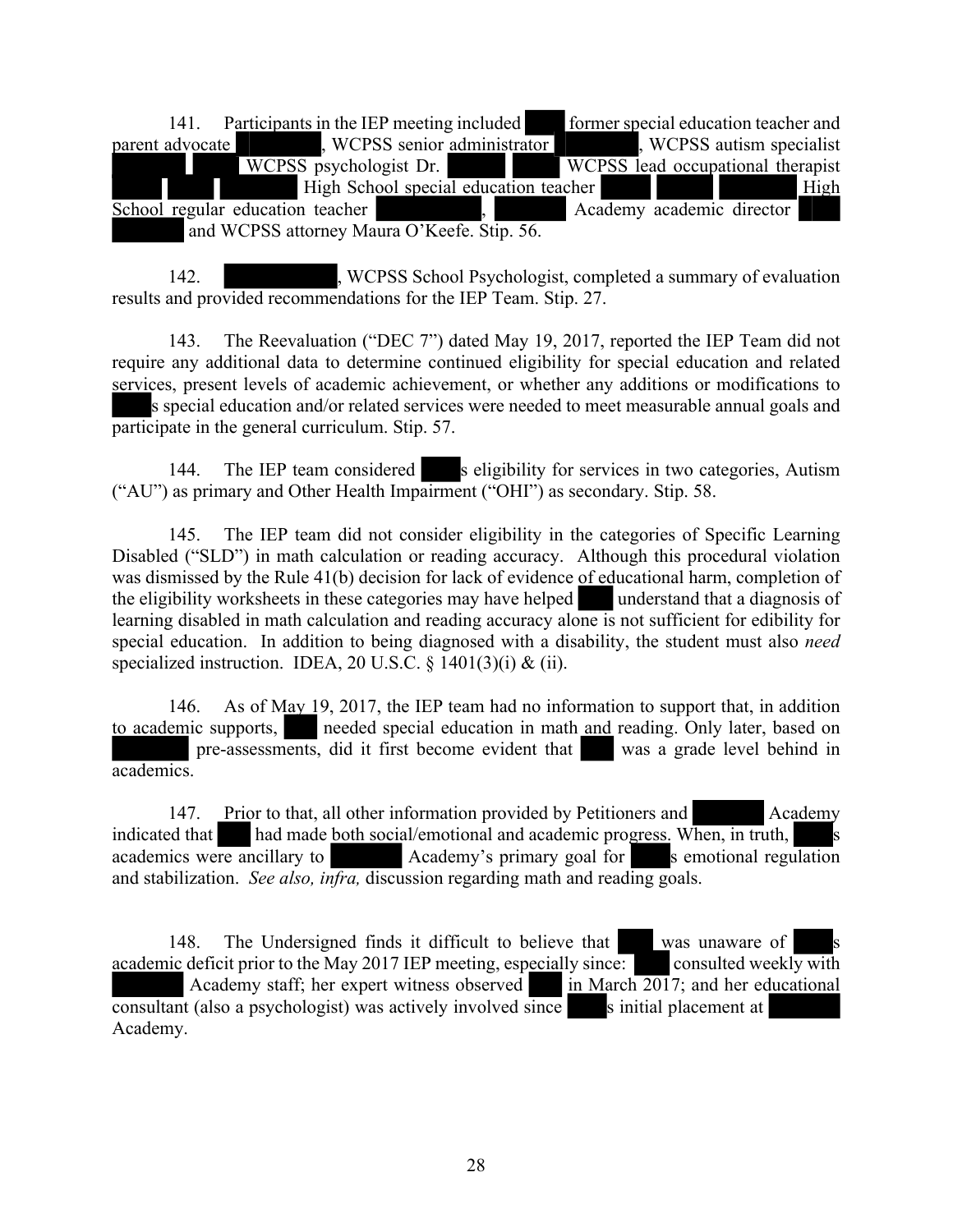141. Participants in the IEP meeting included ████ former special education teacher and parent advocate ████████, WCPSS senior administrator ████████, WCPSS autism specialist ██████ █████ WCPSS psychologist Dr. █████ ████ WCPSS lead occupational therapist █████ █████ ███████ High School special education teacher █████ █████ ███████ High School regular education teacher █████████, ██████ Academy academic director ████ ███████ and WCPSS attorney Maura O'Keefe. Stip. 56.

142. ██████████, WCPSS School Psychologist, completed a summary of evaluation results and provided recommendations for the IEP Team. Stip. 27.

143. The Reevaluation ("DEC 7") dated May 19, 2017, reported the IEP Team did not require any additional data to determine continued eligibility for special education and related services, present levels of academic achievement, or whether any additions or modifications to ████s special education and/or related services were needed to meet measurable annual goals and participate in the general curriculum. Stip. 57.

144. The IEP team considered ████s eligibility for services in two categories, Autism ("AU") as primary and Other Health Impairment ("OHI") as secondary. Stip. 58.

145. The IEP team did not consider eligibility in the categories of Specific Learning Disabled ("SLD") in math calculation or reading accuracy. Although this procedural violation was dismissed by the Rule 41(b) decision for lack of evidence of educational harm, completion of the eligibility worksheets in these categories may have helped ███ understand that a diagnosis of learning disabled in math calculation and reading accuracy alone is not sufficient for edibility for special education. In addition to being diagnosed with a disability, the student must also *need* specialized instruction. IDEA, 20 U.S.C. § 1401(3)(i) & (ii).

146. As of May 19, 2017, the IEP team had no information to support that, in addition to academic supports, ███ needed special education in math and reading. Only later, based on ████████ pre-assessments, did it first become evident that ███ was a grade level behind in academics.

147. Prior to that, all other information provided by Petitioners and ███████ Academy indicated that ███ had made both social/emotional and academic progress. When, in truth, ████s academics were ancillary to ███████ Academy's primary goal for ████s emotional regulation and stabilization. *See also, infra,* discussion regarding math and reading goals.

148. The Undersigned finds it difficult to believe that ███ was unaware of ████s academic deficit prior to the May 2017 IEP meeting, especially since: ███ consulted weekly with ███████ Academy staff; her expert witness observed ███ in March 2017; and her educational consultant (also a psychologist) was actively involved since ████s initial placement at ███████ Academy.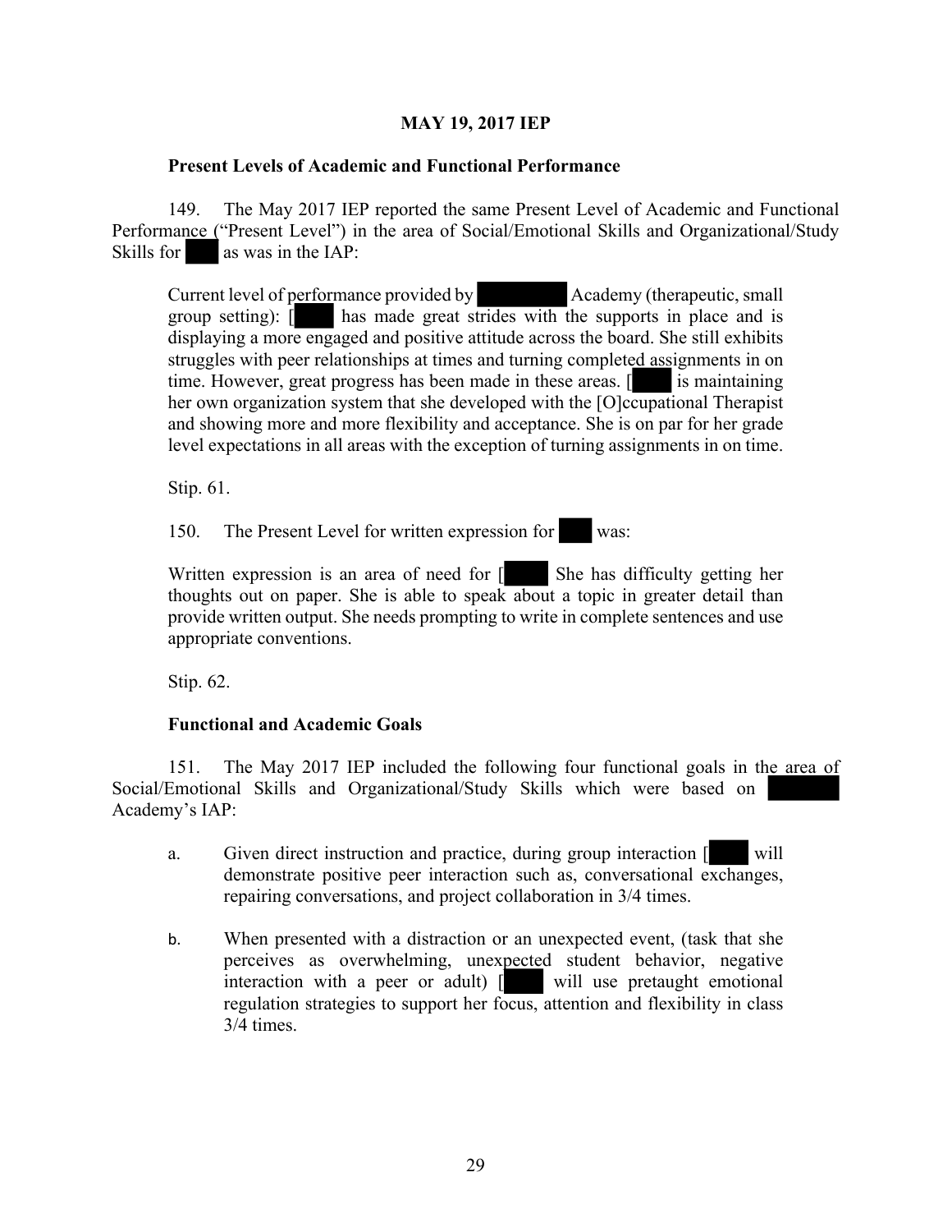**MAY 19, 2017 IEP**

**Present Levels of Academic and Functional Performance**

149. The May 2017 IEP reported the same Present Level of Academic and Functional Performance ("Present Level") in the area of Social/Emotional Skills and Organizational/Study Skills for [REDACTED] as was in the IAP:

> Current level of performance provided by [REDACTED] Academy (therapeutic, small group setting): [REDACTED] has made great strides with the supports in place and is displaying a more engaged and positive attitude across the board. She still exhibits struggles with peer relationships at times and turning completed assignments in on time. However, great progress has been made in these areas. [REDACTED] is maintaining her own organization system that she developed with the [O]ccupational Therapist and showing more and more flexibility and acceptance. She is on par for her grade level expectations in all areas with the exception of turning assignments in on time.
>
> Stip. 61.

150. The Present Level for written expression for [REDACTED] was:

> Written expression is an area of need for [REDACTED] She has difficulty getting her thoughts out on paper. She is able to speak about a topic in greater detail than provide written output. She needs prompting to write in complete sentences and use appropriate conventions.
>
> Stip. 62.

**Functional and Academic Goals**

151. The May 2017 IEP included the following four functional goals in the area of Social/Emotional Skills and Organizational/Study Skills which were based on [REDACTED] Academy's IAP:

a. Given direct instruction and practice, during group interaction [REDACTED] will demonstrate positive peer interaction such as, conversational exchanges, repairing conversations, and project collaboration in 3/4 times.

b. When presented with a distraction or an unexpected event, (task that she perceives as overwhelming, unexpected student behavior, negative interaction with a peer or adult) [REDACTED] will use pretaught emotional regulation strategies to support her focus, attention and flexibility in class 3/4 times.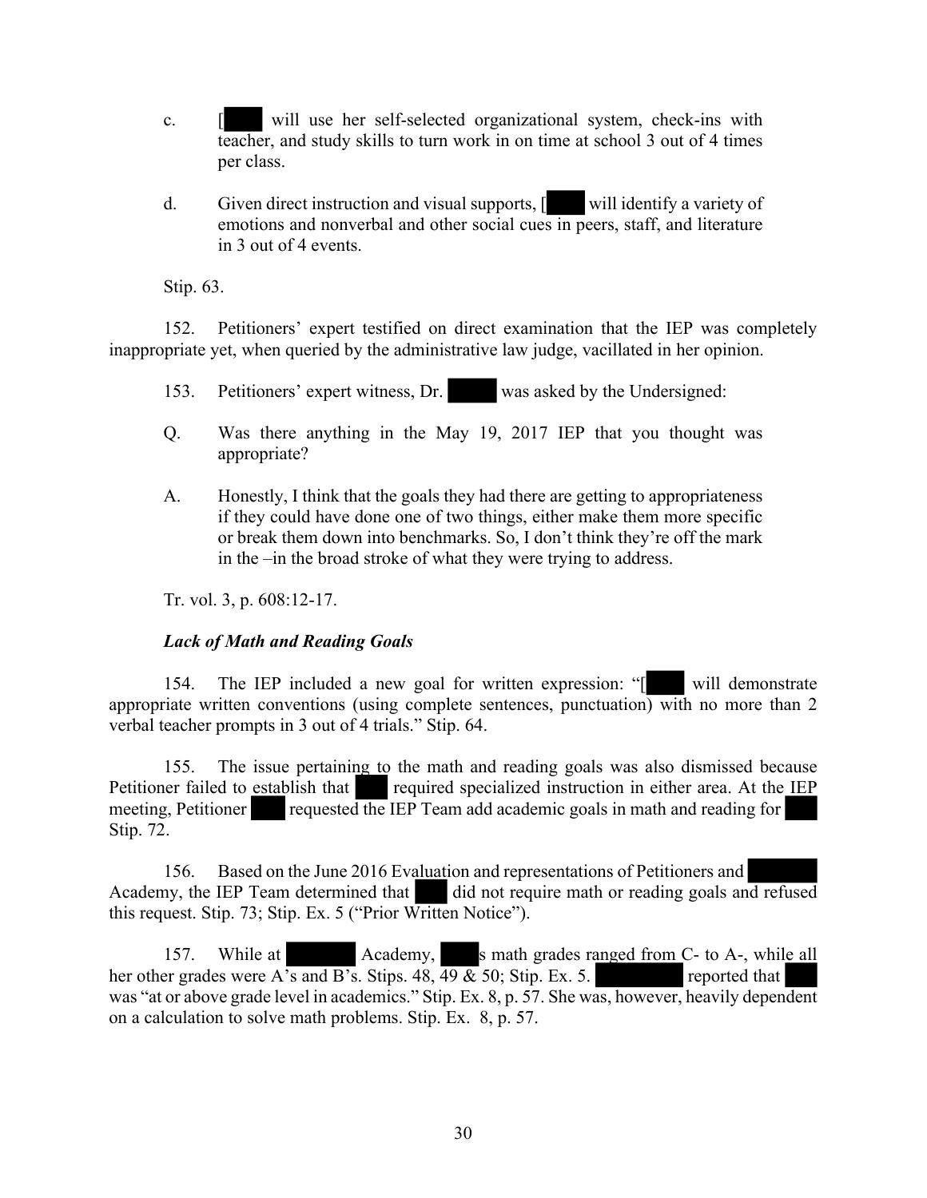c. [ will use her self-selected organizational system, check-ins with teacher, and study skills to turn work in on time at school 3 out of 4 times per class.

d. Given direct instruction and visual supports, [ will identify a variety of emotions and nonverbal and other social cues in peers, staff, and literature in 3 out of 4 events.

Stip. 63.

152. Petitioners' expert testified on direct examination that the IEP was completely inappropriate yet, when queried by the administrative law judge, vacillated in her opinion.

153. Petitioners' expert witness, Dr. was asked by the Undersigned:

Q. Was there anything in the May 19, 2017 IEP that you thought was appropriate?

A. Honestly, I think that the goals they had there are getting to appropriateness if they could have done one of two things, either make them more specific or break them down into benchmarks. So, I don't think they're off the mark in the –in the broad stroke of what they were trying to address.

Tr. vol. 3, p. 608:12-17.

***Lack of Math and Reading Goals***

154. The IEP included a new goal for written expression: "[ will demonstrate appropriate written conventions (using complete sentences, punctuation) with no more than 2 verbal teacher prompts in 3 out of 4 trials." Stip. 64.

155. The issue pertaining to the math and reading goals was also dismissed because Petitioner failed to establish that required specialized instruction in either area. At the IEP meeting, Petitioner requested the IEP Team add academic goals in math and reading for Stip. 72.

156. Based on the June 2016 Evaluation and representations of Petitioners and Academy, the IEP Team determined that did not require math or reading goals and refused this request. Stip. 73; Stip. Ex. 5 ("Prior Written Notice").

157. While at Academy, s math grades ranged from C- to A-, while all her other grades were A's and B's. Stips. 48, 49 & 50; Stip. Ex. 5. reported that was "at or above grade level in academics." Stip. Ex. 8, p. 57. She was, however, heavily dependent on a calculation to solve math problems. Stip. Ex. 8, p. 57.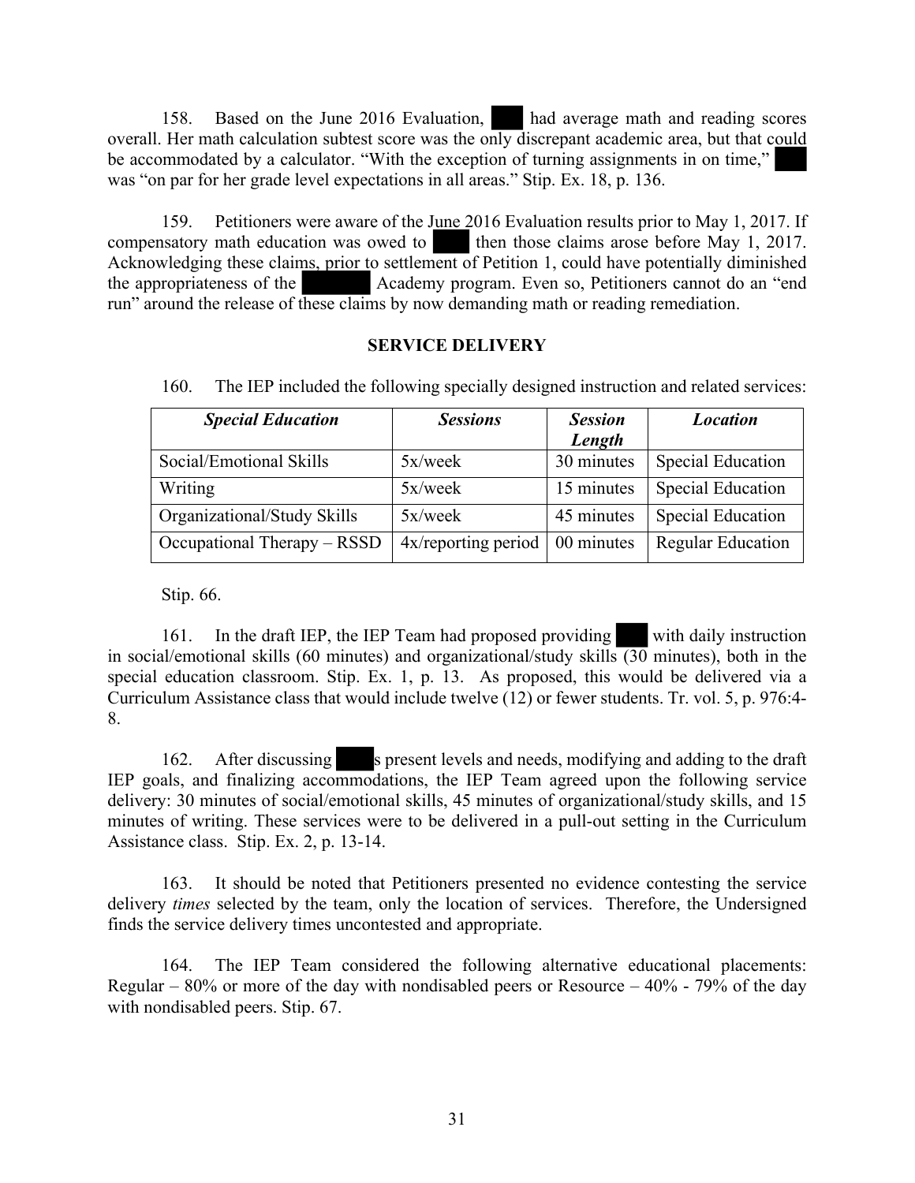158. Based on the June 2016 Evaluation, ███ had average math and reading scores overall. Her math calculation subtest score was the only discrepant academic area, but that could be accommodated by a calculator. "With the exception of turning assignments in on time," ███ was "on par for her grade level expectations in all areas." Stip. Ex. 18, p. 136.

159. Petitioners were aware of the June 2016 Evaluation results prior to May 1, 2017. If compensatory math education was owed to ███ then those claims arose before May 1, 2017. Acknowledging these claims, prior to settlement of Petition 1, could have potentially diminished the appropriateness of the ███ Academy program. Even so, Petitioners cannot do an "end run" around the release of these claims by now demanding math or reading remediation.

**SERVICE DELIVERY**

160. The IEP included the following specially designed instruction and related services:

| *Special Education* | *Sessions* | *Session Length* | *Location* |
|---|---|---|---|
| Social/Emotional Skills | 5x/week | 30 minutes | Special Education |
| Writing | 5x/week | 15 minutes | Special Education |
| Organizational/Study Skills | 5x/week | 45 minutes | Special Education |
| Occupational Therapy – RSSD | 4x/reporting period | 00 minutes | Regular Education |

Stip. 66.

161. In the draft IEP, the IEP Team had proposed providing ███ with daily instruction in social/emotional skills (60 minutes) and organizational/study skills (30 minutes), both in the special education classroom. Stip. Ex. 1, p. 13. As proposed, this would be delivered via a Curriculum Assistance class that would include twelve (12) or fewer students. Tr. vol. 5, p. 976:4-8.

162. After discussing ███s present levels and needs, modifying and adding to the draft IEP goals, and finalizing accommodations, the IEP Team agreed upon the following service delivery: 30 minutes of social/emotional skills, 45 minutes of organizational/study skills, and 15 minutes of writing. These services were to be delivered in a pull-out setting in the Curriculum Assistance class. Stip. Ex. 2, p. 13-14.

163. It should be noted that Petitioners presented no evidence contesting the service delivery *times* selected by the team, only the location of services. Therefore, the Undersigned finds the service delivery times uncontested and appropriate.

164. The IEP Team considered the following alternative educational placements: Regular – 80% or more of the day with nondisabled peers or Resource – 40% - 79% of the day with nondisabled peers. Stip. 67.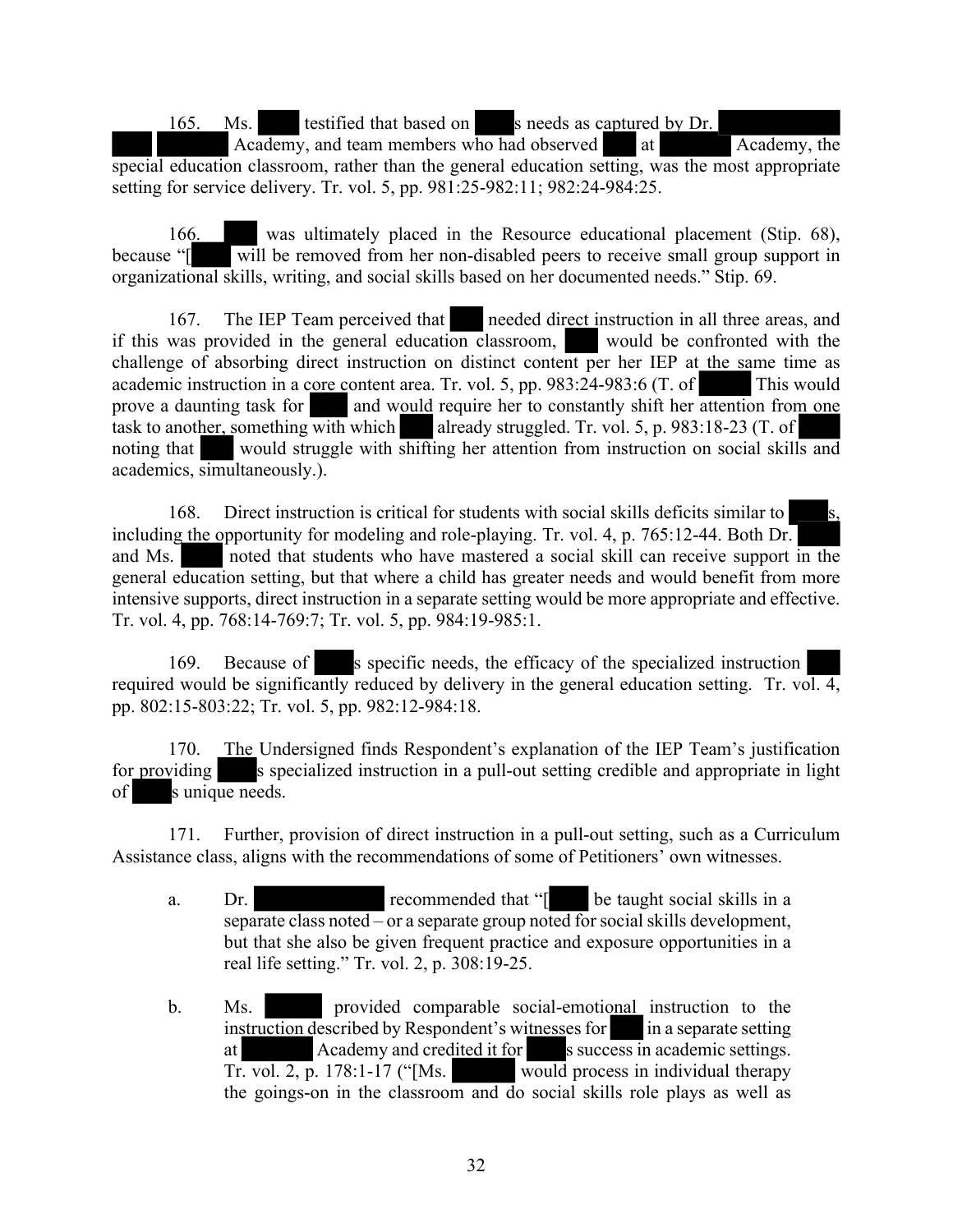165. Ms. ████ testified that based on ████s needs as captured by Dr. ████████ ███ ██████ Academy, and team members who had observed ███ at ██████ Academy, the special education classroom, rather than the general education setting, was the most appropriate setting for service delivery. Tr. vol. 5, pp. 981:25-982:11; 982:24-984:25.

166. ████ was ultimately placed in the Resource educational placement (Stip. 68), because "[████ will be removed from her non-disabled peers to receive small group support in organizational skills, writing, and social skills based on her documented needs." Stip. 69.

167. The IEP Team perceived that ███ needed direct instruction in all three areas, and if this was provided in the general education classroom, ███ would be confronted with the challenge of absorbing direct instruction on distinct content per her IEP at the same time as academic instruction in a core content area. Tr. vol. 5, pp. 983:24-983:6 (T. of █████ This would prove a daunting task for ████ and would require her to constantly shift her attention from one task to another, something with which ███ already struggled. Tr. vol. 5, p. 983:18-23 (T. of █████ noting that ███ would struggle with shifting her attention from instruction on social skills and academics, simultaneously.).

168. Direct instruction is critical for students with social skills deficits similar to ████s, including the opportunity for modeling and role-playing. Tr. vol. 4, p. 765:12-44. Both Dr. ████ and Ms. ████ noted that students who have mastered a social skill can receive support in the general education setting, but that where a child has greater needs and would benefit from more intensive supports, direct instruction in a separate setting would be more appropriate and effective. Tr. vol. 4, pp. 768:14-769:7; Tr. vol. 5, pp. 984:19-985:1.

169. Because of ████s specific needs, the efficacy of the specialized instruction ███ required would be significantly reduced by delivery in the general education setting. Tr. vol. 4, pp. 802:15-803:22; Tr. vol. 5, pp. 982:12-984:18.

170. The Undersigned finds Respondent's explanation of the IEP Team's justification for providing ████s specialized instruction in a pull-out setting credible and appropriate in light of ████s unique needs.

171. Further, provision of direct instruction in a pull-out setting, such as a Curriculum Assistance class, aligns with the recommendations of some of Petitioners' own witnesses.

a. Dr. ██████████ recommended that "[████ be taught social skills in a separate class noted – or a separate group noted for social skills development, but that she also be given frequent practice and exposure opportunities in a real life setting." Tr. vol. 2, p. 308:19-25.

b. Ms. ██████ provided comparable social-emotional instruction to the instruction described by Respondent's witnesses for ███ in a separate setting at ██████ Academy and credited it for ████s success in academic settings. Tr. vol. 2, p. 178:1-17 ("[Ms. ██████ would process in individual therapy the goings-on in the classroom and do social skills role plays as well as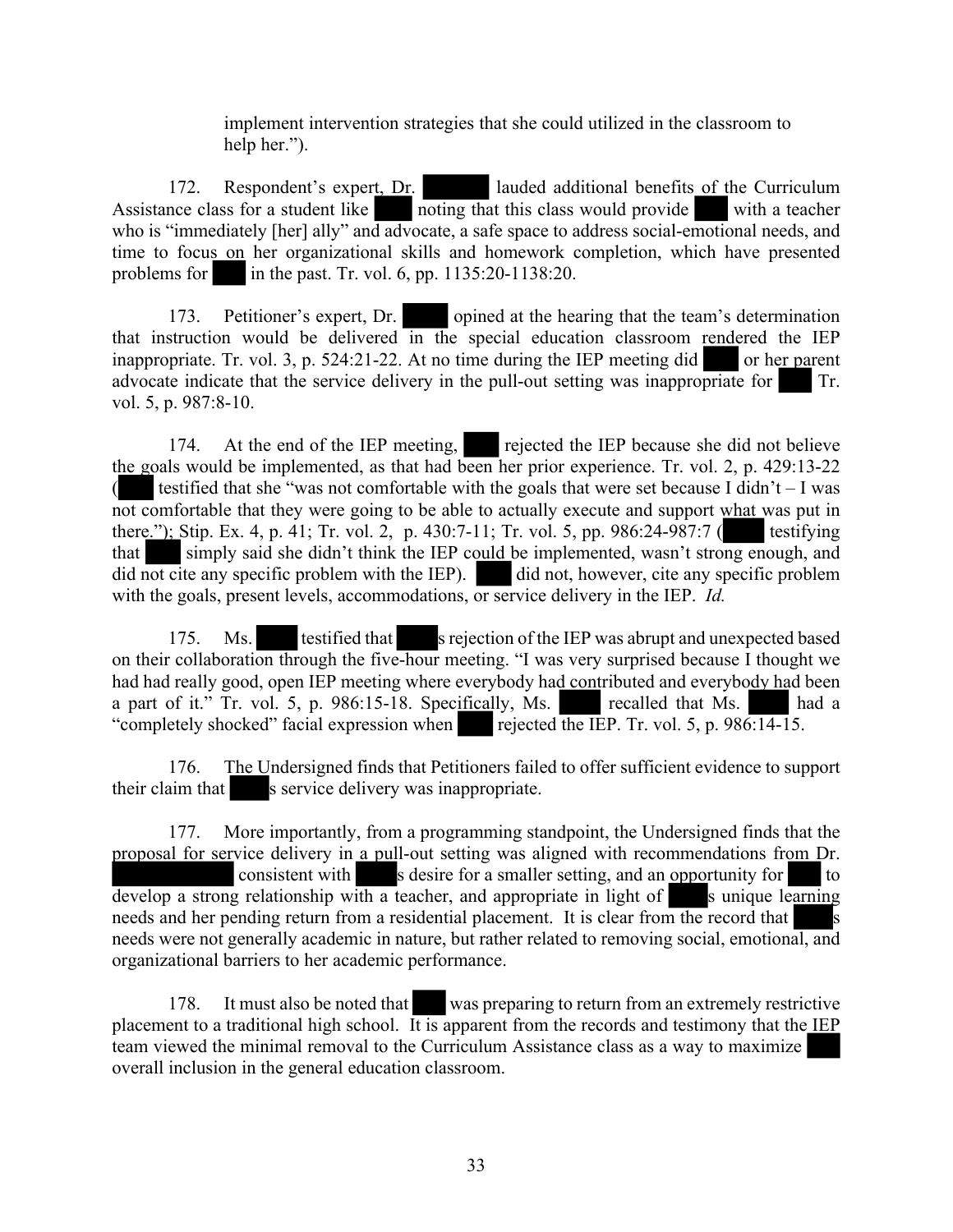implement intervention strategies that she could utilized in the classroom to help her.").

172. Respondent's expert, Dr. ██████ lauded additional benefits of the Curriculum Assistance class for a student like ████ noting that this class would provide ████ with a teacher who is "immediately [her] ally" and advocate, a safe space to address social-emotional needs, and time to focus on her organizational skills and homework completion, which have presented problems for ████ in the past. Tr. vol. 6, pp. 1135:20-1138:20.

173. Petitioner's expert, Dr. █████ opined at the hearing that the team's determination that instruction would be delivered in the special education classroom rendered the IEP inappropriate. Tr. vol. 3, p. 524:21-22. At no time during the IEP meeting did ████ or her parent advocate indicate that the service delivery in the pull-out setting was inappropriate for ████ Tr. vol. 5, p. 987:8-10.

174. At the end of the IEP meeting, ████ rejected the IEP because she did not believe the goals would be implemented, as that had been her prior experience. Tr. vol. 2, p. 429:13-22 (████ testified that she "was not comfortable with the goals that were set because I didn't – I was not comfortable that they were going to be able to actually execute and support what was put in there."); Stip. Ex. 4, p. 41; Tr. vol. 2, p. 430:7-11; Tr. vol. 5, pp. 986:24-987:7 (████ testifying that ████ simply said she didn't think the IEP could be implemented, wasn't strong enough, and did not cite any specific problem with the IEP). ████ did not, however, cite any specific problem with the goals, present levels, accommodations, or service delivery in the IEP. *Id.*

175. Ms. █████ testified that █████s rejection of the IEP was abrupt and unexpected based on their collaboration through the five-hour meeting. "I was very surprised because I thought we had had really good, open IEP meeting where everybody had contributed and everybody had been a part of it." Tr. vol. 5, p. 986:15-18. Specifically, Ms. █████ recalled that Ms. █████ had a "completely shocked" facial expression when ████ rejected the IEP. Tr. vol. 5, p. 986:14-15.

176. The Undersigned finds that Petitioners failed to offer sufficient evidence to support their claim that █████s service delivery was inappropriate.

177. More importantly, from a programming standpoint, the Undersigned finds that the proposal for service delivery in a pull-out setting was aligned with recommendations from Dr. ████████████ consistent with █████s desire for a smaller setting, and an opportunity for ████ to develop a strong relationship with a teacher, and appropriate in light of █████s unique learning needs and her pending return from a residential placement. It is clear from the record that █████s needs were not generally academic in nature, but rather related to removing social, emotional, and organizational barriers to her academic performance.

178. It must also be noted that ████ was preparing to return from an extremely restrictive placement to a traditional high school. It is apparent from the records and testimony that the IEP team viewed the minimal removal to the Curriculum Assistance class as a way to maximize ████ overall inclusion in the general education classroom.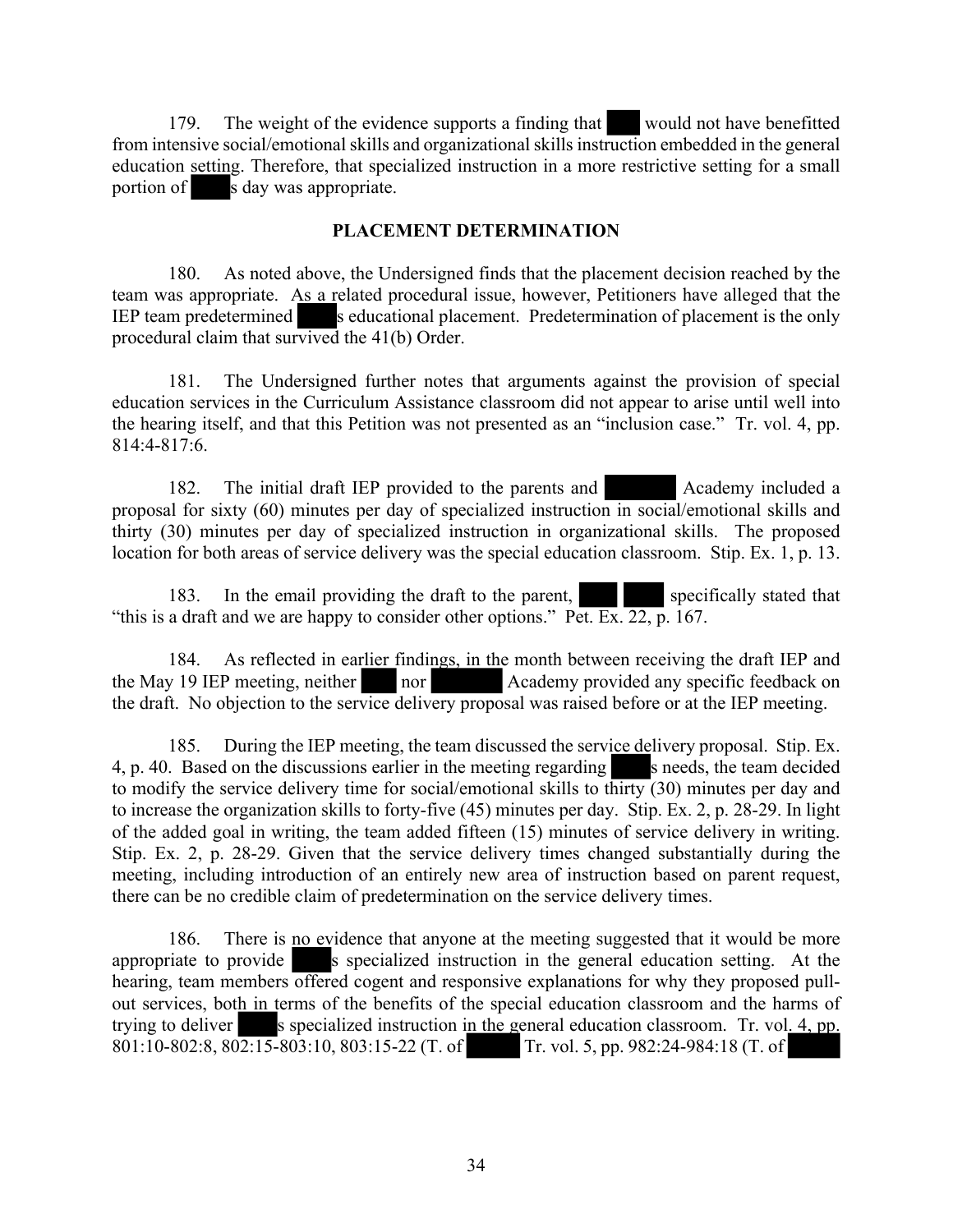179. The weight of the evidence supports a finding that ███ would not have benefitted from intensive social/emotional skills and organizational skills instruction embedded in the general education setting. Therefore, that specialized instruction in a more restrictive setting for a small portion of ███s day was appropriate.

## PLACEMENT DETERMINATION

180. As noted above, the Undersigned finds that the placement decision reached by the team was appropriate. As a related procedural issue, however, Petitioners have alleged that the IEP team predetermined ███s educational placement. Predetermination of placement is the only procedural claim that survived the 41(b) Order.

181. The Undersigned further notes that arguments against the provision of special education services in the Curriculum Assistance classroom did not appear to arise until well into the hearing itself, and that this Petition was not presented as an "inclusion case." Tr. vol. 4, pp. 814:4-817:6.

182. The initial draft IEP provided to the parents and ███ Academy included a proposal for sixty (60) minutes per day of specialized instruction in social/emotional skills and thirty (30) minutes per day of specialized instruction in organizational skills. The proposed location for both areas of service delivery was the special education classroom. Stip. Ex. 1, p. 13.

183. In the email providing the draft to the parent, ███ ███ specifically stated that "this is a draft and we are happy to consider other options." Pet. Ex. 22, p. 167.

184. As reflected in earlier findings, in the month between receiving the draft IEP and the May 19 IEP meeting, neither ███ nor ███ Academy provided any specific feedback on the draft. No objection to the service delivery proposal was raised before or at the IEP meeting.

185. During the IEP meeting, the team discussed the service delivery proposal. Stip. Ex. 4, p. 40. Based on the discussions earlier in the meeting regarding ███s needs, the team decided to modify the service delivery time for social/emotional skills to thirty (30) minutes per day and to increase the organization skills to forty-five (45) minutes per day. Stip. Ex. 2, p. 28-29. In light of the added goal in writing, the team added fifteen (15) minutes of service delivery in writing. Stip. Ex. 2, p. 28-29. Given that the service delivery times changed substantially during the meeting, including introduction of an entirely new area of instruction based on parent request, there can be no credible claim of predetermination on the service delivery times.

186. There is no evidence that anyone at the meeting suggested that it would be more appropriate to provide ███s specialized instruction in the general education setting. At the hearing, team members offered cogent and responsive explanations for why they proposed pull-out services, both in terms of the benefits of the special education classroom and the harms of trying to deliver ███s specialized instruction in the general education classroom. Tr. vol. 4, pp. 801:10-802:8, 802:15-803:10, 803:15-22 (T. of ███ Tr. vol. 5, pp. 982:24-984:18 (T. of ███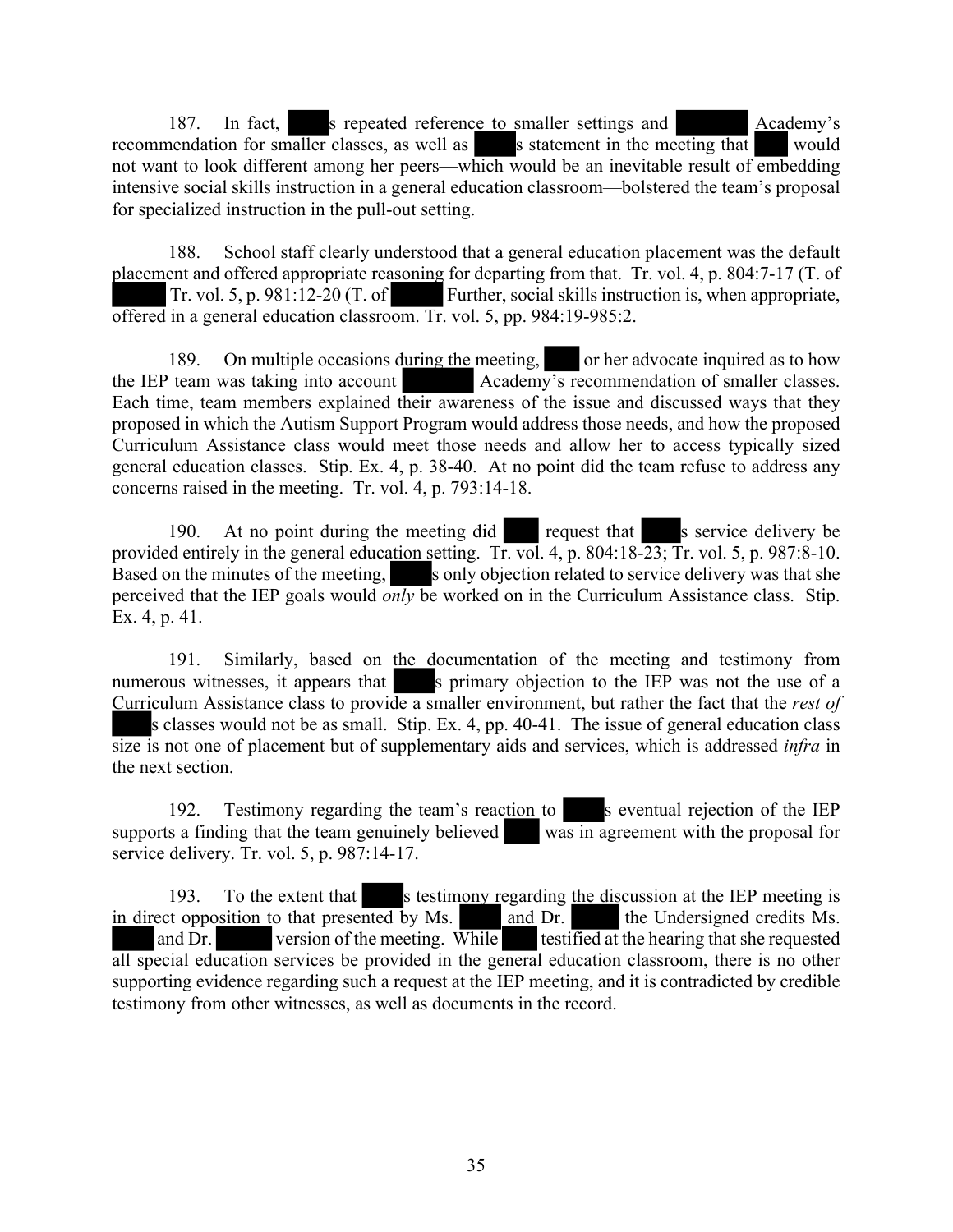187. In fact, ████s repeated reference to smaller settings and ██████ Academy's recommendation for smaller classes, as well as ████s statement in the meeting that ███ would not want to look different among her peers—which would be an inevitable result of embedding intensive social skills instruction in a general education classroom—bolstered the team's proposal for specialized instruction in the pull-out setting.

188. School staff clearly understood that a general education placement was the default placement and offered appropriate reasoning for departing from that. Tr. vol. 4, p. 804:7-17 (T. of █████ Tr. vol. 5, p. 981:12-20 (T. of █████ Further, social skills instruction is, when appropriate, offered in a general education classroom. Tr. vol. 5, pp. 984:19-985:2.

189. On multiple occasions during the meeting, ███ or her advocate inquired as to how the IEP team was taking into account ██████ Academy's recommendation of smaller classes. Each time, team members explained their awareness of the issue and discussed ways that they proposed in which the Autism Support Program would address those needs, and how the proposed Curriculum Assistance class would meet those needs and allow her to access typically sized general education classes. Stip. Ex. 4, p. 38-40. At no point did the team refuse to address any concerns raised in the meeting. Tr. vol. 4, p. 793:14-18.

190. At no point during the meeting did ███ request that ████s service delivery be provided entirely in the general education setting. Tr. vol. 4, p. 804:18-23; Tr. vol. 5, p. 987:8-10. Based on the minutes of the meeting, ████s only objection related to service delivery was that she perceived that the IEP goals would *only* be worked on in the Curriculum Assistance class. Stip. Ex. 4, p. 41.

191. Similarly, based on the documentation of the meeting and testimony from numerous witnesses, it appears that ████s primary objection to the IEP was not the use of a Curriculum Assistance class to provide a smaller environment, but rather the fact that the *rest of* ████s classes would not be as small. Stip. Ex. 4, pp. 40-41. The issue of general education class size is not one of placement but of supplementary aids and services, which is addressed *infra* in the next section.

192. Testimony regarding the team's reaction to ████s eventual rejection of the IEP supports a finding that the team genuinely believed ███ was in agreement with the proposal for service delivery. Tr. vol. 5, p. 987:14-17.

193. To the extent that ████s testimony regarding the discussion at the IEP meeting is in direct opposition to that presented by Ms. ████ and Dr. ████ the Undersigned credits Ms. ████ and Dr. █████ version of the meeting. While ███ testified at the hearing that she requested all special education services be provided in the general education classroom, there is no other supporting evidence regarding such a request at the IEP meeting, and it is contradicted by credible testimony from other witnesses, as well as documents in the record.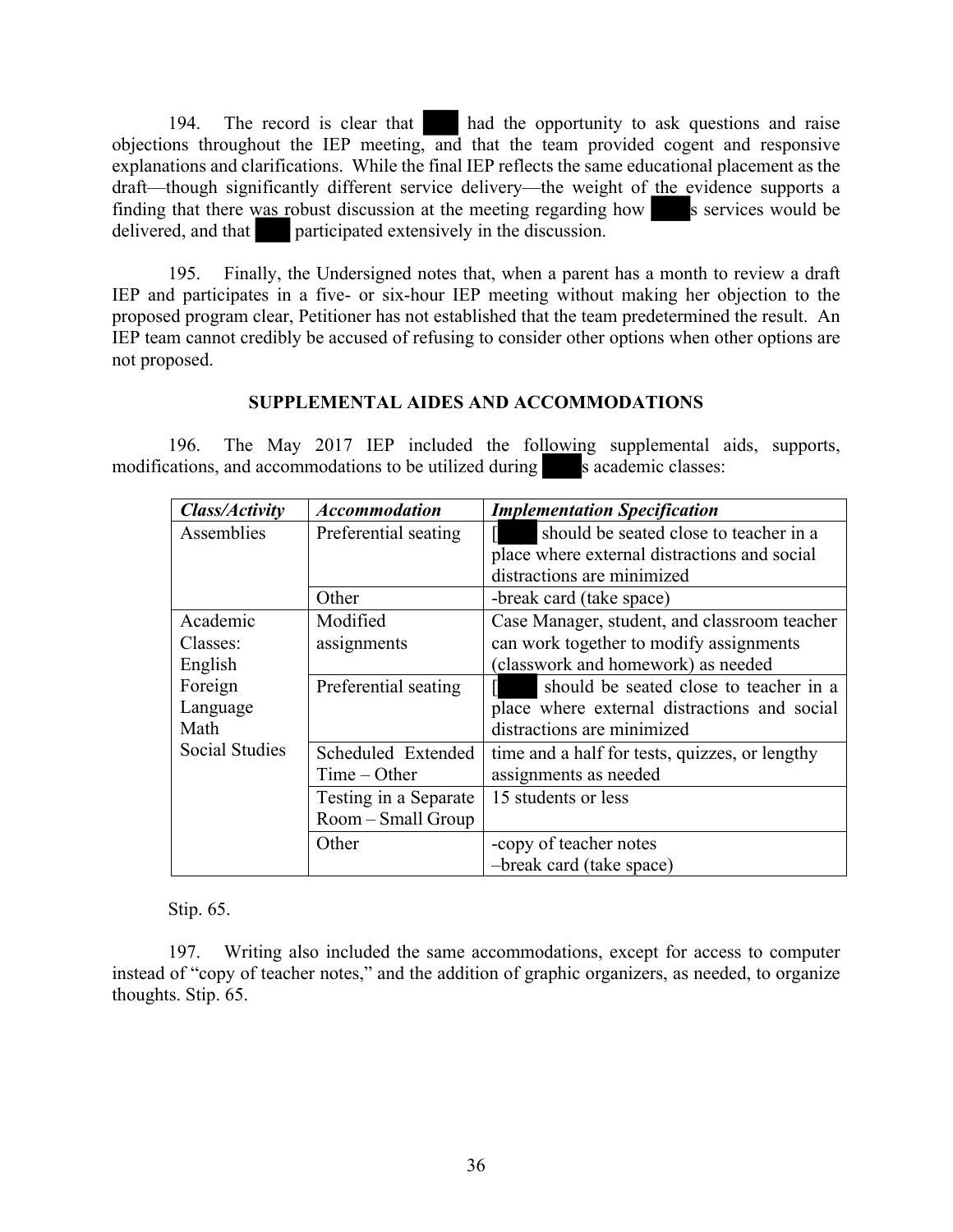194. The record is clear that ███ had the opportunity to ask questions and raise objections throughout the IEP meeting, and that the team provided cogent and responsive explanations and clarifications. While the final IEP reflects the same educational placement as the draft—though significantly different service delivery—the weight of the evidence supports a finding that there was robust discussion at the meeting regarding how ███s services would be delivered, and that ███ participated extensively in the discussion.

195. Finally, the Undersigned notes that, when a parent has a month to review a draft IEP and participates in a five- or six-hour IEP meeting without making her objection to the proposed program clear, Petitioner has not established that the team predetermined the result. An IEP team cannot credibly be accused of refusing to consider other options when other options are not proposed.

## SUPPLEMENTAL AIDES AND ACCOMMODATIONS

196. The May 2017 IEP included the following supplemental aids, supports, modifications, and accommodations to be utilized during ███s academic classes:

| *Class/Activity* | *Accommodation* | *Implementation Specification* |
|---|---|---|
| Assemblies | Preferential seating | [███ should be seated close to teacher in a place where external distractions and social distractions are minimized |
| | Other | -break card (take space) |
| Academic Classes: English Foreign Language Math Social Studies | Modified assignments | Case Manager, student, and classroom teacher can work together to modify assignments (classwork and homework) as needed |
| | Preferential seating | [███ should be seated close to teacher in a place where external distractions and social distractions are minimized |
| | Scheduled Extended Time – Other | time and a half for tests, quizzes, or lengthy assignments as needed |
| | Testing in a Separate Room – Small Group | 15 students or less |
| | Other | -copy of teacher notes –break card (take space) |

Stip. 65.

197. Writing also included the same accommodations, except for access to computer instead of "copy of teacher notes," and the addition of graphic organizers, as needed, to organize thoughts. Stip. 65.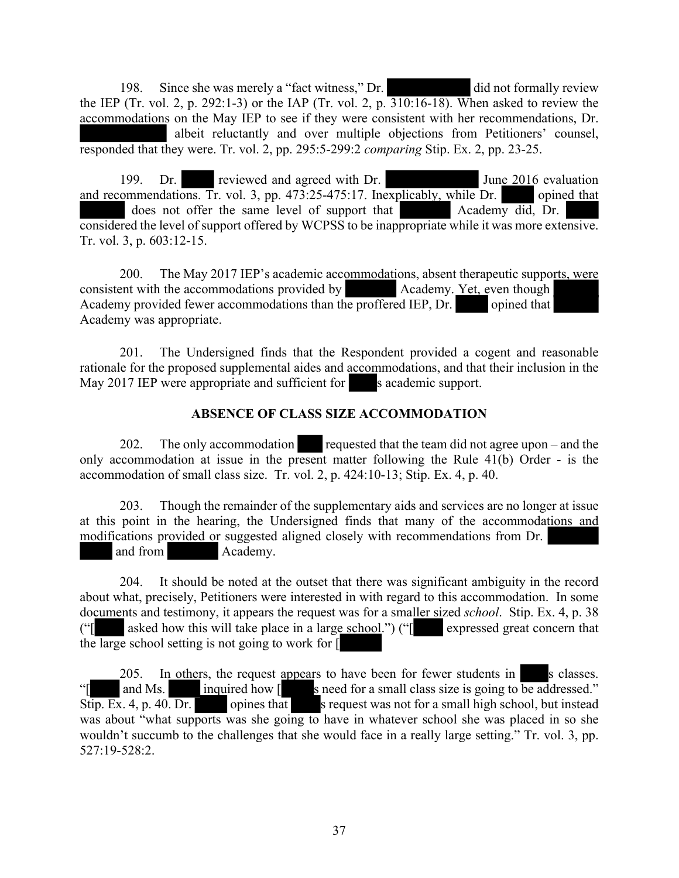198. Since she was merely a "fact witness," Dr. ████████ did not formally review the IEP (Tr. vol. 2, p. 292:1-3) or the IAP (Tr. vol. 2, p. 310:16-18). When asked to review the accommodations on the May IEP to see if they were consistent with her recommendations, Dr. ████████ albeit reluctantly and over multiple objections from Petitioners' counsel, responded that they were. Tr. vol. 2, pp. 295:5-299:2 *comparing* Stip. Ex. 2, pp. 23-25.

199. Dr. ████ reviewed and agreed with Dr. ████████ June 2016 evaluation and recommendations. Tr. vol. 3, pp. 473:25-475:17. Inexplicably, while Dr. ████ opined that ██████ does not offer the same level of support that ██████ Academy did, Dr. ████ considered the level of support offered by WCPSS to be inappropriate while it was more extensive. Tr. vol. 3, p. 603:12-15.

200. The May 2017 IEP's academic accommodations, absent therapeutic supports, were consistent with the accommodations provided by ██████ Academy. Yet, even though ██████ Academy provided fewer accommodations than the proffered IEP, Dr. ████ opined that ██████ Academy was appropriate.

201. The Undersigned finds that the Respondent provided a cogent and reasonable rationale for the proposed supplemental aides and accommodations, and that their inclusion in the May 2017 IEP were appropriate and sufficient for ████s academic support.

## ABSENCE OF CLASS SIZE ACCOMMODATION

202. The only accommodation ███ requested that the team did not agree upon – and the only accommodation at issue in the present matter following the Rule 41(b) Order - is the accommodation of small class size. Tr. vol. 2, p. 424:10-13; Stip. Ex. 4, p. 40.

203. Though the remainder of the supplementary aids and services are no longer at issue at this point in the hearing, the Undersigned finds that many of the accommodations and modifications provided or suggested aligned closely with recommendations from Dr. ██████ ████ and from ██████ Academy.

204. It should be noted at the outset that there was significant ambiguity in the record about what, precisely, Petitioners were interested in with regard to this accommodation. In some documents and testimony, it appears the request was for a smaller sized *school*. Stip. Ex. 4, p. 38 ("[████ asked how this will take place in a large school.") ("[████ expressed great concern that the large school setting is not going to work for [██████

205. In others, the request appears to have been for fewer students in ████s classes. "[████ and Ms. ████ inquired how [████s need for a small class size is going to be addressed." Stip. Ex. 4, p. 40. Dr. ████ opines that ████s request was not for a small high school, but instead was about "what supports was she going to have in whatever school she was placed in so she wouldn't succumb to the challenges that she would face in a really large setting." Tr. vol. 3, pp. 527:19-528:2.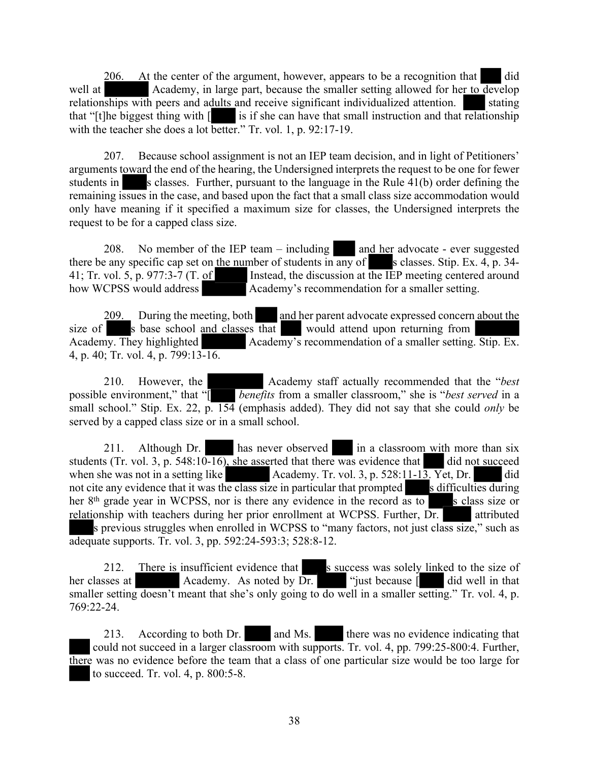206. At the center of the argument, however, appears to be a recognition that ███ did well at ██████ Academy, in large part, because the smaller setting allowed for her to develop relationships with peers and adults and receive significant individualized attention. ███ stating that "[t]he biggest thing with [███ is if she can have that small instruction and that relationship with the teacher she does a lot better." Tr. vol. 1, p. 92:17-19.

207. Because school assignment is not an IEP team decision, and in light of Petitioners' arguments toward the end of the hearing, the Undersigned interprets the request to be one for fewer students in ███s classes. Further, pursuant to the language in the Rule 41(b) order defining the remaining issues in the case, and based upon the fact that a small class size accommodation would only have meaning if it specified a maximum size for classes, the Undersigned interprets the request to be for a capped class size.

208. No member of the IEP team – including ███ and her advocate - ever suggested there be any specific cap set on the number of students in any of ███s classes. Stip. Ex. 4, p. 34-41; Tr. vol. 5, p. 977:3-7 (T. of ███ Instead, the discussion at the IEP meeting centered around how WCPSS would address ██████ Academy's recommendation for a smaller setting.

209. During the meeting, both ███ and her parent advocate expressed concern about the size of ███s base school and classes that ███ would attend upon returning from ██████ Academy. They highlighted ██████ Academy's recommendation of a smaller setting. Stip. Ex. 4, p. 40; Tr. vol. 4, p. 799:13-16.

210. However, the ██████ Academy staff actually recommended that the "*best* possible environment," that "[███ *benefits* from a smaller classroom," she is "*best served* in a small school." Stip. Ex. 22, p. 154 (emphasis added). They did not say that she could *only* be served by a capped class size or in a small school.

211. Although Dr. ███ has never observed ███ in a classroom with more than six students (Tr. vol. 3, p. 548:10-16), she asserted that there was evidence that ███ did not succeed when she was not in a setting like ██████ Academy. Tr. vol. 3, p. 528:11-13. Yet, Dr. ███ did not cite any evidence that it was the class size in particular that prompted ███s difficulties during her 8th grade year in WCPSS, nor is there any evidence in the record as to ███s class size or relationship with teachers during her prior enrollment at WCPSS. Further, Dr. ███ attributed ███s previous struggles when enrolled in WCPSS to "many factors, not just class size," such as adequate supports. Tr. vol. 3, pp. 592:24-593:3; 528:8-12.

212. There is insufficient evidence that ███s success was solely linked to the size of her classes at ██████ Academy. As noted by Dr. ███ "just because [███ did well in that smaller setting doesn't meant that she's only going to do well in a smaller setting." Tr. vol. 4, p. 769:22-24.

213. According to both Dr. ███ and Ms. ███ there was no evidence indicating that ███ could not succeed in a larger classroom with supports. Tr. vol. 4, pp. 799:25-800:4. Further, there was no evidence before the team that a class of one particular size would be too large for ███ to succeed. Tr. vol. 4, p. 800:5-8.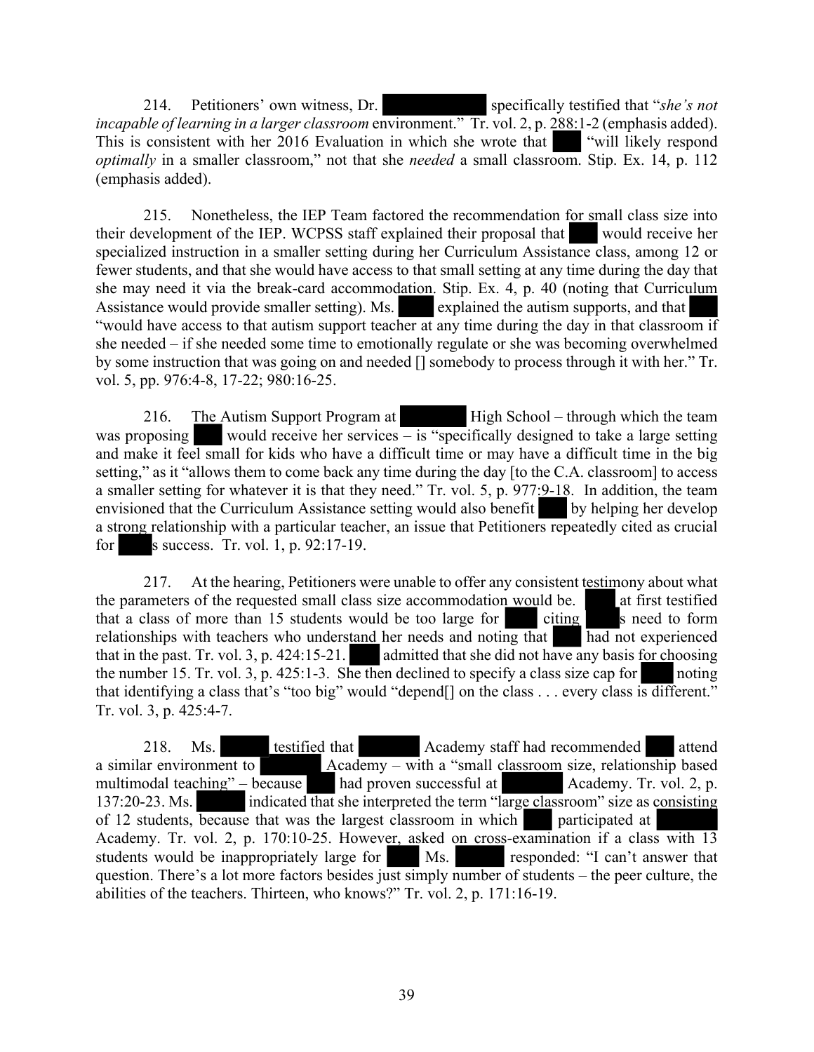214. Petitioners' own witness, Dr. specifically testified that "*she's not incapable of learning in a larger classroom* environment." Tr. vol. 2, p. 288:1-2 (emphasis added). This is consistent with her 2016 Evaluation in which she wrote that "will likely respond *optimally* in a smaller classroom," not that she *needed* a small classroom. Stip. Ex. 14, p. 112 (emphasis added).

215. Nonetheless, the IEP Team factored the recommendation for small class size into their development of the IEP. WCPSS staff explained their proposal that would receive her specialized instruction in a smaller setting during her Curriculum Assistance class, among 12 or fewer students, and that she would have access to that small setting at any time during the day that she may need it via the break-card accommodation. Stip. Ex. 4, p. 40 (noting that Curriculum Assistance would provide smaller setting). Ms. explained the autism supports, and that "would have access to that autism support teacher at any time during the day in that classroom if she needed – if she needed some time to emotionally regulate or she was becoming overwhelmed by some instruction that was going on and needed [] somebody to process through it with her." Tr. vol. 5, pp. 976:4-8, 17-22; 980:16-25.

216. The Autism Support Program at High School – through which the team was proposing would receive her services – is "specifically designed to take a large setting and make it feel small for kids who have a difficult time or may have a difficult time in the big setting," as it "allows them to come back any time during the day [to the C.A. classroom] to access a smaller setting for whatever it is that they need." Tr. vol. 5, p. 977:9-18. In addition, the team envisioned that the Curriculum Assistance setting would also benefit by helping her develop a strong relationship with a particular teacher, an issue that Petitioners repeatedly cited as crucial for s success. Tr. vol. 1, p. 92:17-19.

217. At the hearing, Petitioners were unable to offer any consistent testimony about what the parameters of the requested small class size accommodation would be. at first testified that a class of more than 15 students would be too large for citing s need to form relationships with teachers who understand her needs and noting that had not experienced that in the past. Tr. vol. 3, p. 424:15-21. admitted that she did not have any basis for choosing the number 15. Tr. vol. 3, p. 425:1-3. She then declined to specify a class size cap for noting that identifying a class that's "too big" would "depend[] on the class . . . every class is different." Tr. vol. 3, p. 425:4-7.

218. Ms. testified that Academy staff had recommended attend a similar environment to Academy – with a "small classroom size, relationship based multimodal teaching" – because had proven successful at Academy. Tr. vol. 2, p. 137:20-23. Ms. indicated that she interpreted the term "large classroom" size as consisting of 12 students, because that was the largest classroom in which participated at Academy. Tr. vol. 2, p. 170:10-25. However, asked on cross-examination if a class with 13 students would be inappropriately large for Ms. responded: "I can't answer that question. There's a lot more factors besides just simply number of students – the peer culture, the abilities of the teachers. Thirteen, who knows?" Tr. vol. 2, p. 171:16-19.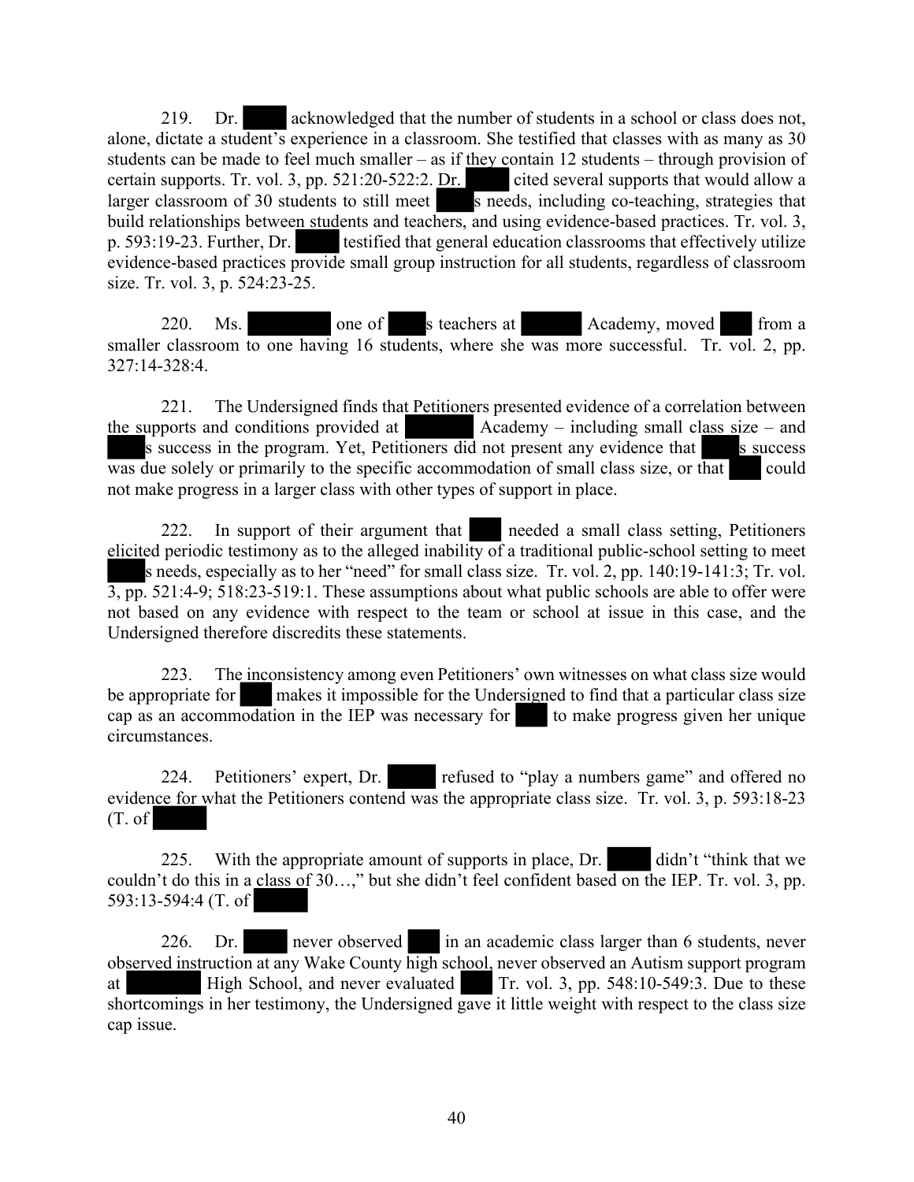219. Dr. ████ acknowledged that the number of students in a school or class does not, alone, dictate a student's experience in a classroom. She testified that classes with as many as 30 students can be made to feel much smaller – as if they contain 12 students – through provision of certain supports. Tr. vol. 3, pp. 521:20-522:2. Dr. ████ cited several supports that would allow a larger classroom of 30 students to still meet ████s needs, including co-teaching, strategies that build relationships between students and teachers, and using evidence-based practices. Tr. vol. 3, p. 593:19-23. Further, Dr. ████ testified that general education classrooms that effectively utilize evidence-based practices provide small group instruction for all students, regardless of classroom size. Tr. vol. 3, p. 524:23-25.

220. Ms. ████████ one of ████s teachers at ██████ Academy, moved ███ from a smaller classroom to one having 16 students, where she was more successful. Tr. vol. 2, pp. 327:14-328:4.

221. The Undersigned finds that Petitioners presented evidence of a correlation between the supports and conditions provided at ███████ Academy – including small class size – and ████s success in the program. Yet, Petitioners did not present any evidence that ████s success was due solely or primarily to the specific accommodation of small class size, or that ███ could not make progress in a larger class with other types of support in place.

222. In support of their argument that ███ needed a small class setting, Petitioners elicited periodic testimony as to the alleged inability of a traditional public-school setting to meet ████s needs, especially as to her "need" for small class size. Tr. vol. 2, pp. 140:19-141:3; Tr. vol. 3, pp. 521:4-9; 518:23-519:1. These assumptions about what public schools are able to offer were not based on any evidence with respect to the team or school at issue in this case, and the Undersigned therefore discredits these statements.

223. The inconsistency among even Petitioners' own witnesses on what class size would be appropriate for ███ makes it impossible for the Undersigned to find that a particular class size cap as an accommodation in the IEP was necessary for ███ to make progress given her unique circumstances.

224. Petitioners' expert, Dr. ████ refused to "play a numbers game" and offered no evidence for what the Petitioners contend was the appropriate class size. Tr. vol. 3, p. 593:18-23 (T. of █████

225. With the appropriate amount of supports in place, Dr. ████ didn't "think that we couldn't do this in a class of 30…," but she didn't feel confident based on the IEP. Tr. vol. 3, pp. 593:13-594:4 (T. of █████

226. Dr. ████ never observed ███ in an academic class larger than 6 students, never observed instruction at any Wake County high school, never observed an Autism support program at ███████ High School, and never evaluated ███ Tr. vol. 3, pp. 548:10-549:3. Due to these shortcomings in her testimony, the Undersigned gave it little weight with respect to the class size cap issue.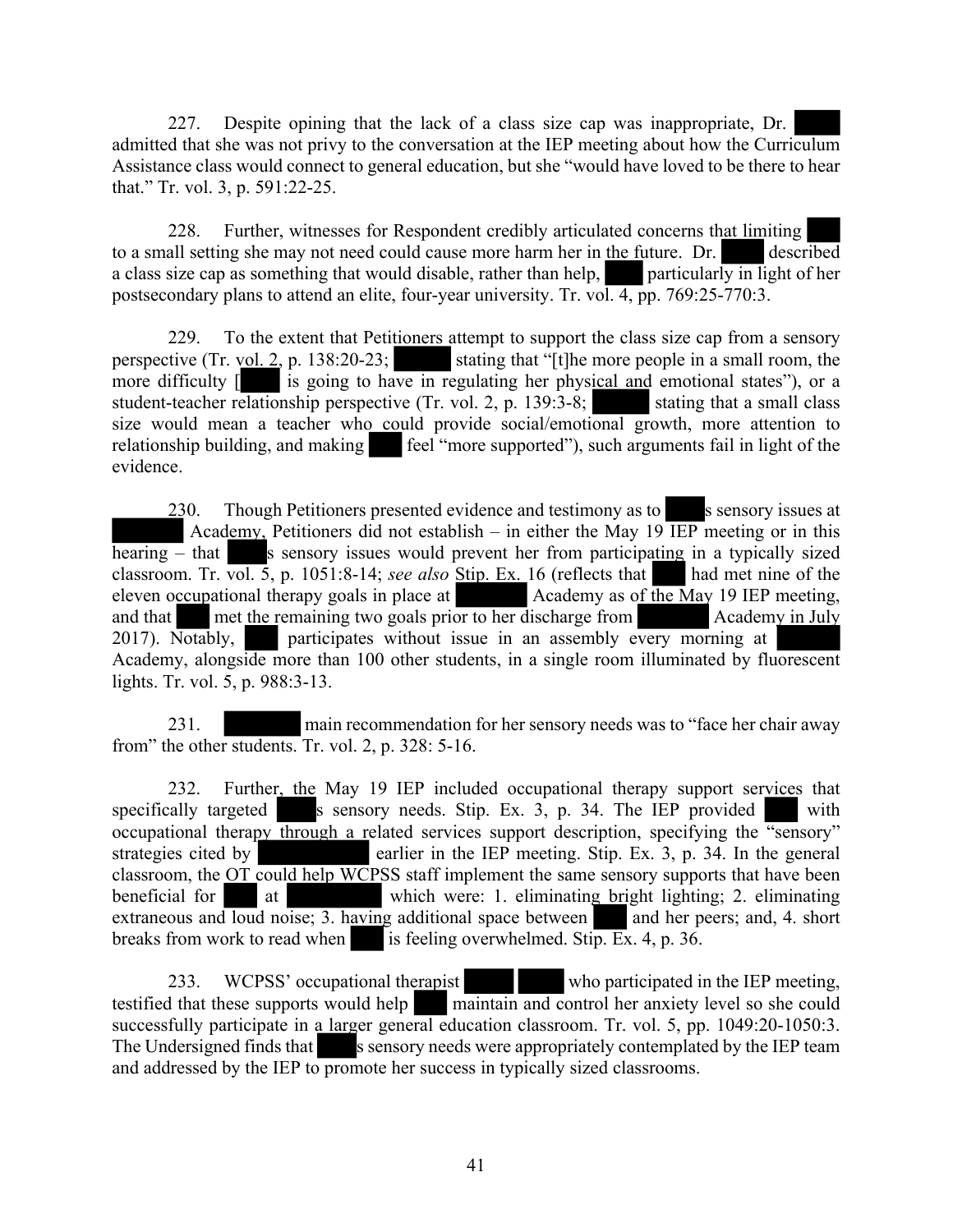227. Despite opining that the lack of a class size cap was inappropriate, Dr. ████ admitted that she was not privy to the conversation at the IEP meeting about how the Curriculum Assistance class would connect to general education, but she "would have loved to be there to hear that." Tr. vol. 3, p. 591:22-25.

228. Further, witnesses for Respondent credibly articulated concerns that limiting ███ to a small setting she may not need could cause more harm her in the future. Dr. ████ described a class size cap as something that would disable, rather than help, ███ particularly in light of her postsecondary plans to attend an elite, four-year university. Tr. vol. 4, pp. 769:25-770:3.

229. To the extent that Petitioners attempt to support the class size cap from a sensory perspective (Tr. vol. 2, p. 138:20-23; █████ stating that "[t]he more people in a small room, the more difficulty [████ is going to have in regulating her physical and emotional states"), or a student-teacher relationship perspective (Tr. vol. 2, p. 139:3-8; █████ stating that a small class size would mean a teacher who could provide social/emotional growth, more attention to relationship building, and making ███ feel "more supported"), such arguments fail in light of the evidence.

230. Though Petitioners presented evidence and testimony as to ████s sensory issues at ██████ Academy, Petitioners did not establish – in either the May 19 IEP meeting or in this hearing – that ████s sensory issues would prevent her from participating in a typically sized classroom. Tr. vol. 5, p. 1051:8-14; *see also* Stip. Ex. 16 (reflects that ███ had met nine of the eleven occupational therapy goals in place at ██████ Academy as of the May 19 IEP meeting, and that ███ met the remaining two goals prior to her discharge from ██████ Academy in July 2017). Notably, ███ participates without issue in an assembly every morning at ██████ Academy, alongside more than 100 other students, in a single room illuminated by fluorescent lights. Tr. vol. 5, p. 988:3-13.

231. ███████ main recommendation for her sensory needs was to "face her chair away from" the other students. Tr. vol. 2, p. 328: 5-16.

232. Further, the May 19 IEP included occupational therapy support services that specifically targeted ███s sensory needs. Stip. Ex. 3, p. 34. The IEP provided ███ with occupational therapy through a related services support description, specifying the "sensory" strategies cited by ██████████ earlier in the IEP meeting. Stip. Ex. 3, p. 34. In the general classroom, the OT could help WCPSS staff implement the same sensory supports that have been beneficial for ███ at █████████ which were: 1. eliminating bright lighting; 2. eliminating extraneous and loud noise; 3. having additional space between ███ and her peers; and, 4. short breaks from work to read when ███ is feeling overwhelmed. Stip. Ex. 4, p. 36.

233. WCPSS' occupational therapist ████ ████ who participated in the IEP meeting, testified that these supports would help ███ maintain and control her anxiety level so she could successfully participate in a larger general education classroom. Tr. vol. 5, pp. 1049:20-1050:3. The Undersigned finds that ████s sensory needs were appropriately contemplated by the IEP team and addressed by the IEP to promote her success in typically sized classrooms.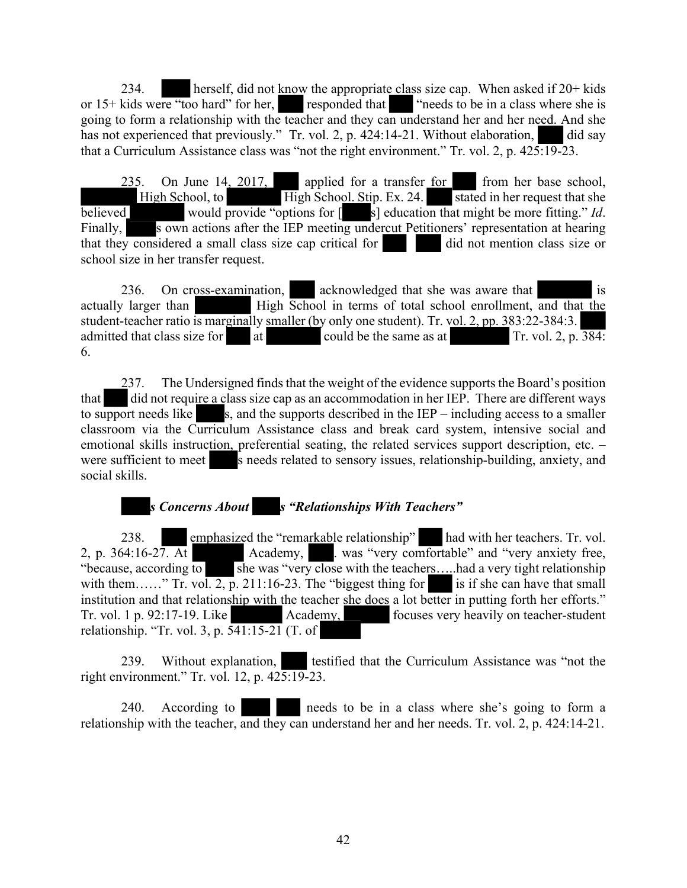234. ████ herself, did not know the appropriate class size cap. When asked if 20+ kids or 15+ kids were "too hard" for her, ████ responded that ████ "needs to be in a class where she is going to form a relationship with the teacher and they can understand her and her need. And she has not experienced that previously." Tr. vol. 2, p. 424:14-21. Without elaboration, ████ did say that a Curriculum Assistance class was "not the right environment." Tr. vol. 2, p. 425:19-23.

235. On June 14, 2017, ████ applied for a transfer for ████ from her base school, ████████ High School, to ████████ High School. Stip. Ex. 24. ████ stated in her request that she believed ████████ would provide "options for [████s] education that might be more fitting." *Id*. Finally, ████s own actions after the IEP meeting undercut Petitioners' representation at hearing that they considered a small class size cap critical for ████ ████ did not mention class size or school size in her transfer request.

236. On cross-examination, ████ acknowledged that she was aware that ████████ is actually larger than ████████ High School in terms of total school enrollment, and that the student-teacher ratio is marginally smaller (by only one student). Tr. vol. 2, pp. 383:22-384:3. ████ admitted that class size for ████ at ████████ could be the same as at ████████ Tr. vol. 2, p. 384: 6.

237. The Undersigned finds that the weight of the evidence supports the Board's position that ████ did not require a class size cap as an accommodation in her IEP. There are different ways to support needs like ████s, and the supports described in the IEP – including access to a smaller classroom via the Curriculum Assistance class and break card system, intensive social and emotional skills instruction, preferential seating, the related services support description, etc. – were sufficient to meet ████s needs related to sensory issues, relationship-building, anxiety, and social skills.

***████s Concerns About ████s "Relationships With Teachers"***

238. ████ emphasized the "remarkable relationship" ████ had with her teachers. Tr. vol. 2, p. 364:16-27. At ████████ Academy, ████. was "very comfortable" and "very anxiety free, "because, according to ████ she was "very close with the teachers…..had a very tight relationship with them……" Tr. vol. 2, p. 211:16-23. The "biggest thing for ████ is if she can have that small institution and that relationship with the teacher she does a lot better in putting forth her efforts." Tr. vol. 1 p. 92:17-19. Like ████████ Academy, ████████ focuses very heavily on teacher-student relationship. "Tr. vol. 3, p. 541:15-21 (T. of ████████

239. Without explanation, ████ testified that the Curriculum Assistance was "not the right environment." Tr. vol. 12, p. 425:19-23.

240. According to ████ ████ needs to be in a class where she's going to form a relationship with the teacher, and they can understand her and her needs. Tr. vol. 2, p. 424:14-21.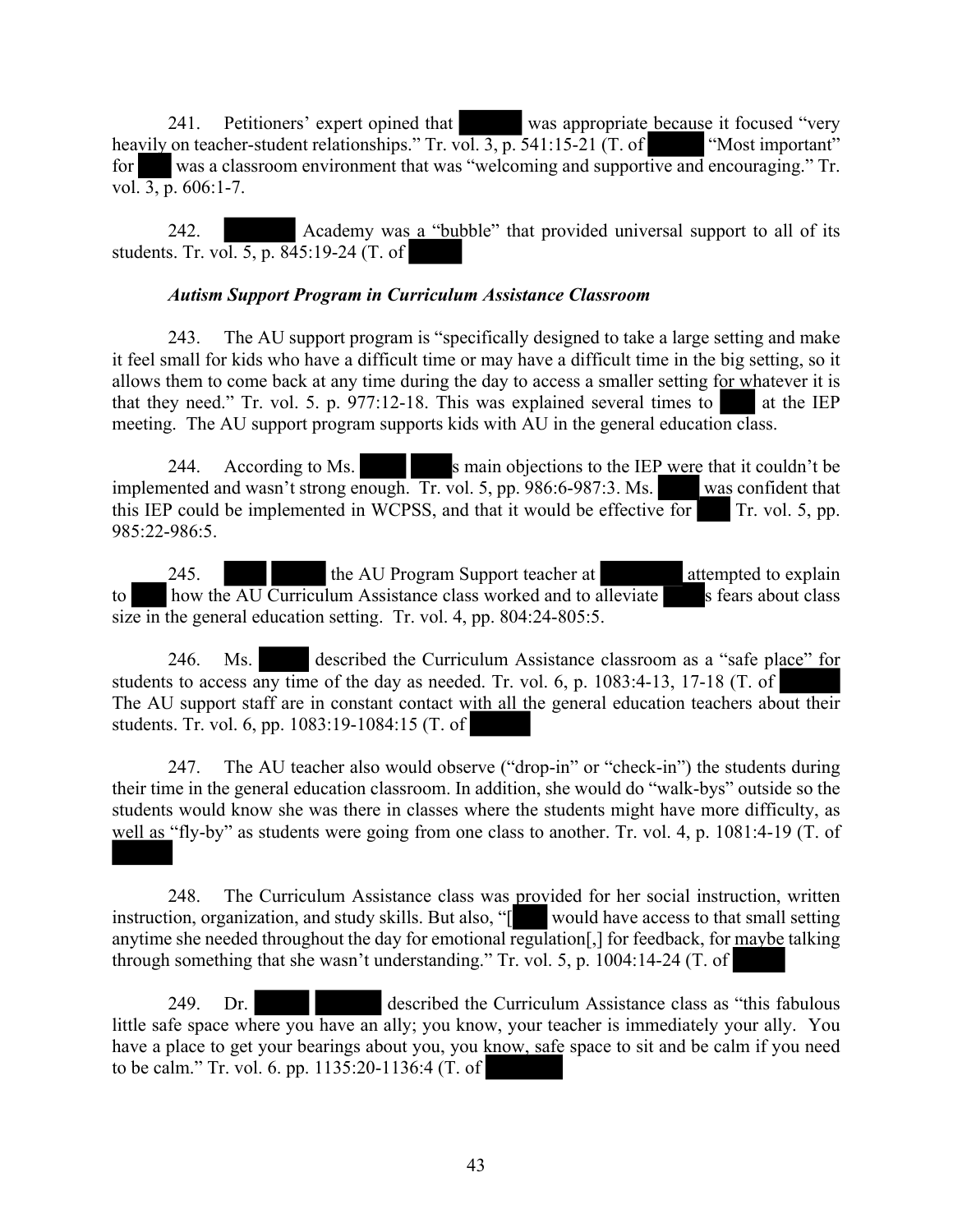241. Petitioners' expert opined that ██████ was appropriate because it focused "very heavily on teacher-student relationships." Tr. vol. 3, p. 541:15-21 (T. of ██████ "Most important" for ███ was a classroom environment that was "welcoming and supportive and encouraging." Tr. vol. 3, p. 606:1-7.

242. ███████ Academy was a "bubble" that provided universal support to all of its students. Tr. vol. 5, p. 845:19-24 (T. of ██████

*Autism Support Program in Curriculum Assistance Classroom*

243. The AU support program is "specifically designed to take a large setting and make it feel small for kids who have a difficult time or may have a difficult time in the big setting, so it allows them to come back at any time during the day to access a smaller setting for whatever it is that they need." Tr. vol. 5. p. 977:12-18. This was explained several times to ███ at the IEP meeting. The AU support program supports kids with AU in the general education class.

244. According to Ms. █████ ████s main objections to the IEP were that it couldn't be implemented and wasn't strong enough. Tr. vol. 5, pp. 986:6-987:3. Ms. █████ was confident that this IEP could be implemented in WCPSS, and that it would be effective for ███ Tr. vol. 5, pp. 985:22-986:5.

245. ████ █████ the AU Program Support teacher at ████████ attempted to explain to ███ how the AU Curriculum Assistance class worked and to alleviate █████s fears about class size in the general education setting. Tr. vol. 4, pp. 804:24-805:5.

246. Ms. █████ described the Curriculum Assistance classroom as a "safe place" for students to access any time of the day as needed. Tr. vol. 6, p. 1083:4-13, 17-18 (T. of ██████ The AU support staff are in constant contact with all the general education teachers about their students. Tr. vol. 6, pp. 1083:19-1084:15 (T. of ██████

247. The AU teacher also would observe ("drop-in" or "check-in") the students during their time in the general education classroom. In addition, she would do "walk-bys" outside so the students would know she was there in classes where the students might have more difficulty, as well as "fly-by" as students were going from one class to another. Tr. vol. 4, p. 1081:4-19 (T. of ██████

248. The Curriculum Assistance class was provided for her social instruction, written instruction, organization, and study skills. But also, "[███ would have access to that small setting anytime she needed throughout the day for emotional regulation[,] for feedback, for maybe talking through something that she wasn't understanding." Tr. vol. 5, p. 1004:14-24 (T. of █████

249. Dr. █████ ██████ described the Curriculum Assistance class as "this fabulous little safe space where you have an ally; you know, your teacher is immediately your ally. You have a place to get your bearings about you, you know, safe space to sit and be calm if you need to be calm." Tr. vol. 6. pp. 1135:20-1136:4 (T. of ████████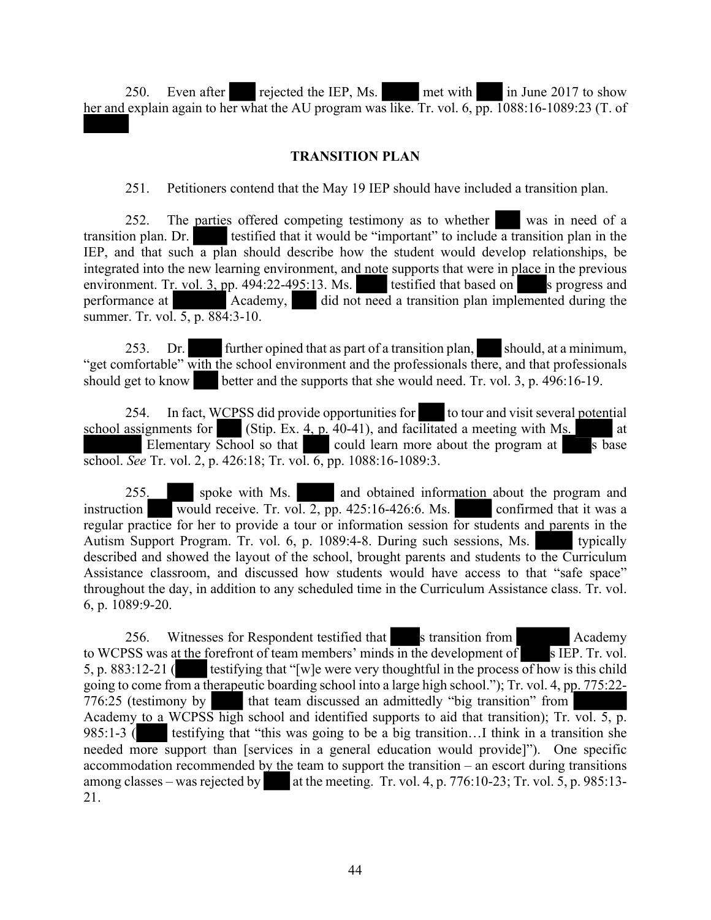250. Even after ███ rejected the IEP, Ms. █████ met with ███ in June 2017 to show her and explain again to her what the AU program was like. Tr. vol. 6, pp. 1088:16-1089:23 (T. of █████

## TRANSITION PLAN

251. Petitioners contend that the May 19 IEP should have included a transition plan.

252. The parties offered competing testimony as to whether ███ was in need of a transition plan. Dr. █████ testified that it would be "important" to include a transition plan in the IEP, and that such a plan should describe how the student would develop relationships, be integrated into the new learning environment, and note supports that were in place in the previous environment. Tr. vol. 3, pp. 494:22-495:13. Ms. █████ testified that based on █████s progress and performance at ████████ Academy, ███ did not need a transition plan implemented during the summer. Tr. vol. 5, p. 884:3-10.

253. Dr. █████ further opined that as part of a transition plan, ███ should, at a minimum, "get comfortable" with the school environment and the professionals there, and that professionals should get to know ███ better and the supports that she would need. Tr. vol. 3, p. 496:16-19.

254. In fact, WCPSS did provide opportunities for ███ to tour and visit several potential school assignments for ███ (Stip. Ex. 4, p. 40-41), and facilitated a meeting with Ms. █████ at ████████ Elementary School so that ███ could learn more about the program at █████s base school. *See* Tr. vol. 2, p. 426:18; Tr. vol. 6, pp. 1088:16-1089:3.

255. ███ spoke with Ms. █████ and obtained information about the program and instruction ███ would receive. Tr. vol. 2, pp. 425:16-426:6. Ms. █████ confirmed that it was a regular practice for her to provide a tour or information session for students and parents in the Autism Support Program. Tr. vol. 6, p. 1089:4-8. During such sessions, Ms. █████ typically described and showed the layout of the school, brought parents and students to the Curriculum Assistance classroom, and discussed how students would have access to that "safe space" throughout the day, in addition to any scheduled time in the Curriculum Assistance class. Tr. vol. 6, p. 1089:9-20.

256. Witnesses for Respondent testified that █████s transition from ████████ Academy to WCPSS was at the forefront of team members' minds in the development of █████s IEP. Tr. vol. 5, p. 883:12-21 (█████ testifying that "[w]e were very thoughtful in the process of how is this child going to come from a therapeutic boarding school into a large high school."); Tr. vol. 4, pp. 775:22-776:25 (testimony by █████ that team discussed an admittedly "big transition" from ████████ Academy to a WCPSS high school and identified supports to aid that transition); Tr. vol. 5, p. 985:1-3 (█████ testifying that "this was going to be a big transition…I think in a transition she needed more support than [services in a general education would provide]"). One specific accommodation recommended by the team to support the transition – an escort during transitions among classes – was rejected by ███ at the meeting. Tr. vol. 4, p. 776:10-23; Tr. vol. 5, p. 985:13-21.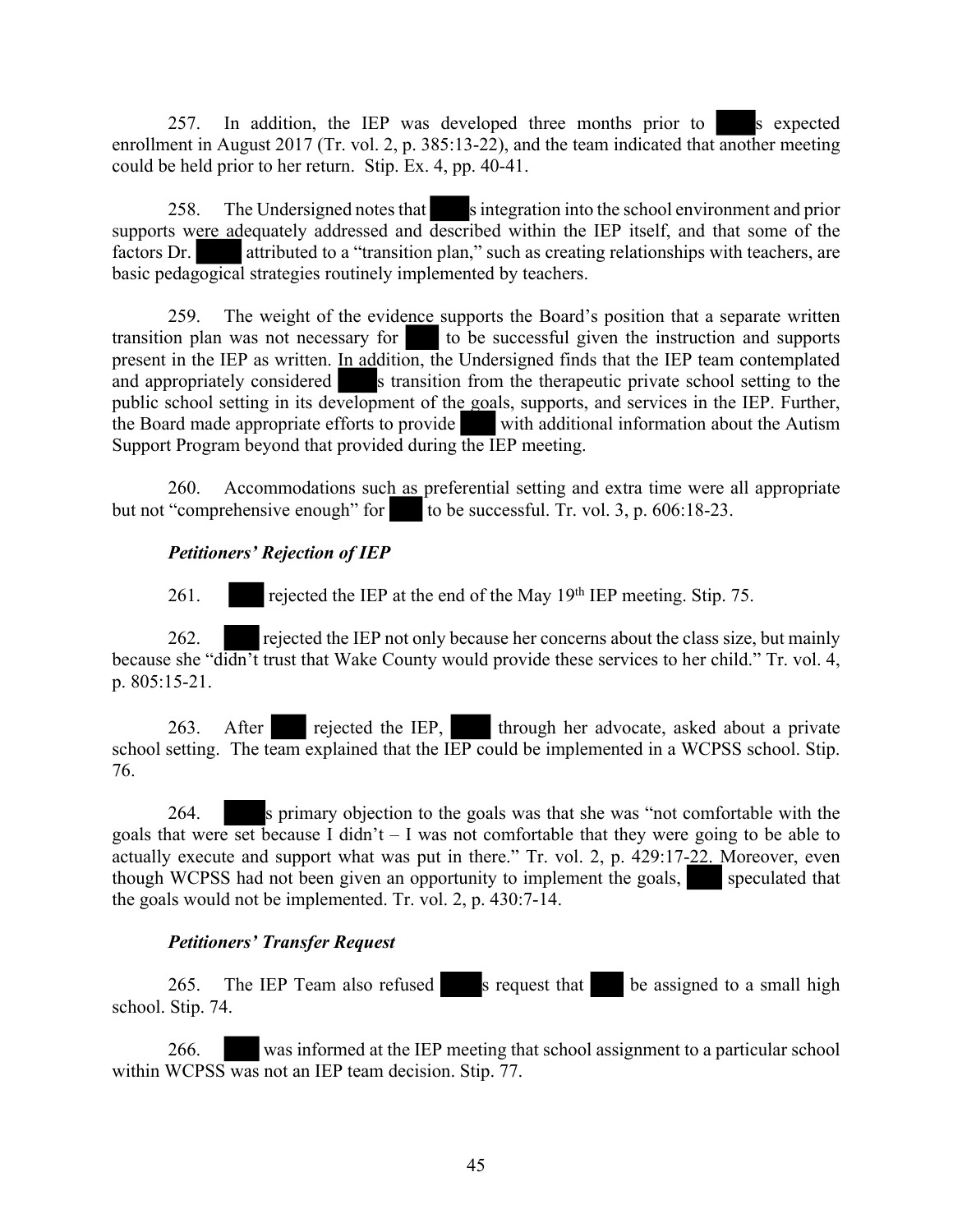257. In addition, the IEP was developed three months prior to ██s expected enrollment in August 2017 (Tr. vol. 2, p. 385:13-22), and the team indicated that another meeting could be held prior to her return. Stip. Ex. 4, pp. 40-41.

258. The Undersigned notes that ██s integration into the school environment and prior supports were adequately addressed and described within the IEP itself, and that some of the factors Dr. ██ attributed to a "transition plan," such as creating relationships with teachers, are basic pedagogical strategies routinely implemented by teachers.

259. The weight of the evidence supports the Board's position that a separate written transition plan was not necessary for ██ to be successful given the instruction and supports present in the IEP as written. In addition, the Undersigned finds that the IEP team contemplated and appropriately considered ██s transition from the therapeutic private school setting to the public school setting in its development of the goals, supports, and services in the IEP. Further, the Board made appropriate efforts to provide ██ with additional information about the Autism Support Program beyond that provided during the IEP meeting.

260. Accommodations such as preferential setting and extra time were all appropriate but not "comprehensive enough" for ██ to be successful. Tr. vol. 3, p. 606:18-23.

***Petitioners' Rejection of IEP***

261. ██ rejected the IEP at the end of the May 19th IEP meeting. Stip. 75.

262. ██ rejected the IEP not only because her concerns about the class size, but mainly because she "didn't trust that Wake County would provide these services to her child." Tr. vol. 4, p. 805:15-21.

263. After ██ rejected the IEP, ██ through her advocate, asked about a private school setting. The team explained that the IEP could be implemented in a WCPSS school. Stip. 76.

264. ██s primary objection to the goals was that she was "not comfortable with the goals that were set because I didn't – I was not comfortable that they were going to be able to actually execute and support what was put in there." Tr. vol. 2, p. 429:17-22. Moreover, even though WCPSS had not been given an opportunity to implement the goals, ██ speculated that the goals would not be implemented. Tr. vol. 2, p. 430:7-14.

***Petitioners' Transfer Request***

265. The IEP Team also refused ██s request that ██ be assigned to a small high school. Stip. 74.

266. ██ was informed at the IEP meeting that school assignment to a particular school within WCPSS was not an IEP team decision. Stip. 77.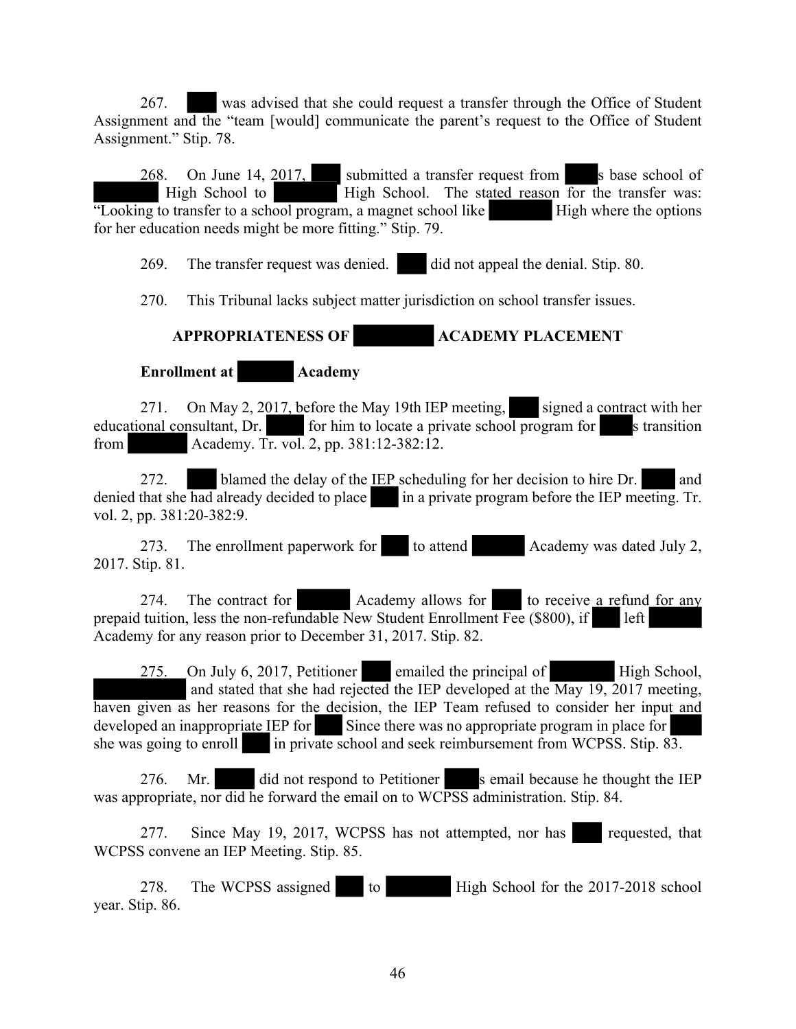267. ███ was advised that she could request a transfer through the Office of Student Assignment and the "team [would] communicate the parent's request to the Office of Student Assignment." Stip. 78.

268. On June 14, 2017, ███ submitted a transfer request from ███s base school of ███ High School to ███ High School. The stated reason for the transfer was: "Looking to transfer to a school program, a magnet school like ███ High where the options for her education needs might be more fitting." Stip. 79.

269. The transfer request was denied. ███ did not appeal the denial. Stip. 80.

270. This Tribunal lacks subject matter jurisdiction on school transfer issues.

## APPROPRIATENESS OF ███ ACADEMY PLACEMENT

### Enrollment at ███ Academy

271. On May 2, 2017, before the May 19th IEP meeting, ███ signed a contract with her educational consultant, Dr. ███ for him to locate a private school program for ███s transition from ███ Academy. Tr. vol. 2, pp. 381:12-382:12.

272. ███ blamed the delay of the IEP scheduling for her decision to hire Dr. ███ and denied that she had already decided to place ███ in a private program before the IEP meeting. Tr. vol. 2, pp. 381:20-382:9.

273. The enrollment paperwork for ███ to attend ███ Academy was dated July 2, 2017. Stip. 81.

274. The contract for ███ Academy allows for ███ to receive a refund for any prepaid tuition, less the non-refundable New Student Enrollment Fee ($800), if ███ left ███ Academy for any reason prior to December 31, 2017. Stip. 82.

275. On July 6, 2017, Petitioner ███ emailed the principal of ███ High School, ███ and stated that she had rejected the IEP developed at the May 19, 2017 meeting, haven given as her reasons for the decision, the IEP Team refused to consider her input and developed an inappropriate IEP for ███ Since there was no appropriate program in place for ███ she was going to enroll ███ in private school and seek reimbursement from WCPSS. Stip. 83.

276. Mr. ███ did not respond to Petitioner ███s email because he thought the IEP was appropriate, nor did he forward the email on to WCPSS administration. Stip. 84.

277. Since May 19, 2017, WCPSS has not attempted, nor has ███ requested, that WCPSS convene an IEP Meeting. Stip. 85.

278. The WCPSS assigned ███ to ███ High School for the 2017-2018 school year. Stip. 86.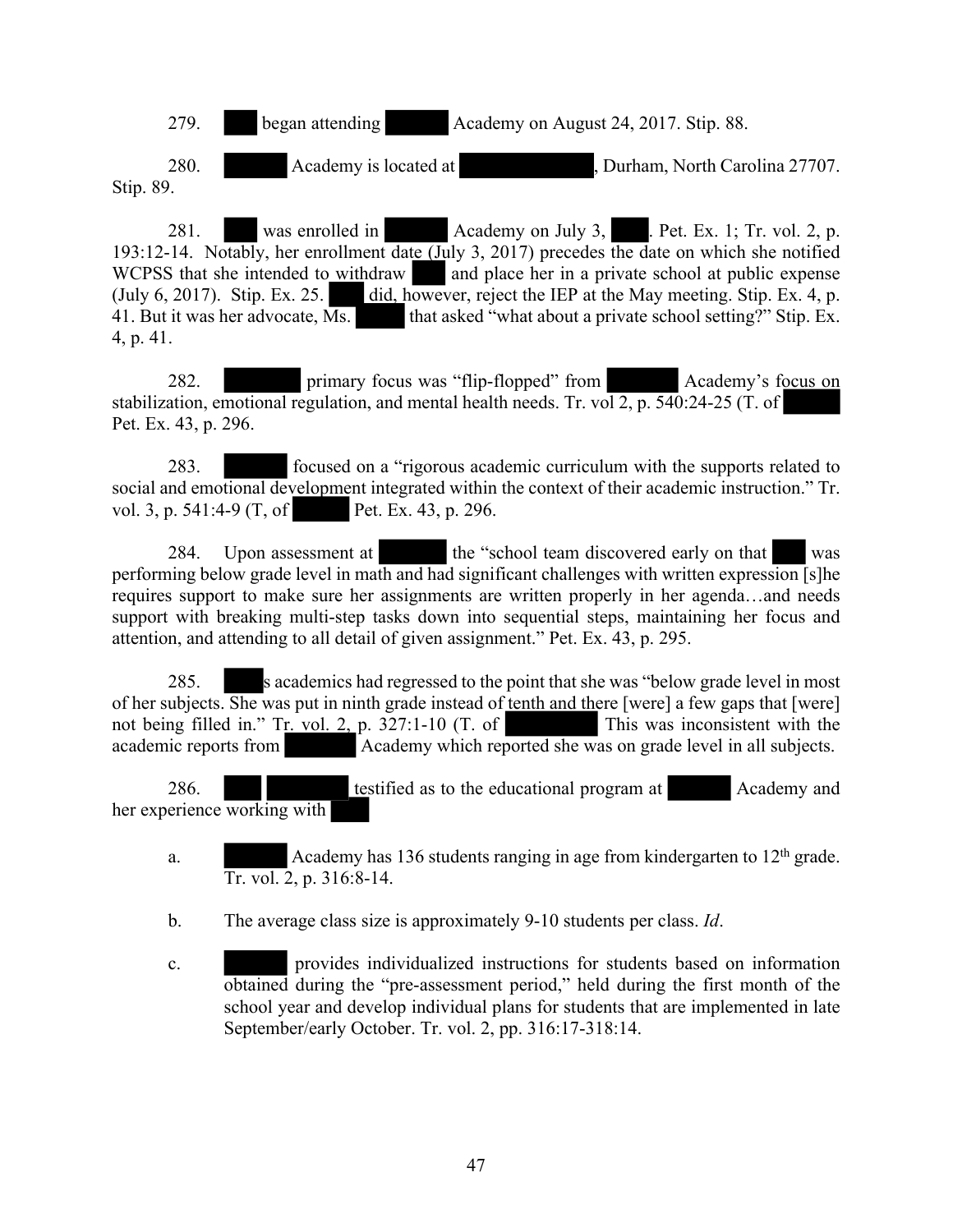279. ███ began attending ██████ Academy on August 24, 2017. Stip. 88.

280. ██████ Academy is located at ████████████, Durham, North Carolina 27707. Stip. 89.

281. ███ was enrolled in ██████ Academy on July 3, ████. Pet. Ex. 1; Tr. vol. 2, p. 193:12-14. Notably, her enrollment date (July 3, 2017) precedes the date on which she notified WCPSS that she intended to withdraw ███ and place her in a private school at public expense (July 6, 2017). Stip. Ex. 25. ████ did, however, reject the IEP at the May meeting. Stip. Ex. 4, p. 41. But it was her advocate, Ms. █████ that asked "what about a private school setting?" Stip. Ex. 4, p. 41.

282. ████████ primary focus was "flip-flopped" from ███████ Academy's focus on stabilization, emotional regulation, and mental health needs. Tr. vol 2, p. 540:24-25 (T. of ██████ Pet. Ex. 43, p. 296.

283. ██████ focused on a "rigorous academic curriculum with the supports related to social and emotional development integrated within the context of their academic instruction." Tr. vol. 3, p. 541:4-9 (T, of █████ Pet. Ex. 43, p. 296.

284. Upon assessment at ██████ the "school team discovered early on that ███ was performing below grade level in math and had significant challenges with written expression [s]he requires support to make sure her assignments are written properly in her agenda…and needs support with breaking multi-step tasks down into sequential steps, maintaining her focus and attention, and attending to all detail of given assignment." Pet. Ex. 43, p. 295.

285. ████s academics had regressed to the point that she was "below grade level in most of her subjects. She was put in ninth grade instead of tenth and there [were] a few gaps that [were] not being filled in." Tr. vol. 2, p. 327:1-10 (T. of █████████ This was inconsistent with the academic reports from ███████ Academy which reported she was on grade level in all subjects.

286. ███ █████████ testified as to the educational program at ██████ Academy and her experience working with ███

a. ██████ Academy has 136 students ranging in age from kindergarten to 12th grade. Tr. vol. 2, p. 316:8-14.

b. The average class size is approximately 9-10 students per class. *Id*.

c. ██████ provides individualized instructions for students based on information obtained during the "pre-assessment period," held during the first month of the school year and develop individual plans for students that are implemented in late September/early October. Tr. vol. 2, pp. 316:17-318:14.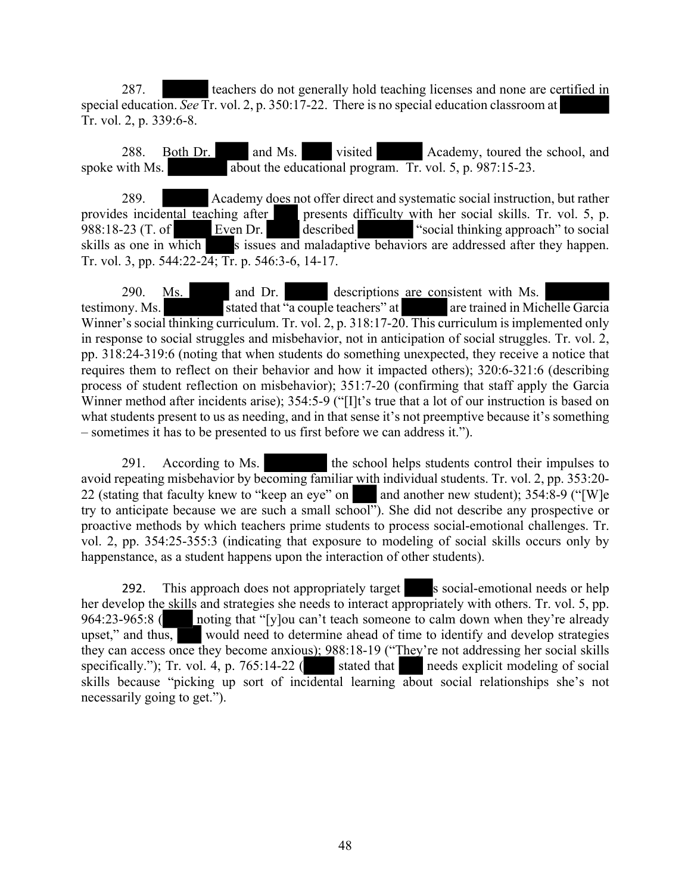287. teachers do not generally hold teaching licenses and none are certified in special education. *See* Tr. vol. 2, p. 350:17-22. There is no special education classroom at Tr. vol. 2, p. 339:6-8.

288. Both Dr. and Ms. visited Academy, toured the school, and spoke with Ms. about the educational program. Tr. vol. 5, p. 987:15-23.

289. Academy does not offer direct and systematic social instruction, but rather provides incidental teaching after presents difficulty with her social skills. Tr. vol. 5, p. 988:18-23 (T. of Even Dr. described "social thinking approach" to social skills as one in which s issues and maladaptive behaviors are addressed after they happen. Tr. vol. 3, pp. 544:22-24; Tr. p. 546:3-6, 14-17.

290. Ms. and Dr. descriptions are consistent with Ms. testimony. Ms. stated that "a couple teachers" at are trained in Michelle Garcia Winner's social thinking curriculum. Tr. vol. 2, p. 318:17-20. This curriculum is implemented only in response to social struggles and misbehavior, not in anticipation of social struggles. Tr. vol. 2, pp. 318:24-319:6 (noting that when students do something unexpected, they receive a notice that requires them to reflect on their behavior and how it impacted others); 320:6-321:6 (describing process of student reflection on misbehavior); 351:7-20 (confirming that staff apply the Garcia Winner method after incidents arise); 354:5-9 ("[I]t's true that a lot of our instruction is based on what students present to us as needing, and in that sense it's not preemptive because it's something – sometimes it has to be presented to us first before we can address it.").

291. According to Ms. the school helps students control their impulses to avoid repeating misbehavior by becoming familiar with individual students. Tr. vol. 2, pp. 353:20-22 (stating that faculty knew to "keep an eye" on and another new student); 354:8-9 ("[W]e try to anticipate because we are such a small school"). She did not describe any prospective or proactive methods by which teachers prime students to process social-emotional challenges. Tr. vol. 2, pp. 354:25-355:3 (indicating that exposure to modeling of social skills occurs only by happenstance, as a student happens upon the interaction of other students).

292. This approach does not appropriately target s social-emotional needs or help her develop the skills and strategies she needs to interact appropriately with others. Tr. vol. 5, pp. 964:23-965:8 ( noting that "[y]ou can't teach someone to calm down when they're already upset," and thus, would need to determine ahead of time to identify and develop strategies they can access once they become anxious); 988:18-19 ("They're not addressing her social skills specifically."); Tr. vol. 4, p. 765:14-22 ( stated that needs explicit modeling of social skills because "picking up sort of incidental learning about social relationships she's not necessarily going to get.").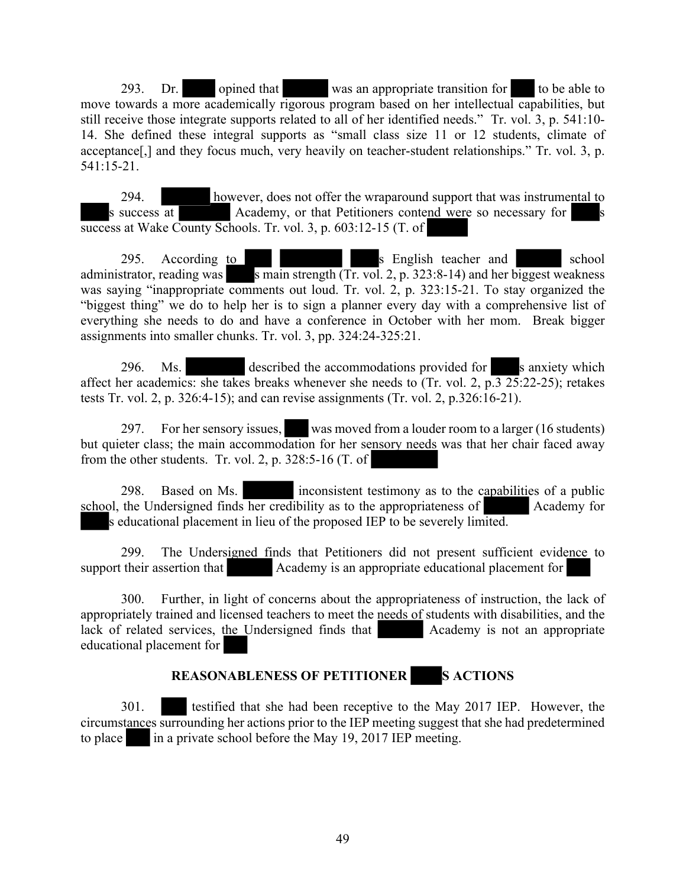293. Dr. ████ opined that ██████ was an appropriate transition for ███ to be able to move towards a more academically rigorous program based on her intellectual capabilities, but still receive those integrate supports related to all of her identified needs." Tr. vol. 3, p. 541:10-14. She defined these integral supports as "small class size 11 or 12 students, climate of acceptance[,] and they focus much, very heavily on teacher-student relationships." Tr. vol. 3, p. 541:15-21.

294. ██████ however, does not offer the wraparound support that was instrumental to ████s success at ██████ Academy, or that Petitioners contend were so necessary for ████s success at Wake County Schools. Tr. vol. 3, p. 603:12-15 (T. of ██████

295. According to ███ ████████ ████s English teacher and ██████ school administrator, reading was ████s main strength (Tr. vol. 2, p. 323:8-14) and her biggest weakness was saying "inappropriate comments out loud. Tr. vol. 2, p. 323:15-21. To stay organized the "biggest thing" we do to help her is to sign a planner every day with a comprehensive list of everything she needs to do and have a conference in October with her mom. Break bigger assignments into smaller chunks. Tr. vol. 3, pp. 324:24-325:21.

296. Ms. ████████ described the accommodations provided for ████s anxiety which affect her academics: she takes breaks whenever she needs to (Tr. vol. 2, p.3 25:22-25); retakes tests Tr. vol. 2, p. 326:4-15); and can revise assignments (Tr. vol. 2, p.326:16-21).

297. For her sensory issues, ███ was moved from a louder room to a larger (16 students) but quieter class; the main accommodation for her sensory needs was that her chair faced away from the other students. Tr. vol. 2, p. 328:5-16 (T. of ████████

298. Based on Ms. ███████ inconsistent testimony as to the capabilities of a public school, the Undersigned finds her credibility as to the appropriateness of ██████ Academy for ████s educational placement in lieu of the proposed IEP to be severely limited.

299. The Undersigned finds that Petitioners did not present sufficient evidence to support their assertion that ██████ Academy is an appropriate educational placement for ███

300. Further, in light of concerns about the appropriateness of instruction, the lack of appropriately trained and licensed teachers to meet the needs of students with disabilities, and the lack of related services, the Undersigned finds that ██████ Academy is not an appropriate educational placement for ███

## REASONABLENESS OF PETITIONER ████S ACTIONS

301. ███ testified that she had been receptive to the May 2017 IEP. However, the circumstances surrounding her actions prior to the IEP meeting suggest that she had predetermined to place ███ in a private school before the May 19, 2017 IEP meeting.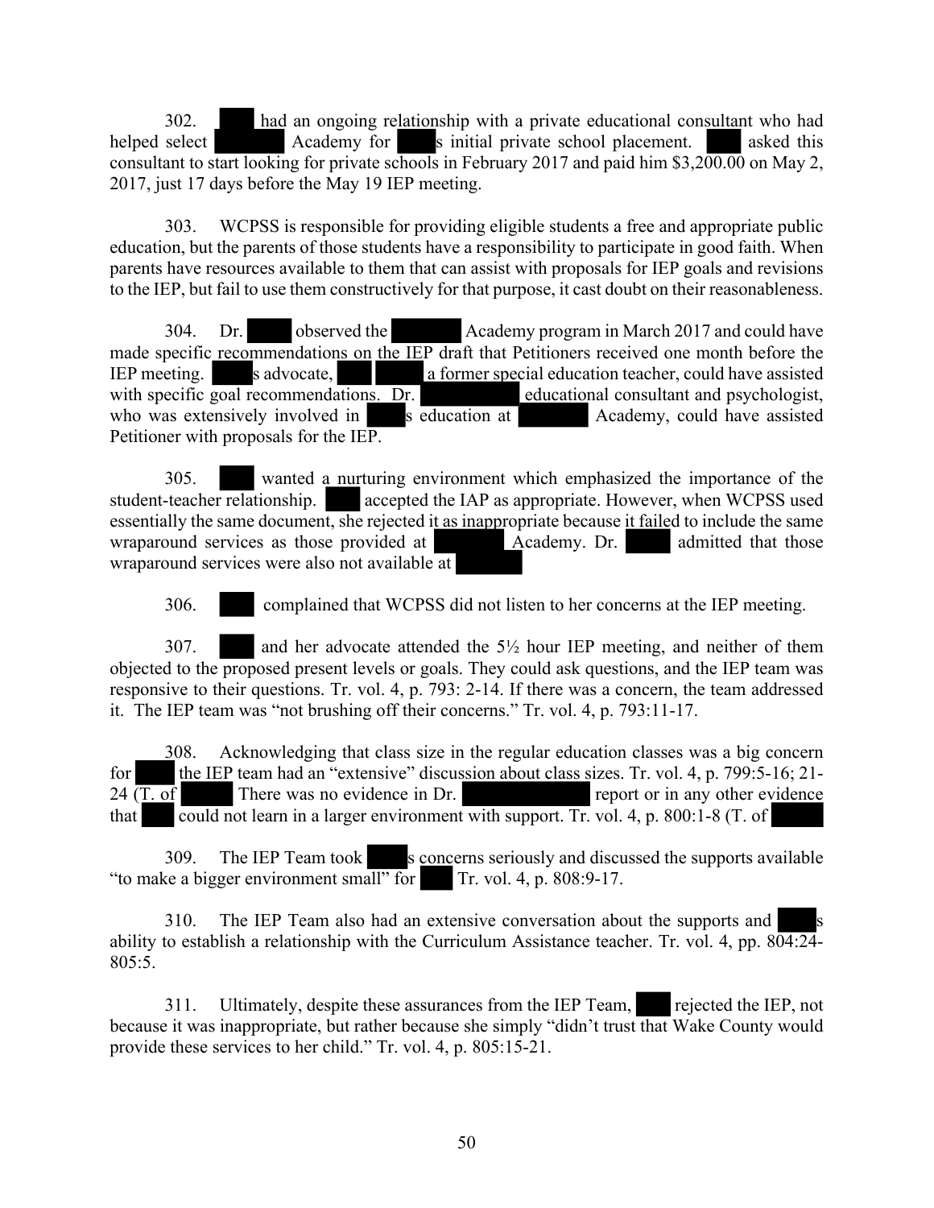302. ████ had an ongoing relationship with a private educational consultant who had helped select ████████ Academy for █████s initial private school placement. ████ asked this consultant to start looking for private schools in February 2017 and paid him $3,200.00 on May 2, 2017, just 17 days before the May 19 IEP meeting.

303. WCPSS is responsible for providing eligible students a free and appropriate public education, but the parents of those students have a responsibility to participate in good faith. When parents have resources available to them that can assist with proposals for IEP goals and revisions to the IEP, but fail to use them constructively for that purpose, it cast doubt on their reasonableness.

304. Dr. █████ observed the ████████ Academy program in March 2017 and could have made specific recommendations on the IEP draft that Petitioners received one month before the IEP meeting. █████s advocate, ████ █████ a former special education teacher, could have assisted with specific goal recommendations. Dr. ███████████ educational consultant and psychologist, who was extensively involved in █████s education at ████████ Academy, could have assisted Petitioner with proposals for the IEP.

305. ████ wanted a nurturing environment which emphasized the importance of the student-teacher relationship. ████ accepted the IAP as appropriate. However, when WCPSS used essentially the same document, she rejected it as inappropriate because it failed to include the same wraparound services as those provided at ████████ Academy. Dr. █████ admitted that those wraparound services were also not available at ████████

306. ████ complained that WCPSS did not listen to her concerns at the IEP meeting.

307. ████ and her advocate attended the 5½ hour IEP meeting, and neither of them objected to the proposed present levels or goals. They could ask questions, and the IEP team was responsive to their questions. Tr. vol. 4, p. 793: 2-14. If there was a concern, the team addressed it. The IEP team was "not brushing off their concerns." Tr. vol. 4, p. 793:11-17.

308. Acknowledging that class size in the regular education classes was a big concern for ████ the IEP team had an "extensive" discussion about class sizes. Tr. vol. 4, p. 799:5-16; 21-24 (T. of █████ There was no evidence in Dr. ███████████ report or in any other evidence that ████ could not learn in a larger environment with support. Tr. vol. 4, p. 800:1-8 (T. of █████

309. The IEP Team took █████s concerns seriously and discussed the supports available "to make a bigger environment small" for ████ Tr. vol. 4, p. 808:9-17.

310. The IEP Team also had an extensive conversation about the supports and █████s ability to establish a relationship with the Curriculum Assistance teacher. Tr. vol. 4, pp. 804:24-805:5.

311. Ultimately, despite these assurances from the IEP Team, ████ rejected the IEP, not because it was inappropriate, but rather because she simply "didn't trust that Wake County would provide these services to her child." Tr. vol. 4, p. 805:15-21.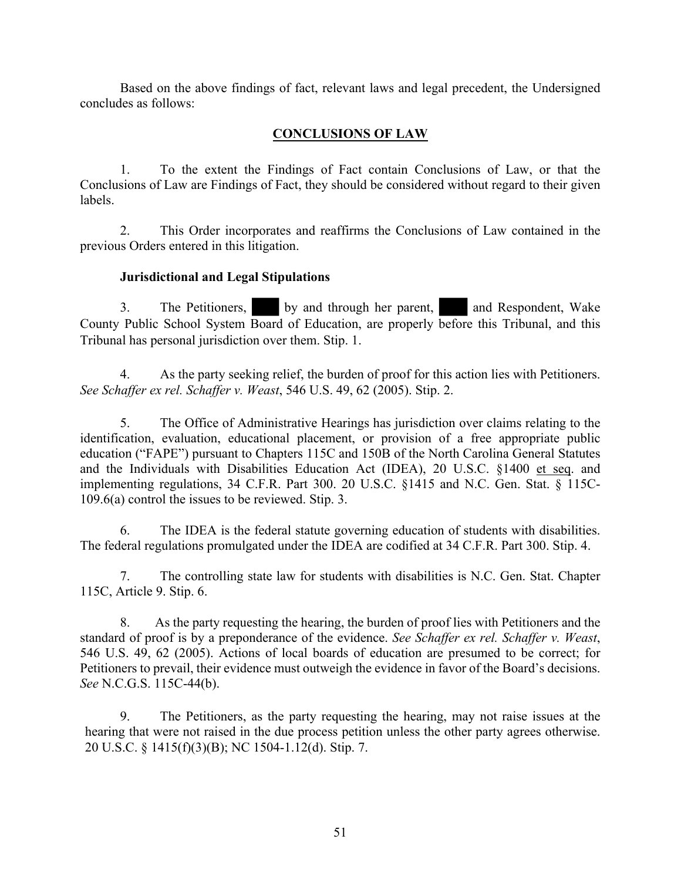Based on the above findings of fact, relevant laws and legal precedent, the Undersigned concludes as follows:

## CONCLUSIONS OF LAW

1. To the extent the Findings of Fact contain Conclusions of Law, or that the Conclusions of Law are Findings of Fact, they should be considered without regard to their given labels.

2. This Order incorporates and reaffirms the Conclusions of Law contained in the previous Orders entered in this litigation.

**Jurisdictional and Legal Stipulations**

3. The Petitioners, ███ by and through her parent, ███ and Respondent, Wake County Public School System Board of Education, are properly before this Tribunal, and this Tribunal has personal jurisdiction over them. Stip. 1.

4. As the party seeking relief, the burden of proof for this action lies with Petitioners. *See Schaffer ex rel. Schaffer v. Weast*, 546 U.S. 49, 62 (2005). Stip. 2.

5. The Office of Administrative Hearings has jurisdiction over claims relating to the identification, evaluation, educational placement, or provision of a free appropriate public education ("FAPE") pursuant to Chapters 115C and 150B of the North Carolina General Statutes and the Individuals with Disabilities Education Act (IDEA), 20 U.S.C. §1400 et seq. and implementing regulations, 34 C.F.R. Part 300. 20 U.S.C. §1415 and N.C. Gen. Stat. § 115C-109.6(a) control the issues to be reviewed. Stip. 3.

6. The IDEA is the federal statute governing education of students with disabilities. The federal regulations promulgated under the IDEA are codified at 34 C.F.R. Part 300. Stip. 4.

7. The controlling state law for students with disabilities is N.C. Gen. Stat. Chapter 115C, Article 9. Stip. 6.

8. As the party requesting the hearing, the burden of proof lies with Petitioners and the standard of proof is by a preponderance of the evidence. *See Schaffer ex rel. Schaffer v. Weast*, 546 U.S. 49, 62 (2005). Actions of local boards of education are presumed to be correct; for Petitioners to prevail, their evidence must outweigh the evidence in favor of the Board's decisions. *See* N.C.G.S. 115C-44(b).

9. The Petitioners, as the party requesting the hearing, may not raise issues at the hearing that were not raised in the due process petition unless the other party agrees otherwise. 20 U.S.C. § 1415(f)(3)(B); NC 1504-1.12(d). Stip. 7.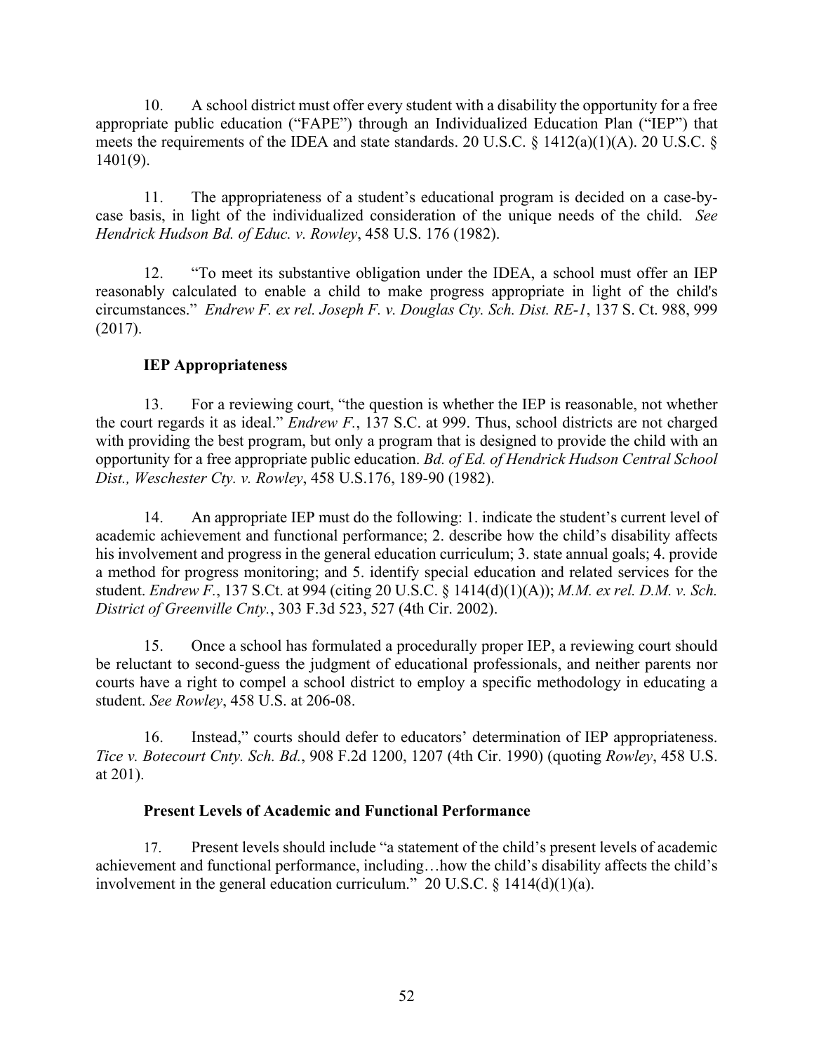10. A school district must offer every student with a disability the opportunity for a free appropriate public education ("FAPE") through an Individualized Education Plan ("IEP") that meets the requirements of the IDEA and state standards. 20 U.S.C. § 1412(a)(1)(A). 20 U.S.C. § 1401(9).

11. The appropriateness of a student's educational program is decided on a case-by-case basis, in light of the individualized consideration of the unique needs of the child. *See Hendrick Hudson Bd. of Educ. v. Rowley*, 458 U.S. 176 (1982).

12. "To meet its substantive obligation under the IDEA, a school must offer an IEP reasonably calculated to enable a child to make progress appropriate in light of the child's circumstances." *Endrew F. ex rel. Joseph F. v. Douglas Cty. Sch. Dist. RE-1*, 137 S. Ct. 988, 999 (2017).

**IEP Appropriateness**

13. For a reviewing court, "the question is whether the IEP is reasonable, not whether the court regards it as ideal." *Endrew F.*, 137 S.C. at 999. Thus, school districts are not charged with providing the best program, but only a program that is designed to provide the child with an opportunity for a free appropriate public education. *Bd. of Ed. of Hendrick Hudson Central School Dist., Weschester Cty. v. Rowley*, 458 U.S.176, 189-90 (1982).

14. An appropriate IEP must do the following: 1. indicate the student's current level of academic achievement and functional performance; 2. describe how the child's disability affects his involvement and progress in the general education curriculum; 3. state annual goals; 4. provide a method for progress monitoring; and 5. identify special education and related services for the student. *Endrew F.*, 137 S.Ct. at 994 (citing 20 U.S.C. § 1414(d)(1)(A)); *M.M. ex rel. D.M. v. Sch. District of Greenville Cnty.*, 303 F.3d 523, 527 (4th Cir. 2002).

15. Once a school has formulated a procedurally proper IEP, a reviewing court should be reluctant to second-guess the judgment of educational professionals, and neither parents nor courts have a right to compel a school district to employ a specific methodology in educating a student. *See Rowley*, 458 U.S. at 206-08.

16. Instead," courts should defer to educators' determination of IEP appropriateness. *Tice v. Botecourt Cnty. Sch. Bd.*, 908 F.2d 1200, 1207 (4th Cir. 1990) (quoting *Rowley*, 458 U.S. at 201).

**Present Levels of Academic and Functional Performance**

17. Present levels should include "a statement of the child's present levels of academic achievement and functional performance, including…how the child's disability affects the child's involvement in the general education curriculum." 20 U.S.C. § 1414(d)(1)(a).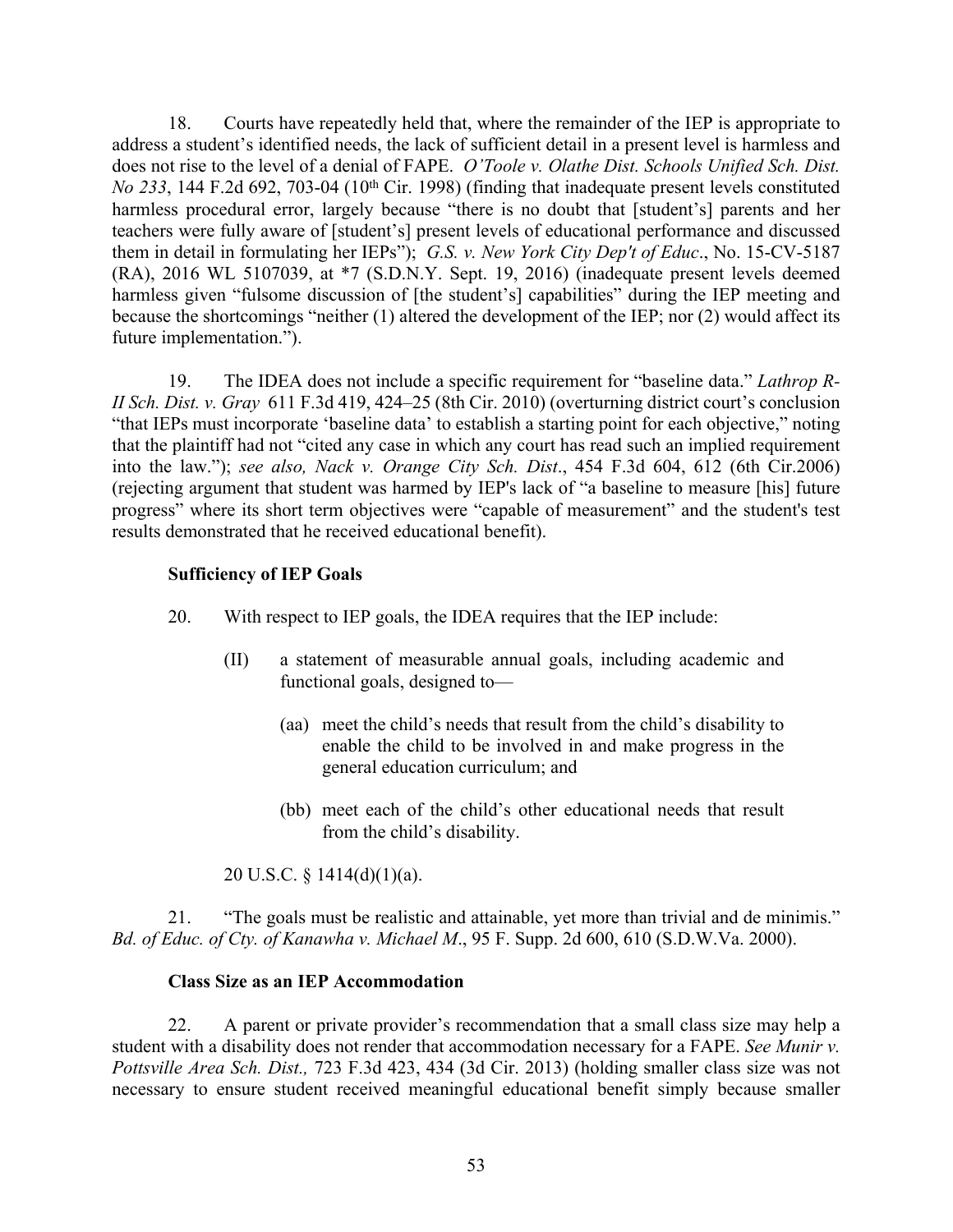18. Courts have repeatedly held that, where the remainder of the IEP is appropriate to address a student's identified needs, the lack of sufficient detail in a present level is harmless and does not rise to the level of a denial of FAPE. *O'Toole v. Olathe Dist. Schools Unified Sch. Dist. No 233*, 144 F.2d 692, 703-04 (10th Cir. 1998) (finding that inadequate present levels constituted harmless procedural error, largely because "there is no doubt that [student's] parents and her teachers were fully aware of [student's] present levels of educational performance and discussed them in detail in formulating her IEPs"); *G.S. v. New York City Dep't of Educ*., No. 15-CV-5187 (RA), 2016 WL 5107039, at *7 (S.D.N.Y. Sept. 19, 2016) (inadequate present levels deemed harmless given "fulsome discussion of [the student's] capabilities" during the IEP meeting and because the shortcomings "neither (1) altered the development of the IEP; nor (2) would affect its future implementation.").

19. The IDEA does not include a specific requirement for "baseline data." *Lathrop R-II Sch. Dist. v. Gray* 611 F.3d 419, 424–25 (8th Cir. 2010) (overturning district court's conclusion "that IEPs must incorporate 'baseline data' to establish a starting point for each objective," noting that the plaintiff had not "cited any case in which any court has read such an implied requirement into the law."); *see also, Nack v. Orange City Sch. Dist*., 454 F.3d 604, 612 (6th Cir.2006) (rejecting argument that student was harmed by IEP's lack of "a baseline to measure [his] future progress" where its short term objectives were "capable of measurement" and the student's test results demonstrated that he received educational benefit).

**Sufficiency of IEP Goals**

20. With respect to IEP goals, the IDEA requires that the IEP include:

> (II) a statement of measurable annual goals, including academic and functional goals, designed to—
>
> (aa) meet the child's needs that result from the child's disability to enable the child to be involved in and make progress in the general education curriculum; and
>
> (bb) meet each of the child's other educational needs that result from the child's disability.

20 U.S.C. § 1414(d)(1)(a).

21. "The goals must be realistic and attainable, yet more than trivial and de minimis." *Bd. of Educ. of Cty. of Kanawha v. Michael M*., 95 F. Supp. 2d 600, 610 (S.D.W.Va. 2000).

**Class Size as an IEP Accommodation**

22. A parent or private provider's recommendation that a small class size may help a student with a disability does not render that accommodation necessary for a FAPE. *See Munir v. Pottsville Area Sch. Dist.,* 723 F.3d 423, 434 (3d Cir. 2013) (holding smaller class size was not necessary to ensure student received meaningful educational benefit simply because smaller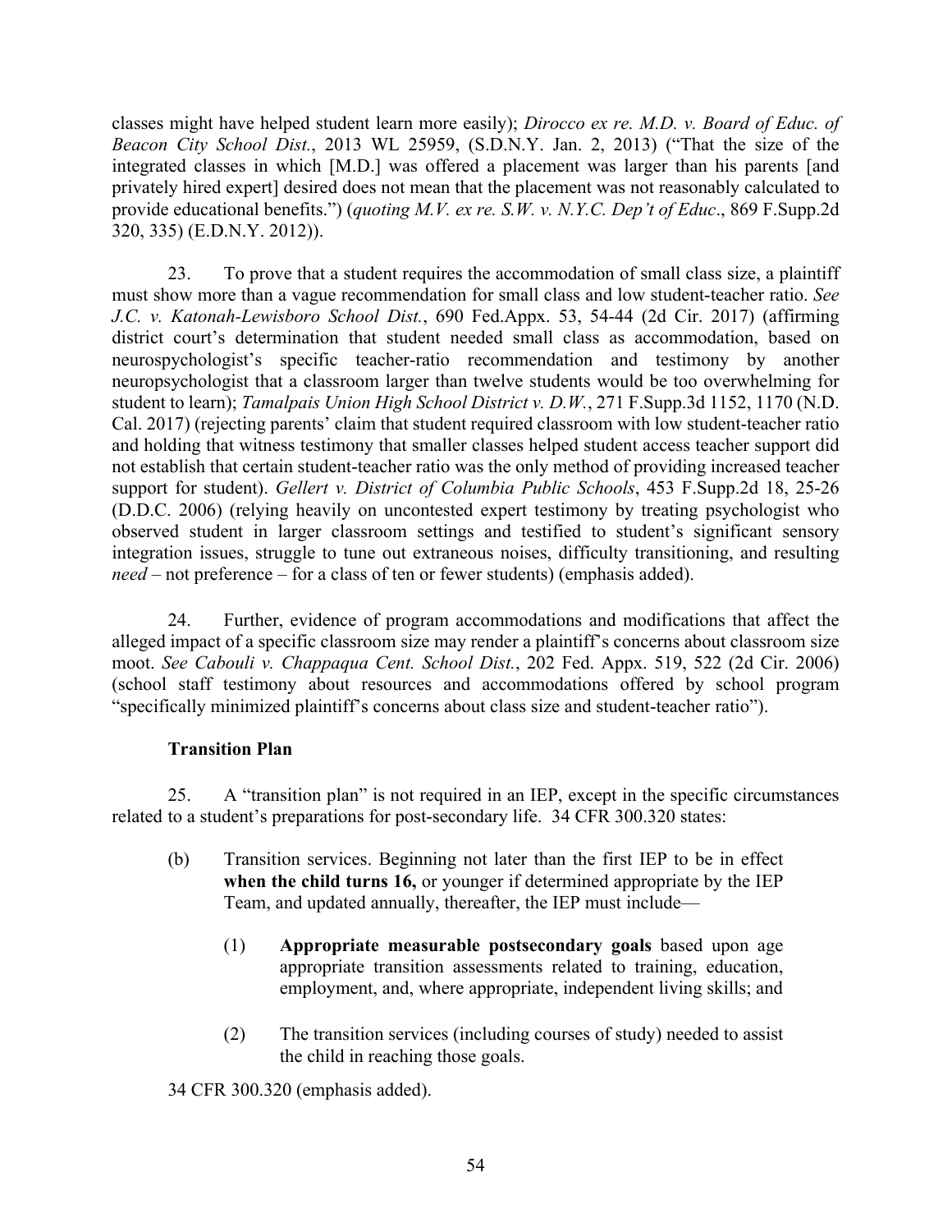classes might have helped student learn more easily); *Dirocco ex re. M.D. v. Board of Educ. of Beacon City School Dist.*, 2013 WL 25959, (S.D.N.Y. Jan. 2, 2013) ("That the size of the integrated classes in which [M.D.] was offered a placement was larger than his parents [and privately hired expert] desired does not mean that the placement was not reasonably calculated to provide educational benefits.") (*quoting M.V. ex re. S.W. v. N.Y.C. Dep't of Educ*., 869 F.Supp.2d 320, 335) (E.D.N.Y. 2012)).

23. To prove that a student requires the accommodation of small class size, a plaintiff must show more than a vague recommendation for small class and low student-teacher ratio. *See J.C. v. Katonah-Lewisboro School Dist.*, 690 Fed.Appx. 53, 54-44 (2d Cir. 2017) (affirming district court's determination that student needed small class as accommodation, based on neurospychologist's specific teacher-ratio recommendation and testimony by another neuropsychologist that a classroom larger than twelve students would be too overwhelming for student to learn); *Tamalpais Union High School District v. D.W.*, 271 F.Supp.3d 1152, 1170 (N.D. Cal. 2017) (rejecting parents' claim that student required classroom with low student-teacher ratio and holding that witness testimony that smaller classes helped student access teacher support did not establish that certain student-teacher ratio was the only method of providing increased teacher support for student). *Gellert v. District of Columbia Public Schools*, 453 F.Supp.2d 18, 25-26 (D.D.C. 2006) (relying heavily on uncontested expert testimony by treating psychologist who observed student in larger classroom settings and testified to student's significant sensory integration issues, struggle to tune out extraneous noises, difficulty transitioning, and resulting *need* – not preference – for a class of ten or fewer students) (emphasis added).

24. Further, evidence of program accommodations and modifications that affect the alleged impact of a specific classroom size may render a plaintiff's concerns about classroom size moot. *See Cabouli v. Chappaqua Cent. School Dist.*, 202 Fed. Appx. 519, 522 (2d Cir. 2006) (school staff testimony about resources and accommodations offered by school program "specifically minimized plaintiff's concerns about class size and student-teacher ratio").

**Transition Plan**

25. A "transition plan" is not required in an IEP, except in the specific circumstances related to a student's preparations for post-secondary life. 34 CFR 300.320 states:

> (b) Transition services. Beginning not later than the first IEP to be in effect **when the child turns 16,** or younger if determined appropriate by the IEP Team, and updated annually, thereafter, the IEP must include—
>
> > (1) **Appropriate measurable postsecondary goals** based upon age appropriate transition assessments related to training, education, employment, and, where appropriate, independent living skills; and
> >
> > (2) The transition services (including courses of study) needed to assist the child in reaching those goals.

34 CFR 300.320 (emphasis added).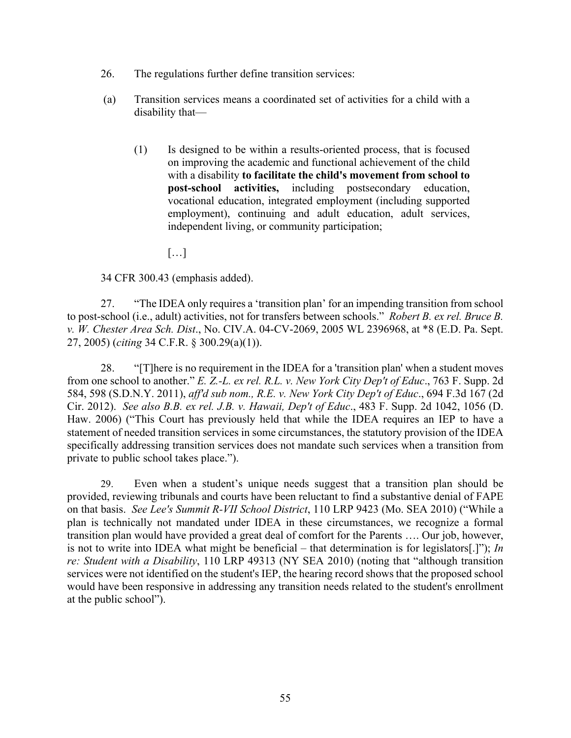26. The regulations further define transition services:

(a) Transition services means a coordinated set of activities for a child with a disability that—

> (1) Is designed to be within a results-oriented process, that is focused on improving the academic and functional achievement of the child with a disability **to facilitate the child's movement from school to post-school activities,** including postsecondary education, vocational education, integrated employment (including supported employment), continuing and adult education, adult services, independent living, or community participation;
>
> […]

34 CFR 300.43 (emphasis added).

27. "The IDEA only requires a 'transition plan' for an impending transition from school to post-school (i.e., adult) activities, not for transfers between schools." *Robert B. ex rel. Bruce B. v. W. Chester Area Sch. Dist*., No. CIV.A. 04-CV-2069, 2005 WL 2396968, at *8 (E.D. Pa. Sept. 27, 2005) (*citing* 34 C.F.R. § 300.29(a)(1)).

28. "[T]here is no requirement in the IDEA for a 'transition plan' when a student moves from one school to another." *E. Z.-L. ex rel. R.L. v. New York City Dep't of Educ*., 763 F. Supp. 2d 584, 598 (S.D.N.Y. 2011), *aff'd sub nom., R.E. v. New York City Dep't of Educ*., 694 F.3d 167 (2d Cir. 2012). *See also B.B. ex rel. J.B. v. Hawaii, Dep't of Educ*., 483 F. Supp. 2d 1042, 1056 (D. Haw. 2006) ("This Court has previously held that while the IDEA requires an IEP to have a statement of needed transition services in some circumstances, the statutory provision of the IDEA specifically addressing transition services does not mandate such services when a transition from private to public school takes place.").

29. Even when a student's unique needs suggest that a transition plan should be provided, reviewing tribunals and courts have been reluctant to find a substantive denial of FAPE on that basis. *See Lee's Summit R-VII School District*, 110 LRP 9423 (Mo. SEA 2010) ("While a plan is technically not mandated under IDEA in these circumstances, we recognize a formal transition plan would have provided a great deal of comfort for the Parents …. Our job, however, is not to write into IDEA what might be beneficial – that determination is for legislators[.]"); *In re: Student with a Disability*, 110 LRP 49313 (NY SEA 2010) (noting that "although transition services were not identified on the student's IEP, the hearing record shows that the proposed school would have been responsive in addressing any transition needs related to the student's enrollment at the public school").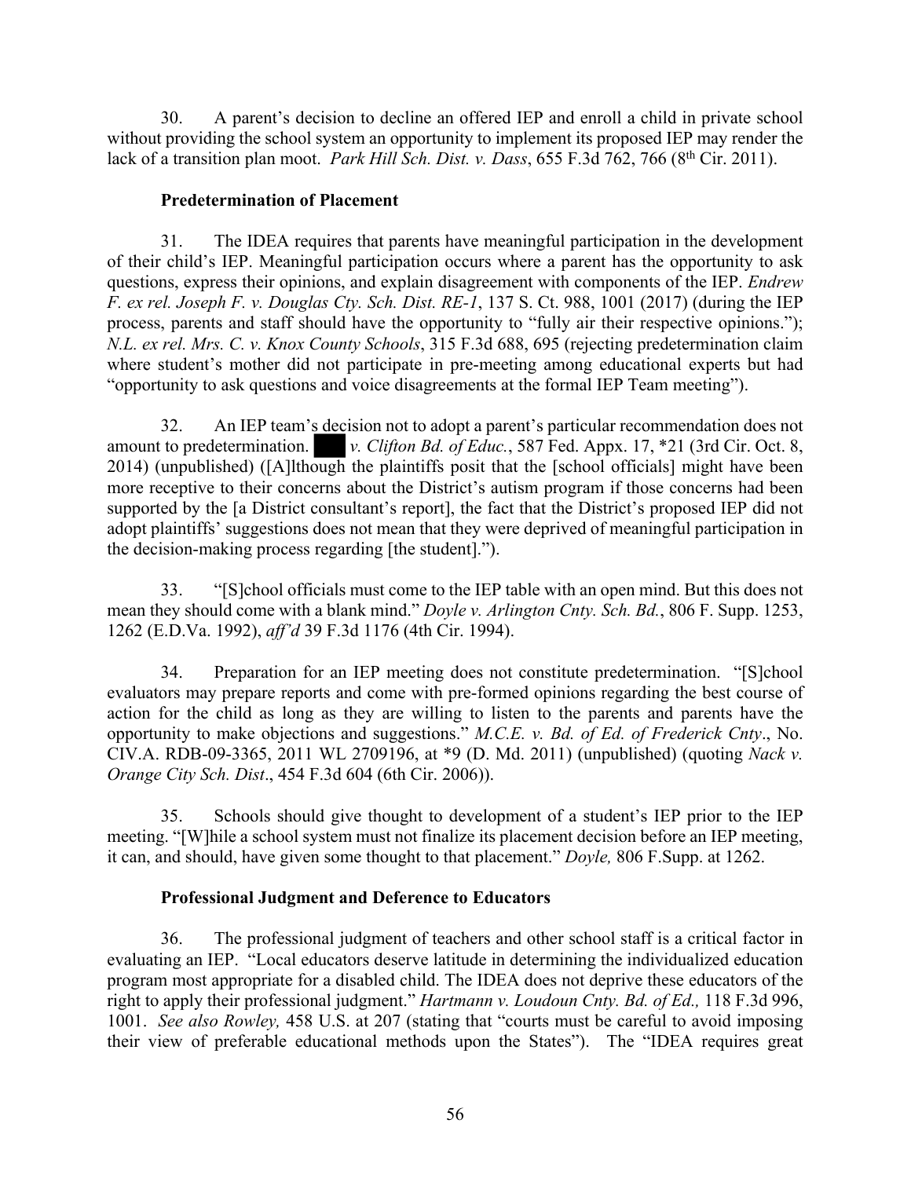30. A parent's decision to decline an offered IEP and enroll a child in private school without providing the school system an opportunity to implement its proposed IEP may render the lack of a transition plan moot. *Park Hill Sch. Dist. v. Dass*, 655 F.3d 762, 766 (8th Cir. 2011).

**Predetermination of Placement**

31. The IDEA requires that parents have meaningful participation in the development of their child's IEP. Meaningful participation occurs where a parent has the opportunity to ask questions, express their opinions, and explain disagreement with components of the IEP. *Endrew F. ex rel. Joseph F. v. Douglas Cty. Sch. Dist. RE-1*, 137 S. Ct. 988, 1001 (2017) (during the IEP process, parents and staff should have the opportunity to "fully air their respective opinions."); *N.L. ex rel. Mrs. C. v. Knox County Schools*, 315 F.3d 688, 695 (rejecting predetermination claim where student's mother did not participate in pre-meeting among educational experts but had "opportunity to ask questions and voice disagreements at the formal IEP Team meeting").

32. An IEP team's decision not to adopt a parent's particular recommendation does not amount to predetermination. ███ *v. Clifton Bd. of Educ.*, 587 Fed. Appx. 17, *21 (3rd Cir. Oct. 8, 2014) (unpublished) ([A]lthough the plaintiffs posit that the [school officials] might have been more receptive to their concerns about the District's autism program if those concerns had been supported by the [a District consultant's report], the fact that the District's proposed IEP did not adopt plaintiffs' suggestions does not mean that they were deprived of meaningful participation in the decision-making process regarding [the student].").

33. "[S]chool officials must come to the IEP table with an open mind. But this does not mean they should come with a blank mind." *Doyle v. Arlington Cnty. Sch. Bd.*, 806 F. Supp. 1253, 1262 (E.D.Va. 1992), *aff'd* 39 F.3d 1176 (4th Cir. 1994).

34. Preparation for an IEP meeting does not constitute predetermination. "[S]chool evaluators may prepare reports and come with pre-formed opinions regarding the best course of action for the child as long as they are willing to listen to the parents and parents have the opportunity to make objections and suggestions." *M.C.E. v. Bd. of Ed. of Frederick Cnty*., No. CIV.A. RDB-09-3365, 2011 WL 2709196, at *9 (D. Md. 2011) (unpublished) (quoting *Nack v. Orange City Sch. Dist*., 454 F.3d 604 (6th Cir. 2006)).

35. Schools should give thought to development of a student's IEP prior to the IEP meeting. "[W]hile a school system must not finalize its placement decision before an IEP meeting, it can, and should, have given some thought to that placement." *Doyle,* 806 F.Supp. at 1262.

**Professional Judgment and Deference to Educators**

36. The professional judgment of teachers and other school staff is a critical factor in evaluating an IEP. "Local educators deserve latitude in determining the individualized education program most appropriate for a disabled child. The IDEA does not deprive these educators of the right to apply their professional judgment." *Hartmann v. Loudoun Cnty. Bd. of Ed.,* 118 F.3d 996, 1001. *See also Rowley,* 458 U.S. at 207 (stating that "courts must be careful to avoid imposing their view of preferable educational methods upon the States"). The "IDEA requires great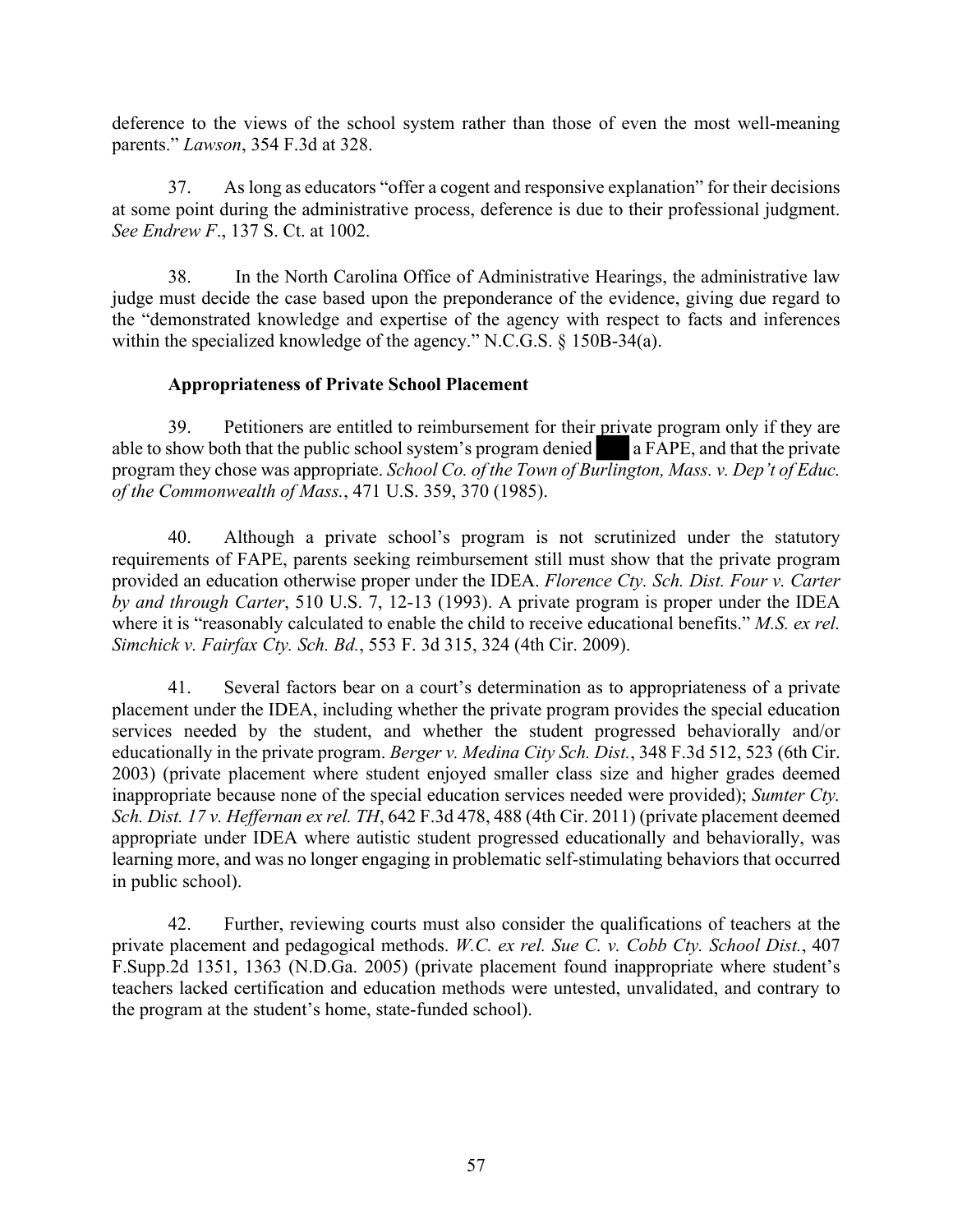deference to the views of the school system rather than those of even the most well-meaning parents." *Lawson*, 354 F.3d at 328.

37. As long as educators "offer a cogent and responsive explanation" for their decisions at some point during the administrative process, deference is due to their professional judgment. *See Endrew F.*, 137 S. Ct. at 1002.

38. In the North Carolina Office of Administrative Hearings, the administrative law judge must decide the case based upon the preponderance of the evidence, giving due regard to the "demonstrated knowledge and expertise of the agency with respect to facts and inferences within the specialized knowledge of the agency." N.C.G.S. § 150B-34(a).

**Appropriateness of Private School Placement**

39. Petitioners are entitled to reimbursement for their private program only if they are able to show both that the public school system's program denied ███ a FAPE, and that the private program they chose was appropriate. *School Co. of the Town of Burlington, Mass. v. Dep't of Educ. of the Commonwealth of Mass.*, 471 U.S. 359, 370 (1985).

40. Although a private school's program is not scrutinized under the statutory requirements of FAPE, parents seeking reimbursement still must show that the private program provided an education otherwise proper under the IDEA. *Florence Cty. Sch. Dist. Four v. Carter by and through Carter*, 510 U.S. 7, 12-13 (1993). A private program is proper under the IDEA where it is "reasonably calculated to enable the child to receive educational benefits." *M.S. ex rel. Simchick v. Fairfax Cty. Sch. Bd.*, 553 F. 3d 315, 324 (4th Cir. 2009).

41. Several factors bear on a court's determination as to appropriateness of a private placement under the IDEA, including whether the private program provides the special education services needed by the student, and whether the student progressed behaviorally and/or educationally in the private program. *Berger v. Medina City Sch. Dist.*, 348 F.3d 512, 523 (6th Cir. 2003) (private placement where student enjoyed smaller class size and higher grades deemed inappropriate because none of the special education services needed were provided); *Sumter Cty. Sch. Dist. 17 v. Heffernan ex rel. TH*, 642 F.3d 478, 488 (4th Cir. 2011) (private placement deemed appropriate under IDEA where autistic student progressed educationally and behaviorally, was learning more, and was no longer engaging in problematic self-stimulating behaviors that occurred in public school).

42. Further, reviewing courts must also consider the qualifications of teachers at the private placement and pedagogical methods. *W.C. ex rel. Sue C. v. Cobb Cty. School Dist.*, 407 F.Supp.2d 1351, 1363 (N.D.Ga. 2005) (private placement found inappropriate where student's teachers lacked certification and education methods were untested, unvalidated, and contrary to the program at the student's home, state-funded school).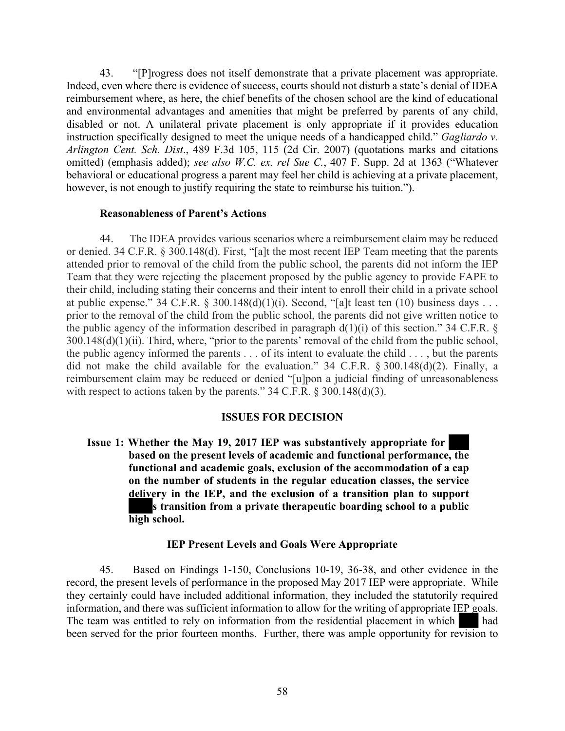43. "[P]rogress does not itself demonstrate that a private placement was appropriate. Indeed, even where there is evidence of success, courts should not disturb a state's denial of IDEA reimbursement where, as here, the chief benefits of the chosen school are the kind of educational and environmental advantages and amenities that might be preferred by parents of any child, disabled or not. A unilateral private placement is only appropriate if it provides education instruction specifically designed to meet the unique needs of a handicapped child." *Gagliardo v. Arlington Cent. Sch. Dist*., 489 F.3d 105, 115 (2d Cir. 2007) (quotations marks and citations omitted) (emphasis added); *see also W.C. ex. rel Sue C.*, 407 F. Supp. 2d at 1363 ("Whatever behavioral or educational progress a parent may feel her child is achieving at a private placement, however, is not enough to justify requiring the state to reimburse his tuition.").

**Reasonableness of Parent's Actions**

44. The IDEA provides various scenarios where a reimbursement claim may be reduced or denied. 34 C.F.R. § 300.148(d). First, "[a]t the most recent IEP Team meeting that the parents attended prior to removal of the child from the public school, the parents did not inform the IEP Team that they were rejecting the placement proposed by the public agency to provide FAPE to their child, including stating their concerns and their intent to enroll their child in a private school at public expense." 34 C.F.R. § 300.148(d)(1)(i). Second, "[a]t least ten (10) business days . . . prior to the removal of the child from the public school, the parents did not give written notice to the public agency of the information described in paragraph d(1)(i) of this section." 34 C.F.R. § 300.148(d)(1)(ii). Third, where, "prior to the parents' removal of the child from the public school, the public agency informed the parents . . . of its intent to evaluate the child . . . , but the parents did not make the child available for the evaluation." 34 C.F.R. § 300.148(d)(2). Finally, a reimbursement claim may be reduced or denied "[u]pon a judicial finding of unreasonableness with respect to actions taken by the parents." 34 C.F.R. § 300.148(d)(3).

## ISSUES FOR DECISION

**Issue 1: Whether the May 19, 2017 IEP was substantively appropriate for ███ based on the present levels of academic and functional performance, the functional and academic goals, exclusion of the accommodation of a cap on the number of students in the regular education classes, the service delivery in the IEP, and the exclusion of a transition plan to support ███s transition from a private therapeutic boarding school to a public high school.**

**IEP Present Levels and Goals Were Appropriate**

45. Based on Findings 1-150, Conclusions 10-19, 36-38, and other evidence in the record, the present levels of performance in the proposed May 2017 IEP were appropriate. While they certainly could have included additional information, they included the statutorily required information, and there was sufficient information to allow for the writing of appropriate IEP goals. The team was entitled to rely on information from the residential placement in which ███ had been served for the prior fourteen months. Further, there was ample opportunity for revision to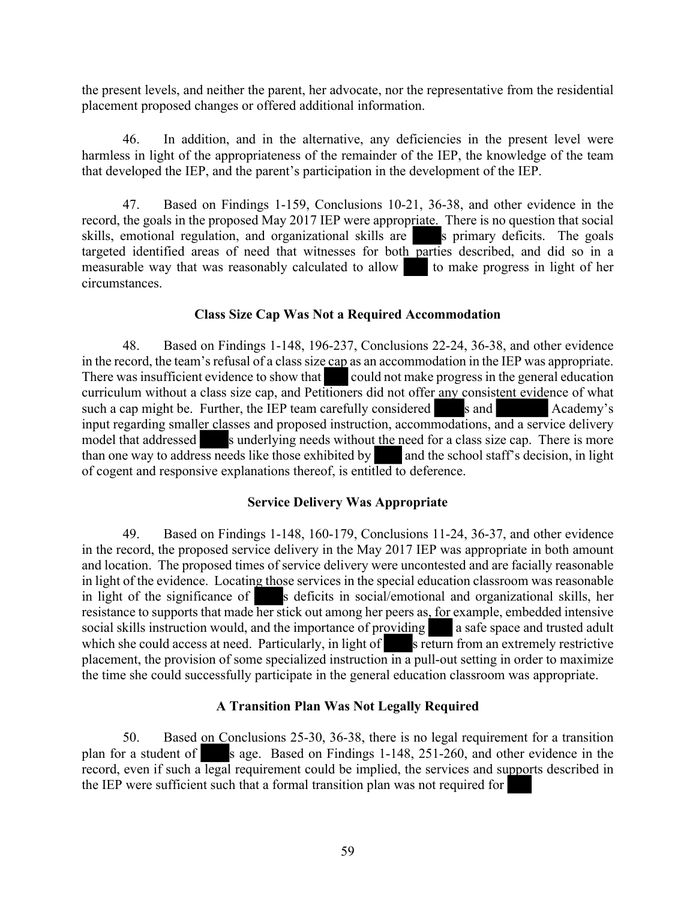the present levels, and neither the parent, her advocate, nor the representative from the residential placement proposed changes or offered additional information.

46. In addition, and in the alternative, any deficiencies in the present level were harmless in light of the appropriateness of the remainder of the IEP, the knowledge of the team that developed the IEP, and the parent's participation in the development of the IEP.

47. Based on Findings 1-159, Conclusions 10-21, 36-38, and other evidence in the record, the goals in the proposed May 2017 IEP were appropriate. There is no question that social skills, emotional regulation, and organizational skills are ███s primary deficits. The goals targeted identified areas of need that witnesses for both parties described, and did so in a measurable way that was reasonably calculated to allow ███ to make progress in light of her circumstances.

### Class Size Cap Was Not a Required Accommodation

48. Based on Findings 1-148, 196-237, Conclusions 22-24, 36-38, and other evidence in the record, the team's refusal of a class size cap as an accommodation in the IEP was appropriate. There was insufficient evidence to show that ███ could not make progress in the general education curriculum without a class size cap, and Petitioners did not offer any consistent evidence of what such a cap might be. Further, the IEP team carefully considered ███s and ███ Academy's input regarding smaller classes and proposed instruction, accommodations, and a service delivery model that addressed ███s underlying needs without the need for a class size cap. There is more than one way to address needs like those exhibited by ███ and the school staff's decision, in light of cogent and responsive explanations thereof, is entitled to deference.

### Service Delivery Was Appropriate

49. Based on Findings 1-148, 160-179, Conclusions 11-24, 36-37, and other evidence in the record, the proposed service delivery in the May 2017 IEP was appropriate in both amount and location. The proposed times of service delivery were uncontested and are facially reasonable in light of the evidence. Locating those services in the special education classroom was reasonable in light of the significance of ███s deficits in social/emotional and organizational skills, her resistance to supports that made her stick out among her peers as, for example, embedded intensive social skills instruction would, and the importance of providing ███ a safe space and trusted adult which she could access at need. Particularly, in light of ███s return from an extremely restrictive placement, the provision of some specialized instruction in a pull-out setting in order to maximize the time she could successfully participate in the general education classroom was appropriate.

### A Transition Plan Was Not Legally Required

50. Based on Conclusions 25-30, 36-38, there is no legal requirement for a transition plan for a student of ███s age. Based on Findings 1-148, 251-260, and other evidence in the record, even if such a legal requirement could be implied, the services and supports described in the IEP were sufficient such that a formal transition plan was not required for ███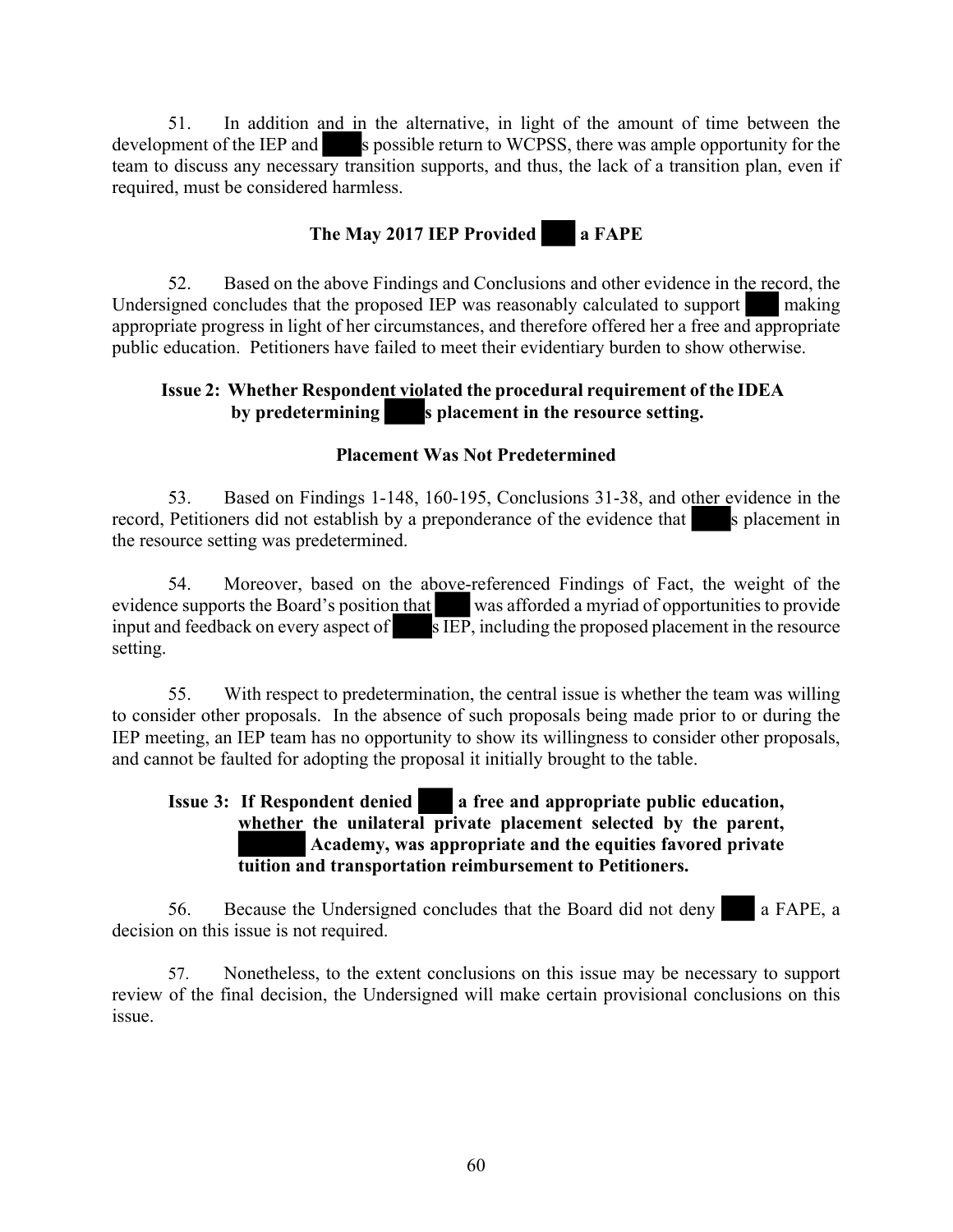51. In addition and in the alternative, in light of the amount of time between the development of the IEP and ███s possible return to WCPSS, there was ample opportunity for the team to discuss any necessary transition supports, and thus, the lack of a transition plan, even if required, must be considered harmless.

**The May 2017 IEP Provided ███ a FAPE**

52. Based on the above Findings and Conclusions and other evidence in the record, the Undersigned concludes that the proposed IEP was reasonably calculated to support ███ making appropriate progress in light of her circumstances, and therefore offered her a free and appropriate public education. Petitioners have failed to meet their evidentiary burden to show otherwise.

**Issue 2: Whether Respondent violated the procedural requirement of the IDEA by predetermining ███s placement in the resource setting.**

**Placement Was Not Predetermined**

53. Based on Findings 1-148, 160-195, Conclusions 31-38, and other evidence in the record, Petitioners did not establish by a preponderance of the evidence that ███s placement in the resource setting was predetermined.

54. Moreover, based on the above-referenced Findings of Fact, the weight of the evidence supports the Board's position that ███ was afforded a myriad of opportunities to provide input and feedback on every aspect of ███s IEP, including the proposed placement in the resource setting.

55. With respect to predetermination, the central issue is whether the team was willing to consider other proposals. In the absence of such proposals being made prior to or during the IEP meeting, an IEP team has no opportunity to show its willingness to consider other proposals, and cannot be faulted for adopting the proposal it initially brought to the table.

**Issue 3: If Respondent denied ███ a free and appropriate public education, whether the unilateral private placement selected by the parent, ███ Academy, was appropriate and the equities favored private tuition and transportation reimbursement to Petitioners.**

56. Because the Undersigned concludes that the Board did not deny ███ a FAPE, a decision on this issue is not required.

57. Nonetheless, to the extent conclusions on this issue may be necessary to support review of the final decision, the Undersigned will make certain provisional conclusions on this issue.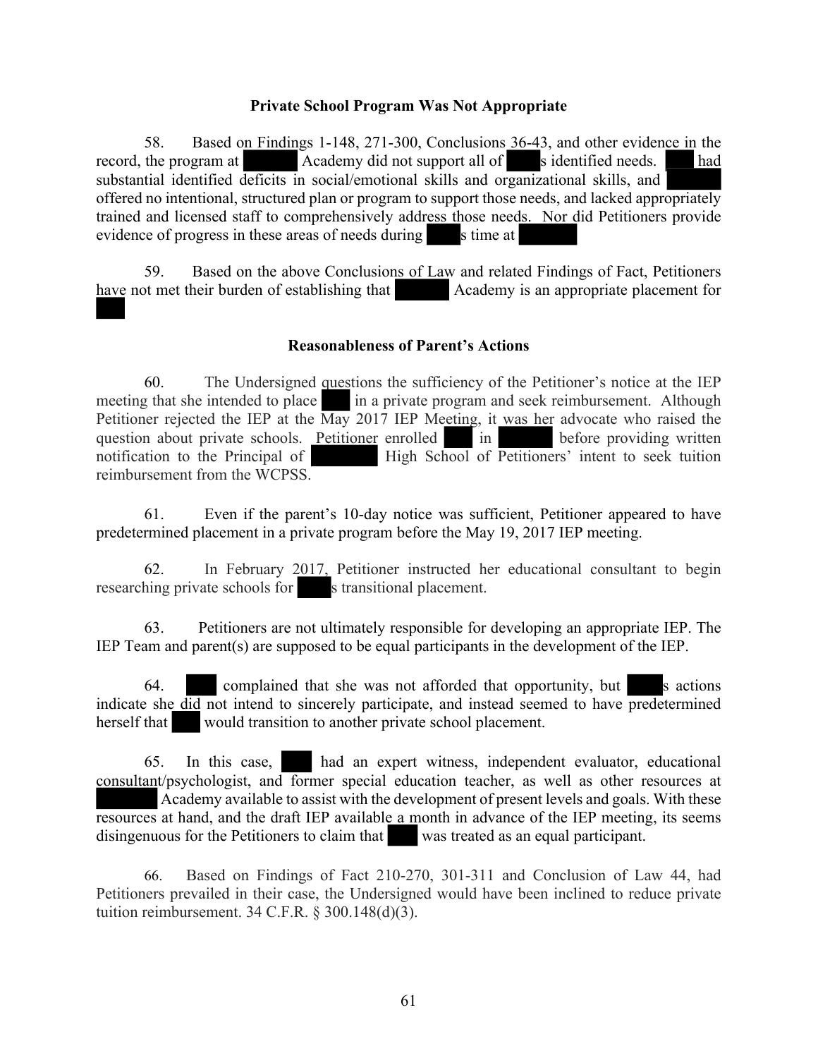### Private School Program Was Not Appropriate

58. Based on Findings 1-148, 271-300, Conclusions 36-43, and other evidence in the record, the program at Academy did not support all of s identified needs. had substantial identified deficits in social/emotional skills and organizational skills, and offered no intentional, structured plan or program to support those needs, and lacked appropriately trained and licensed staff to comprehensively address those needs. Nor did Petitioners provide evidence of progress in these areas of needs during s time at

59. Based on the above Conclusions of Law and related Findings of Fact, Petitioners have not met their burden of establishing that Academy is an appropriate placement for

### Reasonableness of Parent's Actions

60. The Undersigned questions the sufficiency of the Petitioner's notice at the IEP meeting that she intended to place in a private program and seek reimbursement. Although Petitioner rejected the IEP at the May 2017 IEP Meeting, it was her advocate who raised the question about private schools. Petitioner enrolled in before providing written notification to the Principal of High School of Petitioners' intent to seek tuition reimbursement from the WCPSS.

61. Even if the parent's 10-day notice was sufficient, Petitioner appeared to have predetermined placement in a private program before the May 19, 2017 IEP meeting.

62. In February 2017, Petitioner instructed her educational consultant to begin researching private schools for s transitional placement.

63. Petitioners are not ultimately responsible for developing an appropriate IEP. The IEP Team and parent(s) are supposed to be equal participants in the development of the IEP.

64. complained that she was not afforded that opportunity, but s actions indicate she did not intend to sincerely participate, and instead seemed to have predetermined herself that would transition to another private school placement.

65. In this case, had an expert witness, independent evaluator, educational consultant/psychologist, and former special education teacher, as well as other resources at Academy available to assist with the development of present levels and goals. With these resources at hand, and the draft IEP available a month in advance of the IEP meeting, its seems disingenuous for the Petitioners to claim that was treated as an equal participant.

66. Based on Findings of Fact 210-270, 301-311 and Conclusion of Law 44, had Petitioners prevailed in their case, the Undersigned would have been inclined to reduce private tuition reimbursement. 34 C.F.R. § 300.148(d)(3).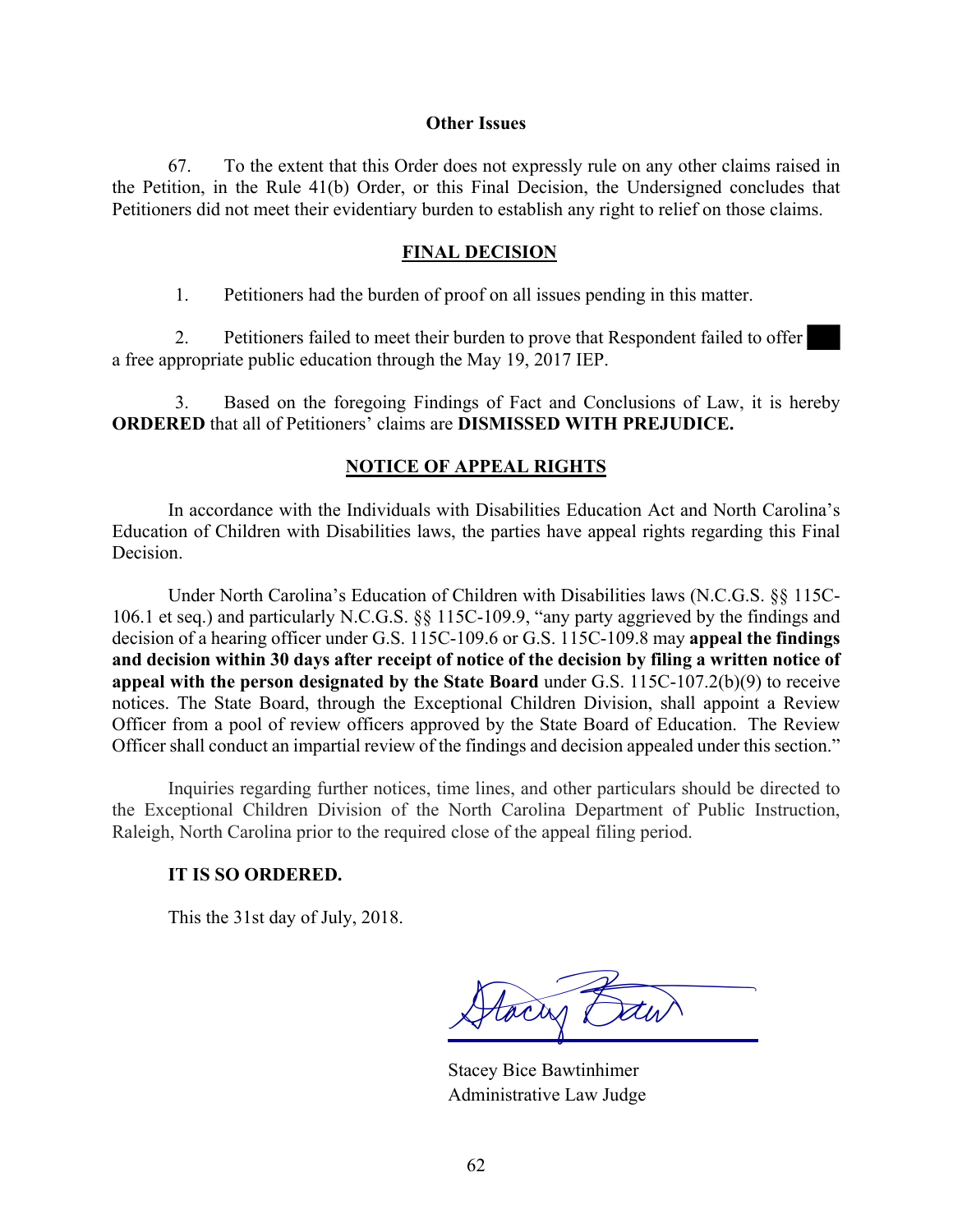**Other Issues**

67. To the extent that this Order does not expressly rule on any other claims raised in the Petition, in the Rule 41(b) Order, or this Final Decision, the Undersigned concludes that Petitioners did not meet their evidentiary burden to establish any right to relief on those claims.

**FINAL DECISION**

1. Petitioners had the burden of proof on all issues pending in this matter.

2. Petitioners failed to meet their burden to prove that Respondent failed to offer ███ a free appropriate public education through the May 19, 2017 IEP.

3. Based on the foregoing Findings of Fact and Conclusions of Law, it is hereby **ORDERED** that all of Petitioners' claims are **DISMISSED WITH PREJUDICE.**

**NOTICE OF APPEAL RIGHTS**

In accordance with the Individuals with Disabilities Education Act and North Carolina's Education of Children with Disabilities laws, the parties have appeal rights regarding this Final Decision.

Under North Carolina's Education of Children with Disabilities laws (N.C.G.S. §§ 115C-106.1 et seq.) and particularly N.C.G.S. §§ 115C-109.9, "any party aggrieved by the findings and decision of a hearing officer under G.S. 115C-109.6 or G.S. 115C-109.8 may **appeal the findings and decision within 30 days after receipt of notice of the decision by filing a written notice of appeal with the person designated by the State Board** under G.S. 115C-107.2(b)(9) to receive notices. The State Board, through the Exceptional Children Division, shall appoint a Review Officer from a pool of review officers approved by the State Board of Education. The Review Officer shall conduct an impartial review of the findings and decision appealed under this section."

Inquiries regarding further notices, time lines, and other particulars should be directed to the Exceptional Children Division of the North Carolina Department of Public Instruction, Raleigh, North Carolina prior to the required close of the appeal filing period.

**IT IS SO ORDERED.**

This the 31st day of July, 2018.

Stacey Bice Bawtinhimer
Administrative Law Judge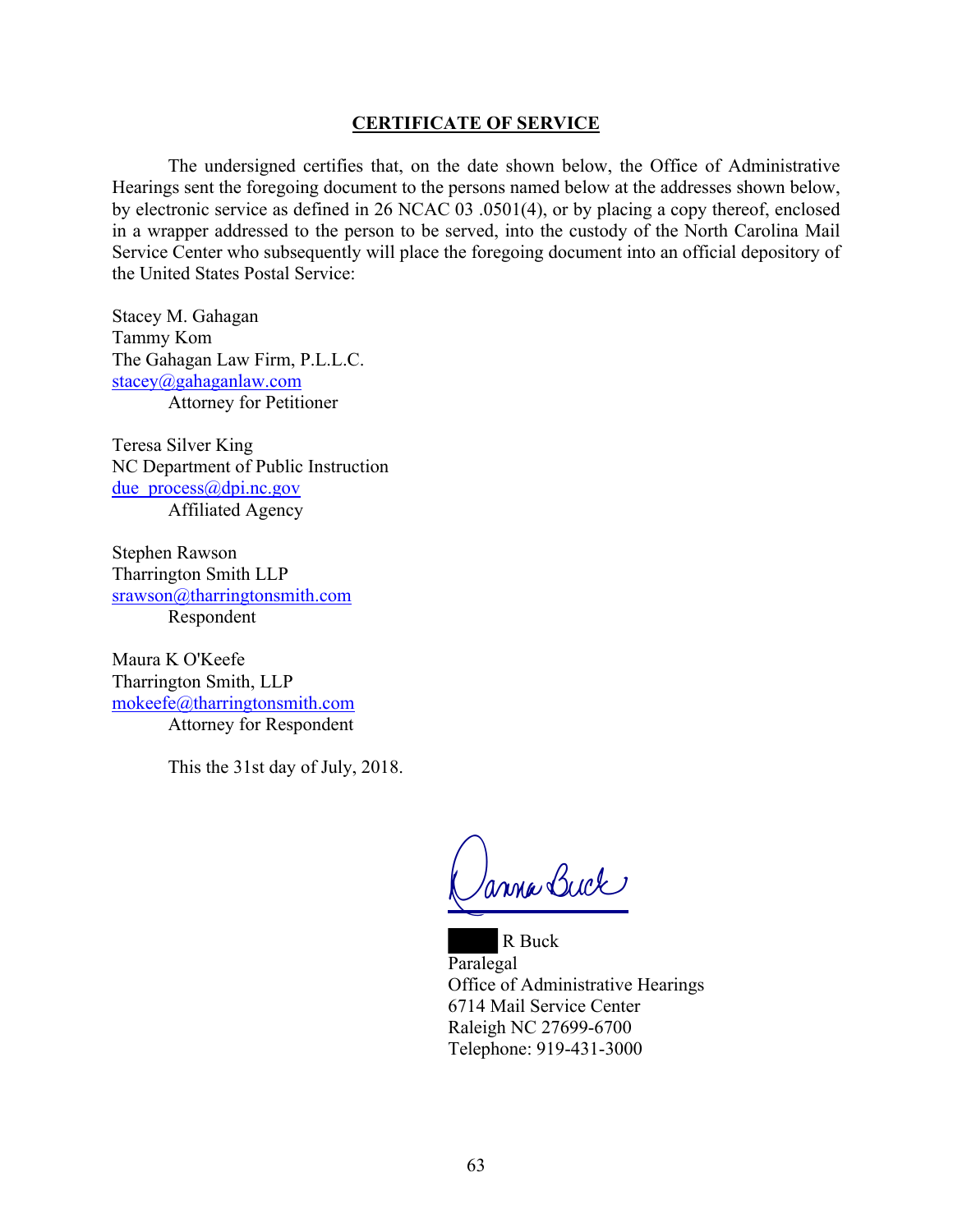## CERTIFICATE OF SERVICE

The undersigned certifies that, on the date shown below, the Office of Administrative Hearings sent the foregoing document to the persons named below at the addresses shown below, by electronic service as defined in 26 NCAC 03 .0501(4), or by placing a copy thereof, enclosed in a wrapper addressed to the person to be served, into the custody of the North Carolina Mail Service Center who subsequently will place the foregoing document into an official depository of the United States Postal Service:

Stacey M. Gahagan
Tammy Kom
The Gahagan Law Firm, P.L.L.C.
stacey@gahaganlaw.com
Attorney for Petitioner

Teresa Silver King
NC Department of Public Instruction
due_process@dpi.nc.gov
Affiliated Agency

Stephen Rawson
Tharrington Smith LLP
srawson@tharringtonsmith.com
Respondent

Maura K O'Keefe
Tharrington Smith, LLP
mokeefe@tharringtonsmith.com
Attorney for Respondent

This the 31st day of July, 2018.

R Buck
Paralegal
Office of Administrative Hearings
6714 Mail Service Center
Raleigh NC 27699-6700
Telephone: 919-431-3000